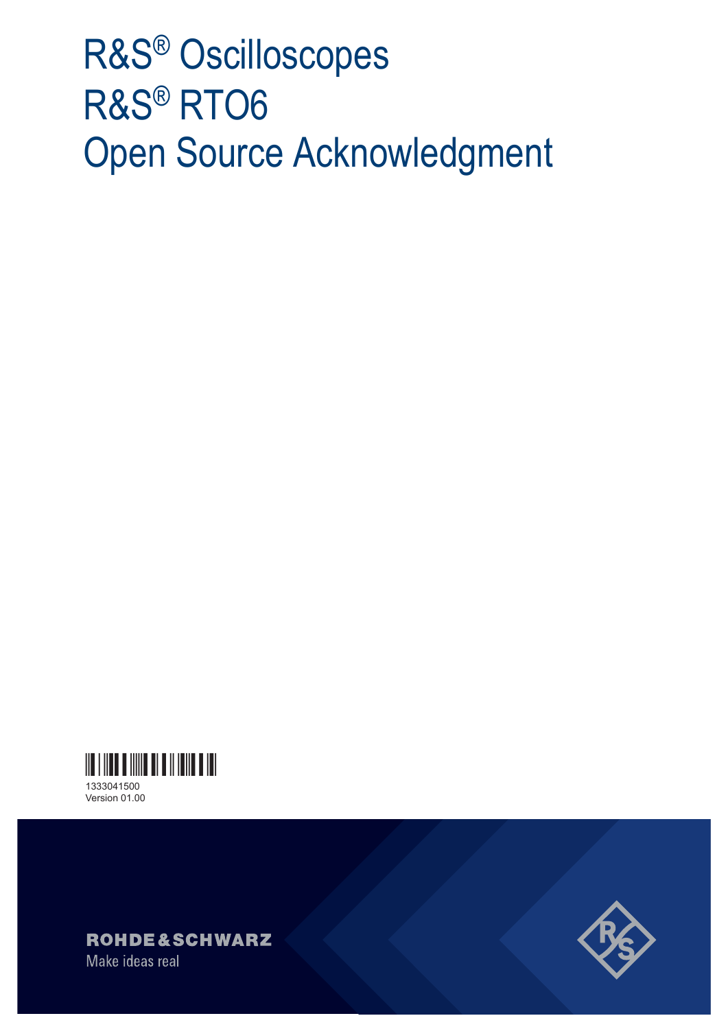# R&S® Oscilloscopes
# R&S® RTO6
# Open Source Acknowledgment

1333041500
Version 01.00

ROHDE&SCHWARZ

Make ideas real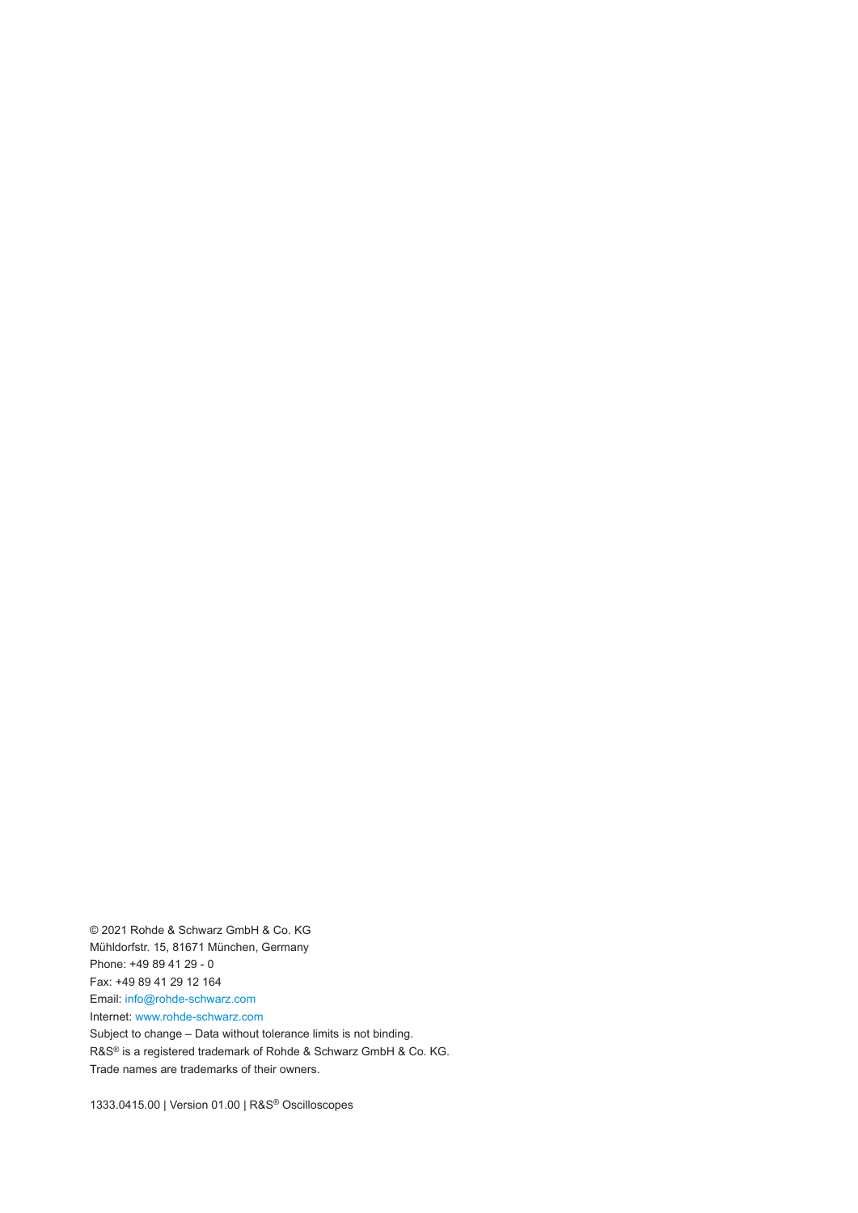© 2021 Rohde & Schwarz GmbH & Co. KG
Mühldorfstr. 15, 81671 München, Germany
Phone: +49 89 41 29 - 0
Fax: +49 89 41 29 12 164
Email: info@rohde-schwarz.com
Internet: www.rohde-schwarz.com
Subject to change – Data without tolerance limits is not binding.
R&S® is a registered trademark of Rohde & Schwarz GmbH & Co. KG.
Trade names are trademarks of their owners.

1333.0415.00 | Version 01.00 | R&S® Oscilloscopes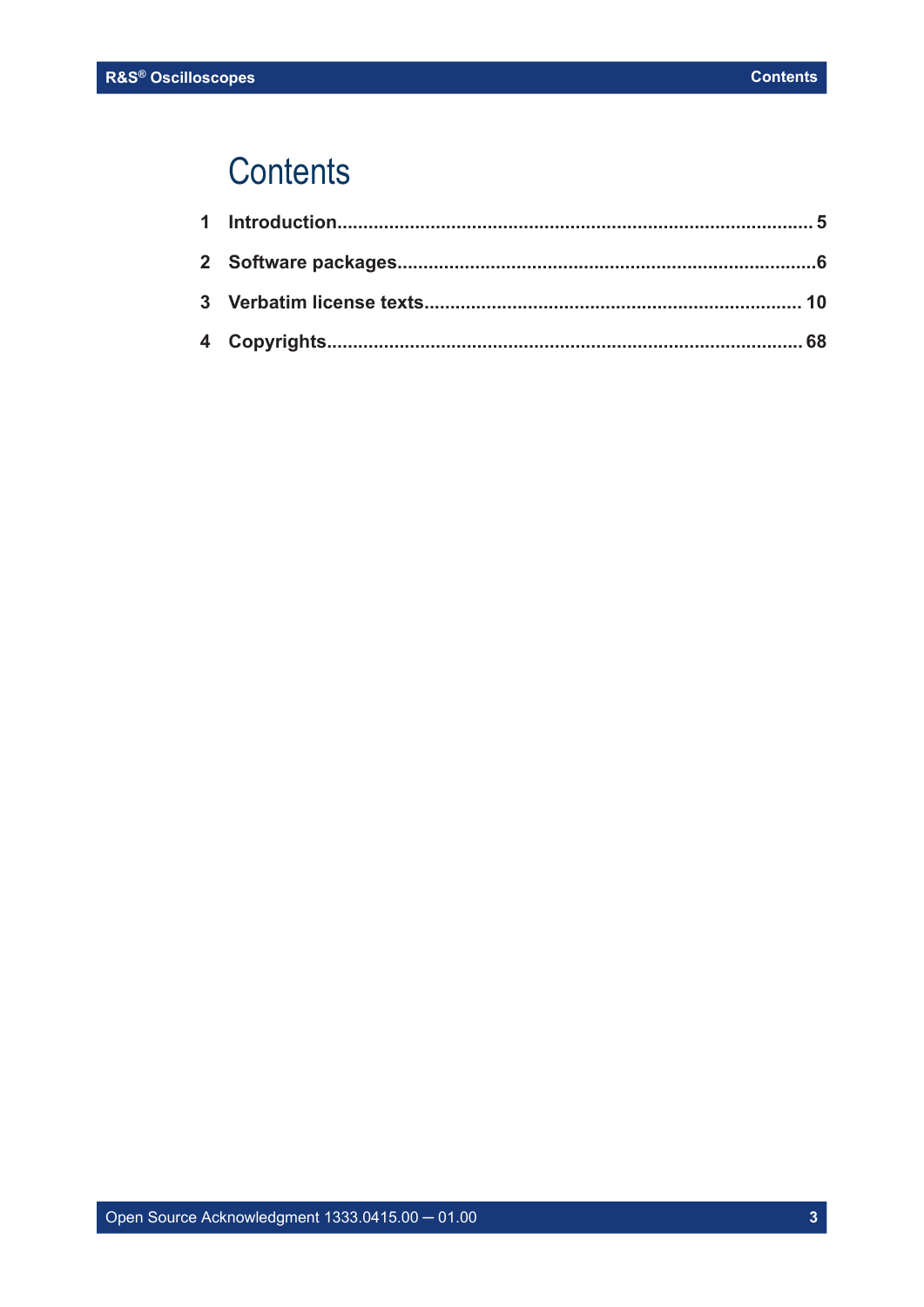# Contents

1 Introduction.......................................................................................... 5

2 Software packages................................................................................6

3 Verbatim license texts........................................................................ 10

4 Copyrights.......................................................................................... 68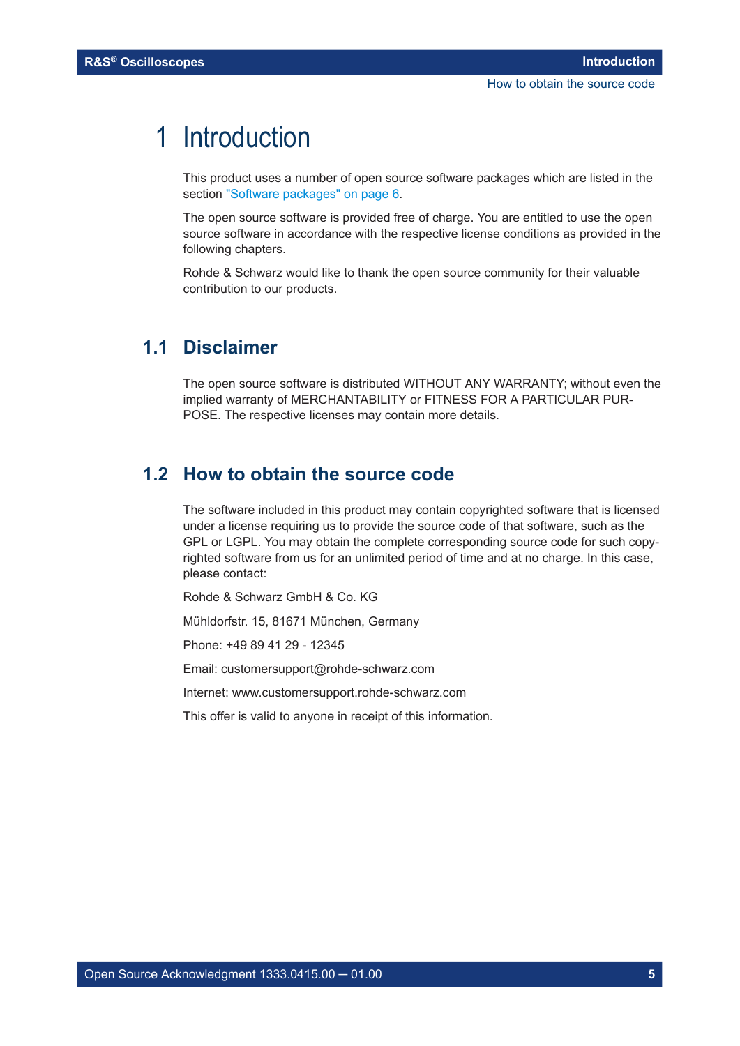# 1 Introduction

This product uses a number of open source software packages which are listed in the section "Software packages" on page 6.

The open source software is provided free of charge. You are entitled to use the open source software in accordance with the respective license conditions as provided in the following chapters.

Rohde & Schwarz would like to thank the open source community for their valuable contribution to our products.

## 1.1 Disclaimer

The open source software is distributed WITHOUT ANY WARRANTY; without even the implied warranty of MERCHANTABILITY or FITNESS FOR A PARTICULAR PURPOSE. The respective licenses may contain more details.

## 1.2 How to obtain the source code

The software included in this product may contain copyrighted software that is licensed under a license requiring us to provide the source code of that software, such as the GPL or LGPL. You may obtain the complete corresponding source code for such copyrighted software from us for an unlimited period of time and at no charge. In this case, please contact:

Rohde & Schwarz GmbH & Co. KG

Mühldorfstr. 15, 81671 München, Germany

Phone: +49 89 41 29 - 12345

Email: customersupport@rohde-schwarz.com

Internet: www.customersupport.rohde-schwarz.com

This offer is valid to anyone in receipt of this information.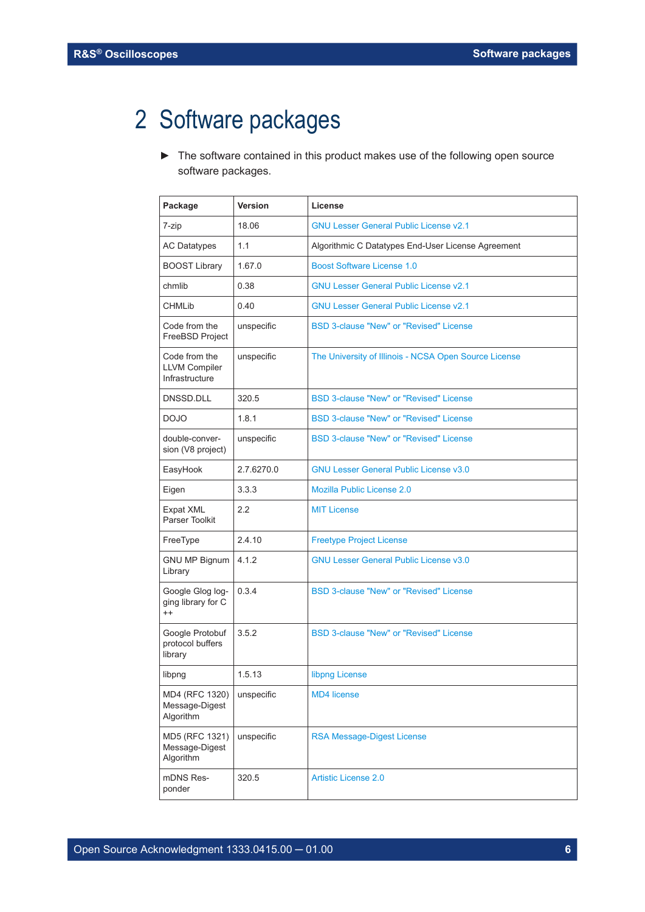# 2 Software packages

► The software contained in this product makes use of the following open source software packages.

| Package | Version | License |
|---|---|---|
| 7-zip | 18.06 | GNU Lesser General Public License v2.1 |
| AC Datatypes | 1.1 | Algorithmic C Datatypes End-User License Agreement |
| BOOST Library | 1.67.0 | Boost Software License 1.0 |
| chmlib | 0.38 | GNU Lesser General Public License v2.1 |
| CHMLib | 0.40 | GNU Lesser General Public License v2.1 |
| Code from the FreeBSD Project | unspecific | BSD 3-clause "New" or "Revised" License |
| Code from the LLVM Compiler Infrastructure | unspecific | The University of Illinois - NCSA Open Source License |
| DNSSD.DLL | 320.5 | BSD 3-clause "New" or "Revised" License |
| DOJO | 1.8.1 | BSD 3-clause "New" or "Revised" License |
| double-conversion (V8 project) | unspecific | BSD 3-clause "New" or "Revised" License |
| EasyHook | 2.7.6270.0 | GNU Lesser General Public License v3.0 |
| Eigen | 3.3.3 | Mozilla Public License 2.0 |
| Expat XML Parser Toolkit | 2.2 | MIT License |
| FreeType | 2.4.10 | Freetype Project License |
| GNU MP Bignum Library | 4.1.2 | GNU Lesser General Public License v3.0 |
| Google Glog logging library for C ++ | 0.3.4 | BSD 3-clause "New" or "Revised" License |
| Google Protobuf protocol buffers library | 3.5.2 | BSD 3-clause "New" or "Revised" License |
| libpng | 1.5.13 | libpng License |
| MD4 (RFC 1320) Message-Digest Algorithm | unspecific | MD4 license |
| MD5 (RFC 1321) Message-Digest Algorithm | unspecific | RSA Message-Digest License |
| mDNS Responder | 320.5 | Artistic License 2.0 |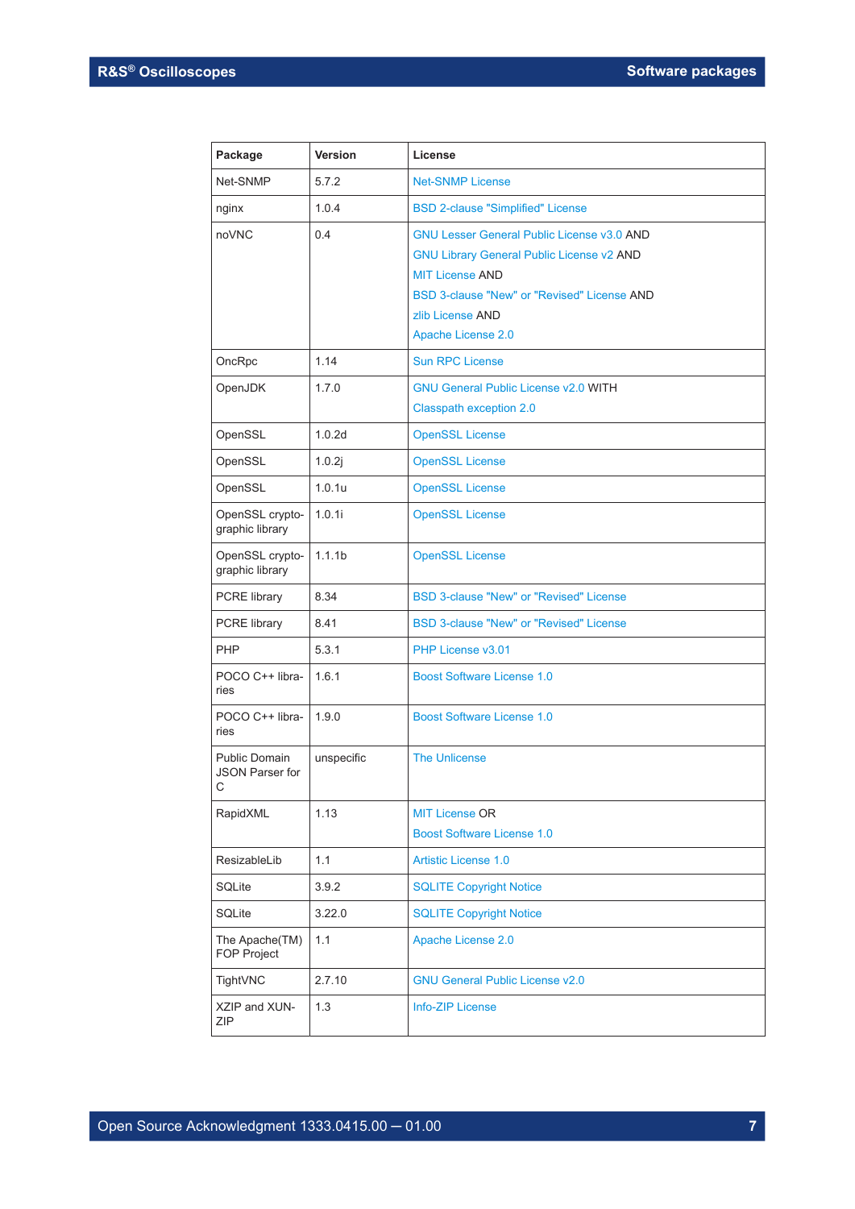| Package | Version | License |
| --- | --- | --- |
| Net-SNMP | 5.7.2 | Net-SNMP License |
| nginx | 1.0.4 | BSD 2-clause "Simplified" License |
| noVNC | 0.4 | GNU Lesser General Public License v3.0 AND<br>GNU Library General Public License v2 AND<br>MIT License AND<br>BSD 3-clause "New" or "Revised" License AND<br>zlib License AND<br>Apache License 2.0 |
| OncRpc | 1.14 | Sun RPC License |
| OpenJDK | 1.7.0 | GNU General Public License v2.0 WITH<br>Classpath exception 2.0 |
| OpenSSL | 1.0.2d | OpenSSL License |
| OpenSSL | 1.0.2j | OpenSSL License |
| OpenSSL | 1.0.1u | OpenSSL License |
| OpenSSL cryptographic library | 1.0.1i | OpenSSL License |
| OpenSSL cryptographic library | 1.1.1b | OpenSSL License |
| PCRE library | 8.34 | BSD 3-clause "New" or "Revised" License |
| PCRE library | 8.41 | BSD 3-clause "New" or "Revised" License |
| PHP | 5.3.1 | PHP License v3.01 |
| POCO C++ libraries | 1.6.1 | Boost Software License 1.0 |
| POCO C++ libraries | 1.9.0 | Boost Software License 1.0 |
| Public Domain JSON Parser for C | unspecific | The Unlicense |
| RapidXML | 1.13 | MIT License OR<br>Boost Software License 1.0 |
| ResizableLib | 1.1 | Artistic License 1.0 |
| SQLite | 3.9.2 | SQLITE Copyright Notice |
| SQLite | 3.22.0 | SQLITE Copyright Notice |
| The Apache(TM) FOP Project | 1.1 | Apache License 2.0 |
| TightVNC | 2.7.10 | GNU General Public License v2.0 |
| XZIP and XUNZIP | 1.3 | Info-ZIP License |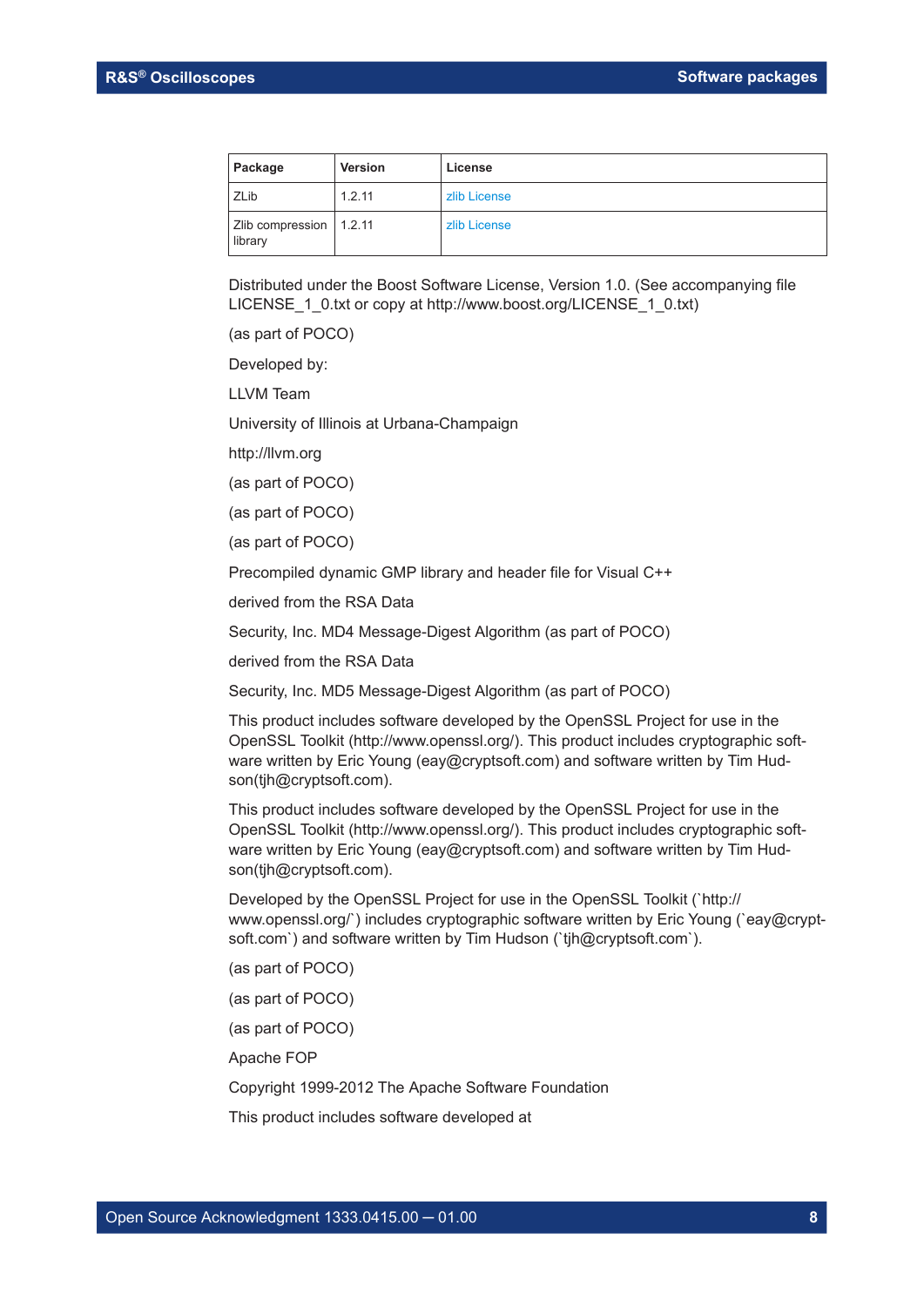| Package | Version | License |
|---|---|---|
| ZLib | 1.2.11 | zlib License |
| Zlib compression library | 1.2.11 | zlib License |

Distributed under the Boost Software License, Version 1.0. (See accompanying file LICENSE_1_0.txt or copy at http://www.boost.org/LICENSE_1_0.txt)

(as part of POCO)

Developed by:

LLVM Team

University of Illinois at Urbana-Champaign

http://llvm.org

(as part of POCO)

(as part of POCO)

(as part of POCO)

Precompiled dynamic GMP library and header file for Visual C++

derived from the RSA Data

Security, Inc. MD4 Message-Digest Algorithm (as part of POCO)

derived from the RSA Data

Security, Inc. MD5 Message-Digest Algorithm (as part of POCO)

This product includes software developed by the OpenSSL Project for use in the OpenSSL Toolkit (http://www.openssl.org/). This product includes cryptographic software written by Eric Young (eay@cryptsoft.com) and software written by Tim Hudson(tjh@cryptsoft.com).

This product includes software developed by the OpenSSL Project for use in the OpenSSL Toolkit (http://www.openssl.org/). This product includes cryptographic software written by Eric Young (eay@cryptsoft.com) and software written by Tim Hudson(tjh@cryptsoft.com).

Developed by the OpenSSL Project for use in the OpenSSL Toolkit (`http://www.openssl.org/`) includes cryptographic software written by Eric Young (`eay@cryptsoft.com`) and software written by Tim Hudson (`tjh@cryptsoft.com`).

(as part of POCO)

(as part of POCO)

(as part of POCO)

Apache FOP

Copyright 1999-2012 The Apache Software Foundation

This product includes software developed at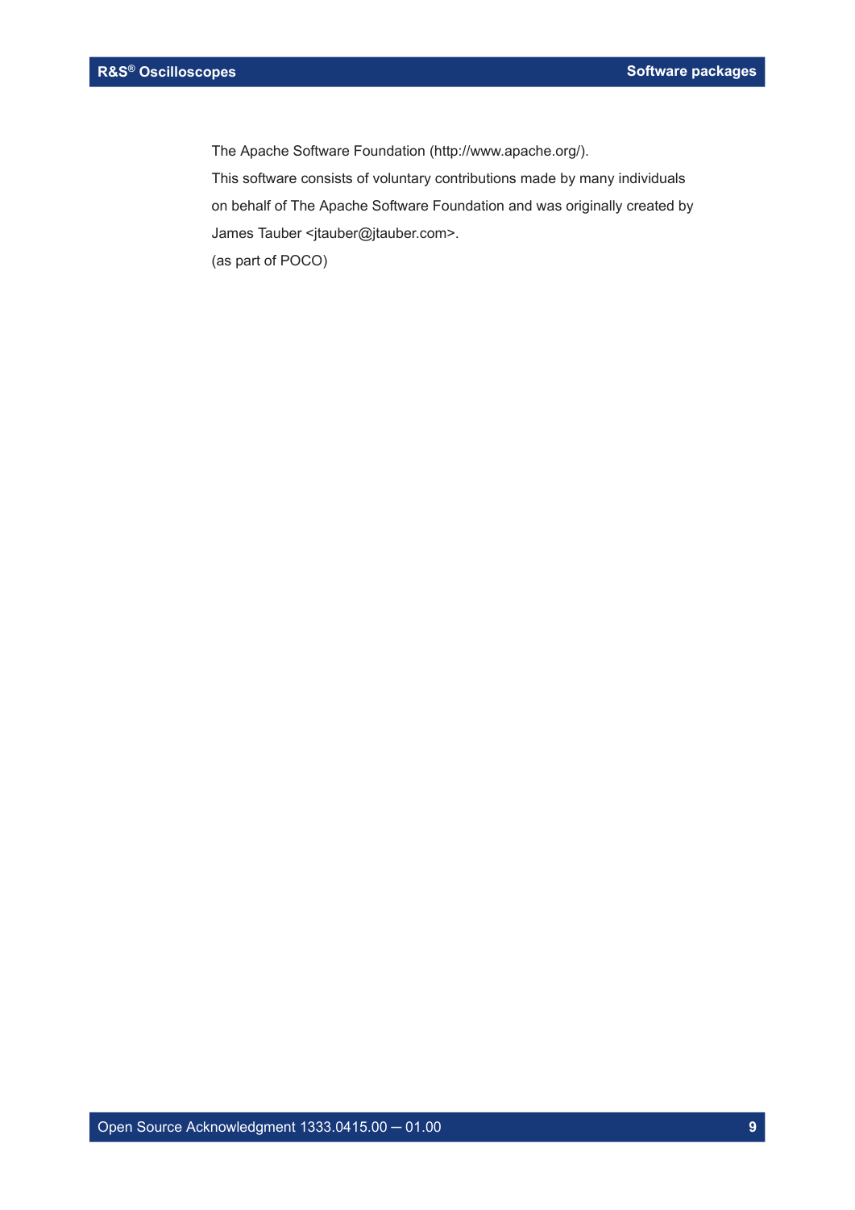The Apache Software Foundation (http://www.apache.org/).
This software consists of voluntary contributions made by many individuals
on behalf of The Apache Software Foundation and was originally created by
James Tauber <jtauber@jtauber.com>.
(as part of POCO)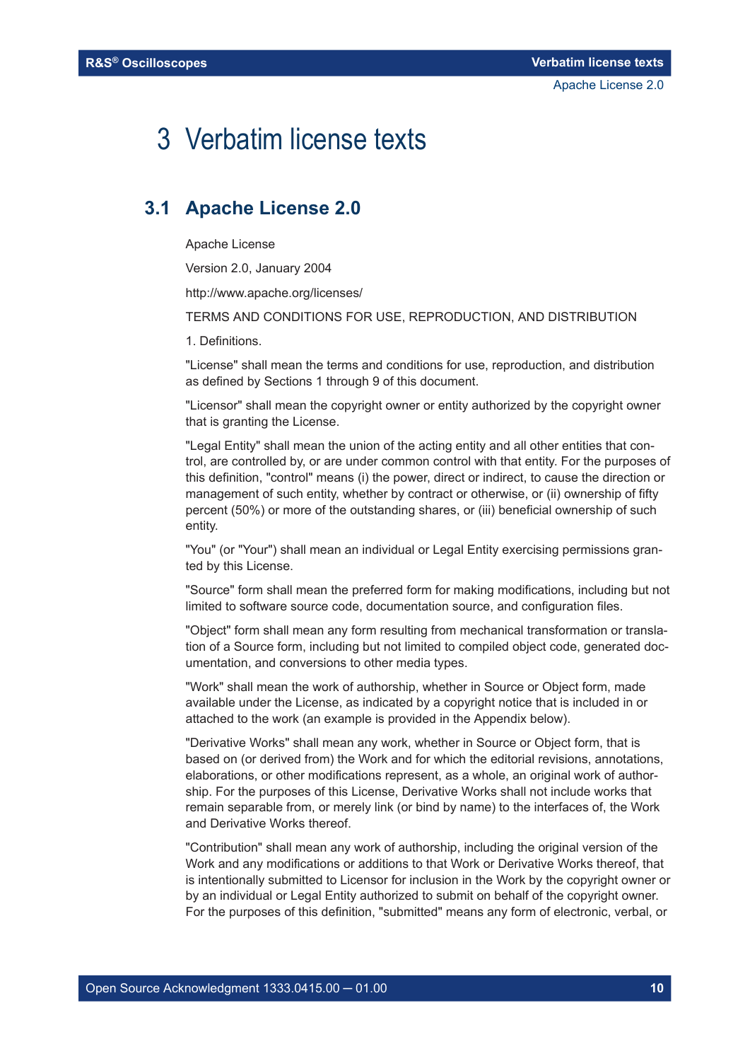# 3 Verbatim license texts

## 3.1 Apache License 2.0

Apache License

Version 2.0, January 2004

http://www.apache.org/licenses/

TERMS AND CONDITIONS FOR USE, REPRODUCTION, AND DISTRIBUTION

1. Definitions.

"License" shall mean the terms and conditions for use, reproduction, and distribution as defined by Sections 1 through 9 of this document.

"Licensor" shall mean the copyright owner or entity authorized by the copyright owner that is granting the License.

"Legal Entity" shall mean the union of the acting entity and all other entities that control, are controlled by, or are under common control with that entity. For the purposes of this definition, "control" means (i) the power, direct or indirect, to cause the direction or management of such entity, whether by contract or otherwise, or (ii) ownership of fifty percent (50%) or more of the outstanding shares, or (iii) beneficial ownership of such entity.

"You" (or "Your") shall mean an individual or Legal Entity exercising permissions granted by this License.

"Source" form shall mean the preferred form for making modifications, including but not limited to software source code, documentation source, and configuration files.

"Object" form shall mean any form resulting from mechanical transformation or translation of a Source form, including but not limited to compiled object code, generated documentation, and conversions to other media types.

"Work" shall mean the work of authorship, whether in Source or Object form, made available under the License, as indicated by a copyright notice that is included in or attached to the work (an example is provided in the Appendix below).

"Derivative Works" shall mean any work, whether in Source or Object form, that is based on (or derived from) the Work and for which the editorial revisions, annotations, elaborations, or other modifications represent, as a whole, an original work of authorship. For the purposes of this License, Derivative Works shall not include works that remain separable from, or merely link (or bind by name) to the interfaces of, the Work and Derivative Works thereof.

"Contribution" shall mean any work of authorship, including the original version of the Work and any modifications or additions to that Work or Derivative Works thereof, that is intentionally submitted to Licensor for inclusion in the Work by the copyright owner or by an individual or Legal Entity authorized to submit on behalf of the copyright owner. For the purposes of this definition, "submitted" means any form of electronic, verbal, or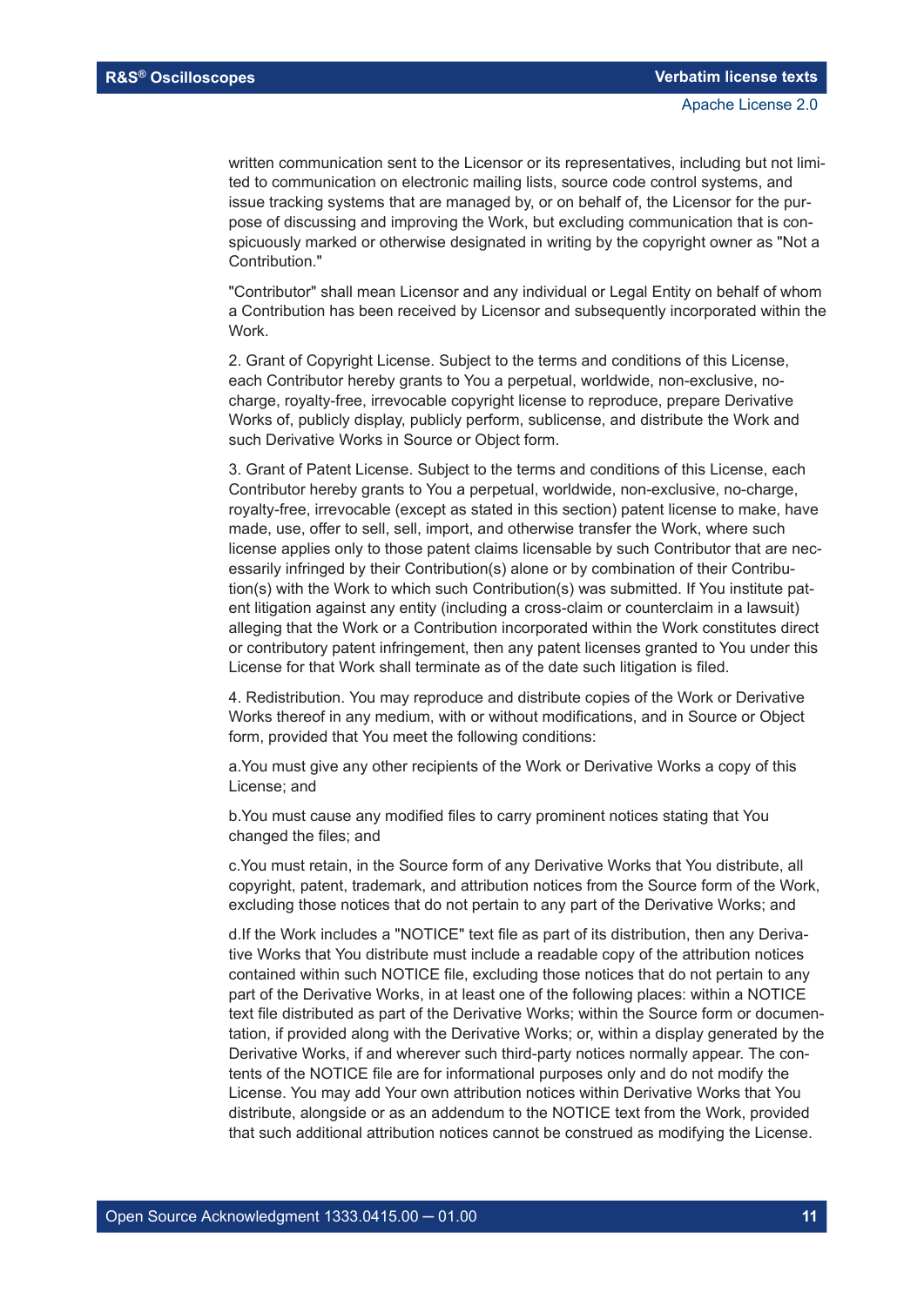written communication sent to the Licensor or its representatives, including but not limited to communication on electronic mailing lists, source code control systems, and issue tracking systems that are managed by, or on behalf of, the Licensor for the purpose of discussing and improving the Work, but excluding communication that is conspicuously marked or otherwise designated in writing by the copyright owner as "Not a Contribution."

"Contributor" shall mean Licensor and any individual or Legal Entity on behalf of whom a Contribution has been received by Licensor and subsequently incorporated within the Work.

2. Grant of Copyright License. Subject to the terms and conditions of this License, each Contributor hereby grants to You a perpetual, worldwide, non-exclusive, no-charge, royalty-free, irrevocable copyright license to reproduce, prepare Derivative Works of, publicly display, publicly perform, sublicense, and distribute the Work and such Derivative Works in Source or Object form.

3. Grant of Patent License. Subject to the terms and conditions of this License, each Contributor hereby grants to You a perpetual, worldwide, non-exclusive, no-charge, royalty-free, irrevocable (except as stated in this section) patent license to make, have made, use, offer to sell, sell, import, and otherwise transfer the Work, where such license applies only to those patent claims licensable by such Contributor that are necessarily infringed by their Contribution(s) alone or by combination of their Contribution(s) with the Work to which such Contribution(s) was submitted. If You institute patent litigation against any entity (including a cross-claim or counterclaim in a lawsuit) alleging that the Work or a Contribution incorporated within the Work constitutes direct or contributory patent infringement, then any patent licenses granted to You under this License for that Work shall terminate as of the date such litigation is filed.

4. Redistribution. You may reproduce and distribute copies of the Work or Derivative Works thereof in any medium, with or without modifications, and in Source or Object form, provided that You meet the following conditions:

a.You must give any other recipients of the Work or Derivative Works a copy of this License; and

b.You must cause any modified files to carry prominent notices stating that You changed the files; and

c.You must retain, in the Source form of any Derivative Works that You distribute, all copyright, patent, trademark, and attribution notices from the Source form of the Work, excluding those notices that do not pertain to any part of the Derivative Works; and

d.If the Work includes a "NOTICE" text file as part of its distribution, then any Derivative Works that You distribute must include a readable copy of the attribution notices contained within such NOTICE file, excluding those notices that do not pertain to any part of the Derivative Works, in at least one of the following places: within a NOTICE text file distributed as part of the Derivative Works; within the Source form or documentation, if provided along with the Derivative Works; or, within a display generated by the Derivative Works, if and wherever such third-party notices normally appear. The contents of the NOTICE file are for informational purposes only and do not modify the License. You may add Your own attribution notices within Derivative Works that You distribute, alongside or as an addendum to the NOTICE text from the Work, provided that such additional attribution notices cannot be construed as modifying the License.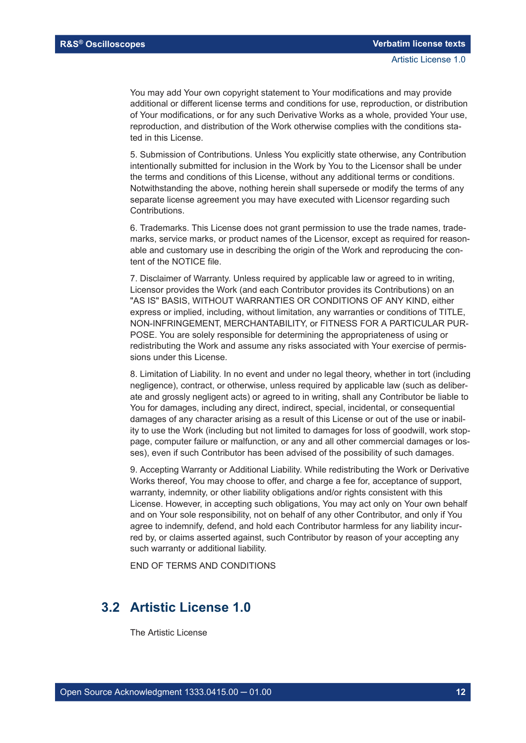You may add Your own copyright statement to Your modifications and may provide additional or different license terms and conditions for use, reproduction, or distribution of Your modifications, or for any such Derivative Works as a whole, provided Your use, reproduction, and distribution of the Work otherwise complies with the conditions stated in this License.

5. Submission of Contributions. Unless You explicitly state otherwise, any Contribution intentionally submitted for inclusion in the Work by You to the Licensor shall be under the terms and conditions of this License, without any additional terms or conditions. Notwithstanding the above, nothing herein shall supersede or modify the terms of any separate license agreement you may have executed with Licensor regarding such Contributions.

6. Trademarks. This License does not grant permission to use the trade names, trademarks, service marks, or product names of the Licensor, except as required for reasonable and customary use in describing the origin of the Work and reproducing the content of the NOTICE file.

7. Disclaimer of Warranty. Unless required by applicable law or agreed to in writing, Licensor provides the Work (and each Contributor provides its Contributions) on an "AS IS" BASIS, WITHOUT WARRANTIES OR CONDITIONS OF ANY KIND, either express or implied, including, without limitation, any warranties or conditions of TITLE, NON-INFRINGEMENT, MERCHANTABILITY, or FITNESS FOR A PARTICULAR PURPOSE. You are solely responsible for determining the appropriateness of using or redistributing the Work and assume any risks associated with Your exercise of permissions under this License.

8. Limitation of Liability. In no event and under no legal theory, whether in tort (including negligence), contract, or otherwise, unless required by applicable law (such as deliberate and grossly negligent acts) or agreed to in writing, shall any Contributor be liable to You for damages, including any direct, indirect, special, incidental, or consequential damages of any character arising as a result of this License or out of the use or inability to use the Work (including but not limited to damages for loss of goodwill, work stoppage, computer failure or malfunction, or any and all other commercial damages or losses), even if such Contributor has been advised of the possibility of such damages.

9. Accepting Warranty or Additional Liability. While redistributing the Work or Derivative Works thereof, You may choose to offer, and charge a fee for, acceptance of support, warranty, indemnity, or other liability obligations and/or rights consistent with this License. However, in accepting such obligations, You may act only on Your own behalf and on Your sole responsibility, not on behalf of any other Contributor, and only if You agree to indemnify, defend, and hold each Contributor harmless for any liability incurred by, or claims asserted against, such Contributor by reason of your accepting any such warranty or additional liability.

END OF TERMS AND CONDITIONS

## 3.2 Artistic License 1.0

The Artistic License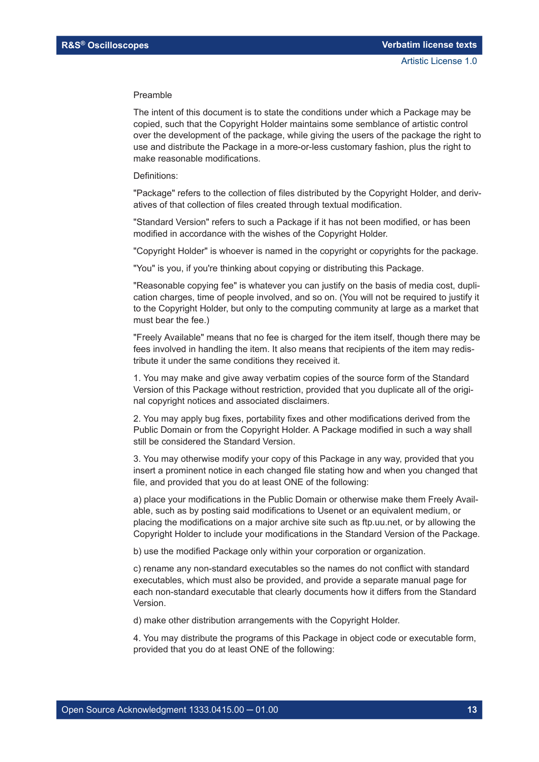Preamble

The intent of this document is to state the conditions under which a Package may be copied, such that the Copyright Holder maintains some semblance of artistic control over the development of the package, while giving the users of the package the right to use and distribute the Package in a more-or-less customary fashion, plus the right to make reasonable modifications.

Definitions:

"Package" refers to the collection of files distributed by the Copyright Holder, and derivatives of that collection of files created through textual modification.

"Standard Version" refers to such a Package if it has not been modified, or has been modified in accordance with the wishes of the Copyright Holder.

"Copyright Holder" is whoever is named in the copyright or copyrights for the package.

"You" is you, if you're thinking about copying or distributing this Package.

"Reasonable copying fee" is whatever you can justify on the basis of media cost, duplication charges, time of people involved, and so on. (You will not be required to justify it to the Copyright Holder, but only to the computing community at large as a market that must bear the fee.)

"Freely Available" means that no fee is charged for the item itself, though there may be fees involved in handling the item. It also means that recipients of the item may redistribute it under the same conditions they received it.

1. You may make and give away verbatim copies of the source form of the Standard Version of this Package without restriction, provided that you duplicate all of the original copyright notices and associated disclaimers.

2. You may apply bug fixes, portability fixes and other modifications derived from the Public Domain or from the Copyright Holder. A Package modified in such a way shall still be considered the Standard Version.

3. You may otherwise modify your copy of this Package in any way, provided that you insert a prominent notice in each changed file stating how and when you changed that file, and provided that you do at least ONE of the following:

a) place your modifications in the Public Domain or otherwise make them Freely Available, such as by posting said modifications to Usenet or an equivalent medium, or placing the modifications on a major archive site such as ftp.uu.net, or by allowing the Copyright Holder to include your modifications in the Standard Version of the Package.

b) use the modified Package only within your corporation or organization.

c) rename any non-standard executables so the names do not conflict with standard executables, which must also be provided, and provide a separate manual page for each non-standard executable that clearly documents how it differs from the Standard Version.

d) make other distribution arrangements with the Copyright Holder.

4. You may distribute the programs of this Package in object code or executable form, provided that you do at least ONE of the following: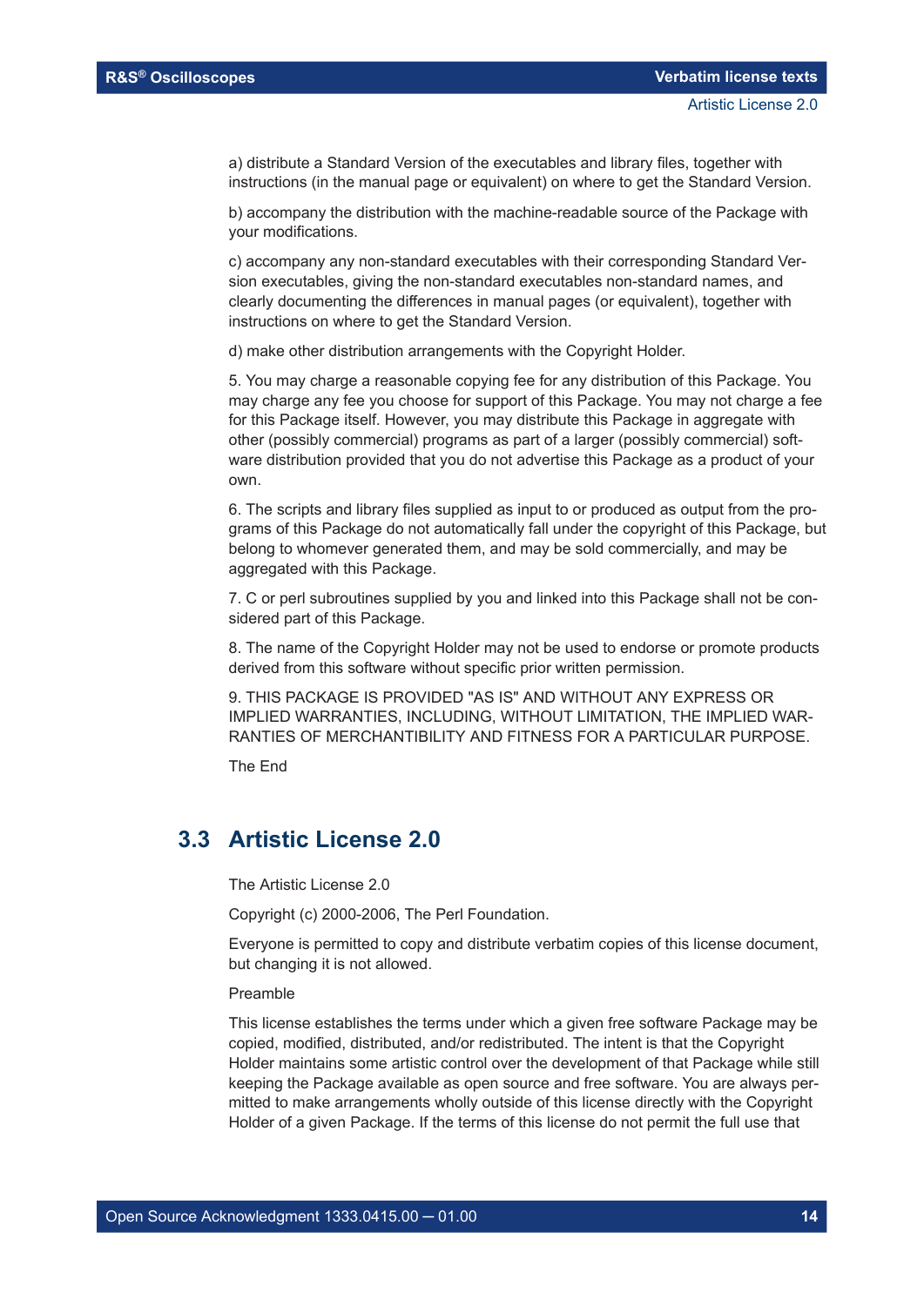a) distribute a Standard Version of the executables and library files, together with instructions (in the manual page or equivalent) on where to get the Standard Version.

b) accompany the distribution with the machine-readable source of the Package with your modifications.

c) accompany any non-standard executables with their corresponding Standard Version executables, giving the non-standard executables non-standard names, and clearly documenting the differences in manual pages (or equivalent), together with instructions on where to get the Standard Version.

d) make other distribution arrangements with the Copyright Holder.

5. You may charge a reasonable copying fee for any distribution of this Package. You may charge any fee you choose for support of this Package. You may not charge a fee for this Package itself. However, you may distribute this Package in aggregate with other (possibly commercial) programs as part of a larger (possibly commercial) software distribution provided that you do not advertise this Package as a product of your own.

6. The scripts and library files supplied as input to or produced as output from the programs of this Package do not automatically fall under the copyright of this Package, but belong to whomever generated them, and may be sold commercially, and may be aggregated with this Package.

7. C or perl subroutines supplied by you and linked into this Package shall not be considered part of this Package.

8. The name of the Copyright Holder may not be used to endorse or promote products derived from this software without specific prior written permission.

9. THIS PACKAGE IS PROVIDED "AS IS" AND WITHOUT ANY EXPRESS OR IMPLIED WARRANTIES, INCLUDING, WITHOUT LIMITATION, THE IMPLIED WARRANTIES OF MERCHANTIBILITY AND FITNESS FOR A PARTICULAR PURPOSE.

The End

## 3.3 Artistic License 2.0

The Artistic License 2.0

Copyright (c) 2000-2006, The Perl Foundation.

Everyone is permitted to copy and distribute verbatim copies of this license document, but changing it is not allowed.

Preamble

This license establishes the terms under which a given free software Package may be copied, modified, distributed, and/or redistributed. The intent is that the Copyright Holder maintains some artistic control over the development of that Package while still keeping the Package available as open source and free software. You are always permitted to make arrangements wholly outside of this license directly with the Copyright Holder of a given Package. If the terms of this license do not permit the full use that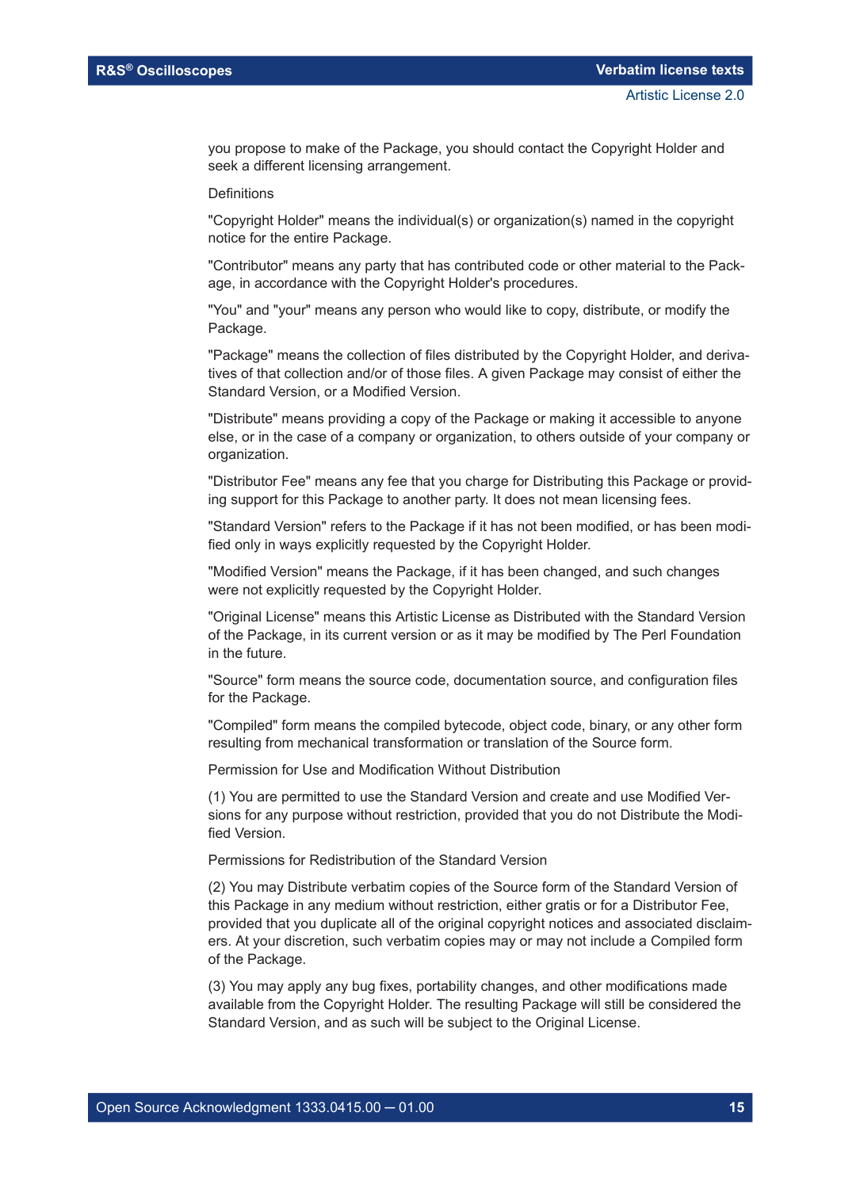you propose to make of the Package, you should contact the Copyright Holder and seek a different licensing arrangement.

Definitions

"Copyright Holder" means the individual(s) or organization(s) named in the copyright notice for the entire Package.

"Contributor" means any party that has contributed code or other material to the Package, in accordance with the Copyright Holder's procedures.

"You" and "your" means any person who would like to copy, distribute, or modify the Package.

"Package" means the collection of files distributed by the Copyright Holder, and derivatives of that collection and/or of those files. A given Package may consist of either the Standard Version, or a Modified Version.

"Distribute" means providing a copy of the Package or making it accessible to anyone else, or in the case of a company or organization, to others outside of your company or organization.

"Distributor Fee" means any fee that you charge for Distributing this Package or providing support for this Package to another party. It does not mean licensing fees.

"Standard Version" refers to the Package if it has not been modified, or has been modified only in ways explicitly requested by the Copyright Holder.

"Modified Version" means the Package, if it has been changed, and such changes were not explicitly requested by the Copyright Holder.

"Original License" means this Artistic License as Distributed with the Standard Version of the Package, in its current version or as it may be modified by The Perl Foundation in the future.

"Source" form means the source code, documentation source, and configuration files for the Package.

"Compiled" form means the compiled bytecode, object code, binary, or any other form resulting from mechanical transformation or translation of the Source form.

Permission for Use and Modification Without Distribution

(1) You are permitted to use the Standard Version and create and use Modified Versions for any purpose without restriction, provided that you do not Distribute the Modified Version.

Permissions for Redistribution of the Standard Version

(2) You may Distribute verbatim copies of the Source form of the Standard Version of this Package in any medium without restriction, either gratis or for a Distributor Fee, provided that you duplicate all of the original copyright notices and associated disclaimers. At your discretion, such verbatim copies may or may not include a Compiled form of the Package.

(3) You may apply any bug fixes, portability changes, and other modifications made available from the Copyright Holder. The resulting Package will still be considered the Standard Version, and as such will be subject to the Original License.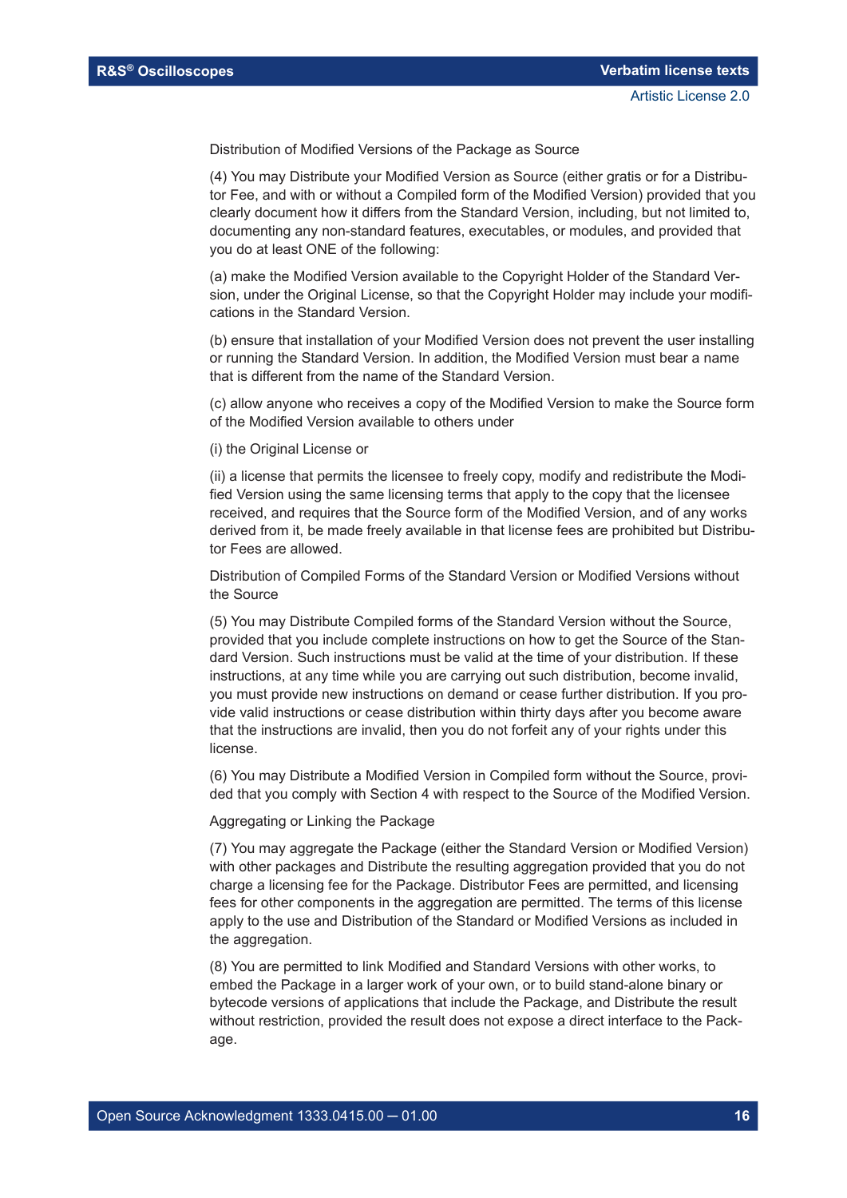Distribution of Modified Versions of the Package as Source

(4) You may Distribute your Modified Version as Source (either gratis or for a Distributor Fee, and with or without a Compiled form of the Modified Version) provided that you clearly document how it differs from the Standard Version, including, but not limited to, documenting any non-standard features, executables, or modules, and provided that you do at least ONE of the following:

(a) make the Modified Version available to the Copyright Holder of the Standard Version, under the Original License, so that the Copyright Holder may include your modifications in the Standard Version.

(b) ensure that installation of your Modified Version does not prevent the user installing or running the Standard Version. In addition, the Modified Version must bear a name that is different from the name of the Standard Version.

(c) allow anyone who receives a copy of the Modified Version to make the Source form of the Modified Version available to others under

(i) the Original License or

(ii) a license that permits the licensee to freely copy, modify and redistribute the Modified Version using the same licensing terms that apply to the copy that the licensee received, and requires that the Source form of the Modified Version, and of any works derived from it, be made freely available in that license fees are prohibited but Distributor Fees are allowed.

Distribution of Compiled Forms of the Standard Version or Modified Versions without the Source

(5) You may Distribute Compiled forms of the Standard Version without the Source, provided that you include complete instructions on how to get the Source of the Standard Version. Such instructions must be valid at the time of your distribution. If these instructions, at any time while you are carrying out such distribution, become invalid, you must provide new instructions on demand or cease further distribution. If you provide valid instructions or cease distribution within thirty days after you become aware that the instructions are invalid, then you do not forfeit any of your rights under this license.

(6) You may Distribute a Modified Version in Compiled form without the Source, provided that you comply with Section 4 with respect to the Source of the Modified Version.

Aggregating or Linking the Package

(7) You may aggregate the Package (either the Standard Version or Modified Version) with other packages and Distribute the resulting aggregation provided that you do not charge a licensing fee for the Package. Distributor Fees are permitted, and licensing fees for other components in the aggregation are permitted. The terms of this license apply to the use and Distribution of the Standard or Modified Versions as included in the aggregation.

(8) You are permitted to link Modified and Standard Versions with other works, to embed the Package in a larger work of your own, or to build stand-alone binary or bytecode versions of applications that include the Package, and Distribute the result without restriction, provided the result does not expose a direct interface to the Package.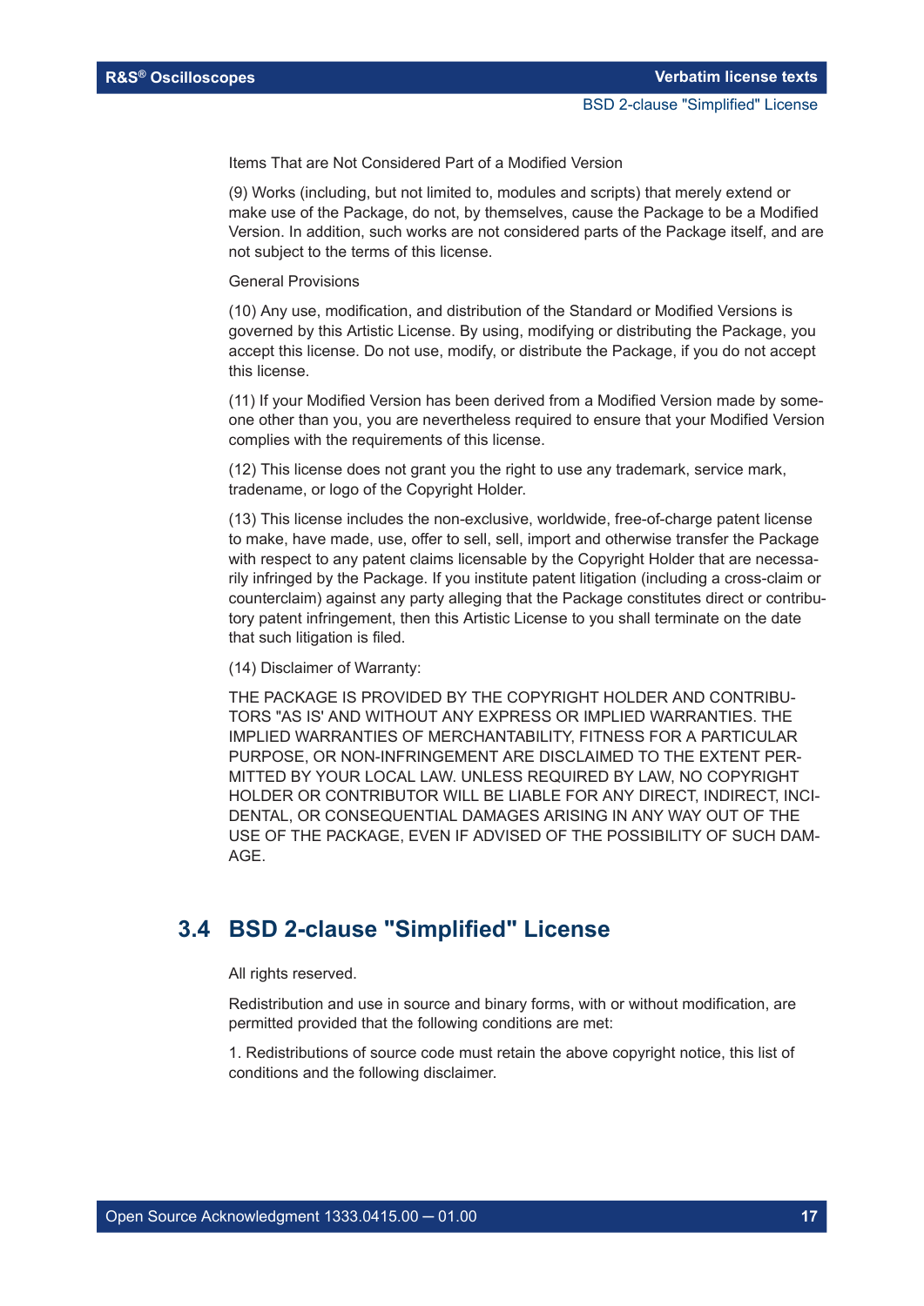Items That are Not Considered Part of a Modified Version

(9) Works (including, but not limited to, modules and scripts) that merely extend or make use of the Package, do not, by themselves, cause the Package to be a Modified Version. In addition, such works are not considered parts of the Package itself, and are not subject to the terms of this license.

General Provisions

(10) Any use, modification, and distribution of the Standard or Modified Versions is governed by this Artistic License. By using, modifying or distributing the Package, you accept this license. Do not use, modify, or distribute the Package, if you do not accept this license.

(11) If your Modified Version has been derived from a Modified Version made by someone other than you, you are nevertheless required to ensure that your Modified Version complies with the requirements of this license.

(12) This license does not grant you the right to use any trademark, service mark, tradename, or logo of the Copyright Holder.

(13) This license includes the non-exclusive, worldwide, free-of-charge patent license to make, have made, use, offer to sell, sell, import and otherwise transfer the Package with respect to any patent claims licensable by the Copyright Holder that are necessarily infringed by the Package. If you institute patent litigation (including a cross-claim or counterclaim) against any party alleging that the Package constitutes direct or contributory patent infringement, then this Artistic License to you shall terminate on the date that such litigation is filed.

(14) Disclaimer of Warranty:

THE PACKAGE IS PROVIDED BY THE COPYRIGHT HOLDER AND CONTRIBUTORS "AS IS' AND WITHOUT ANY EXPRESS OR IMPLIED WARRANTIES. THE IMPLIED WARRANTIES OF MERCHANTABILITY, FITNESS FOR A PARTICULAR PURPOSE, OR NON-INFRINGEMENT ARE DISCLAIMED TO THE EXTENT PERMITTED BY YOUR LOCAL LAW. UNLESS REQUIRED BY LAW, NO COPYRIGHT HOLDER OR CONTRIBUTOR WILL BE LIABLE FOR ANY DIRECT, INDIRECT, INCIDENTAL, OR CONSEQUENTIAL DAMAGES ARISING IN ANY WAY OUT OF THE USE OF THE PACKAGE, EVEN IF ADVISED OF THE POSSIBILITY OF SUCH DAMAGE.

## 3.4 BSD 2-clause "Simplified" License

All rights reserved.

Redistribution and use in source and binary forms, with or without modification, are permitted provided that the following conditions are met:

1. Redistributions of source code must retain the above copyright notice, this list of conditions and the following disclaimer.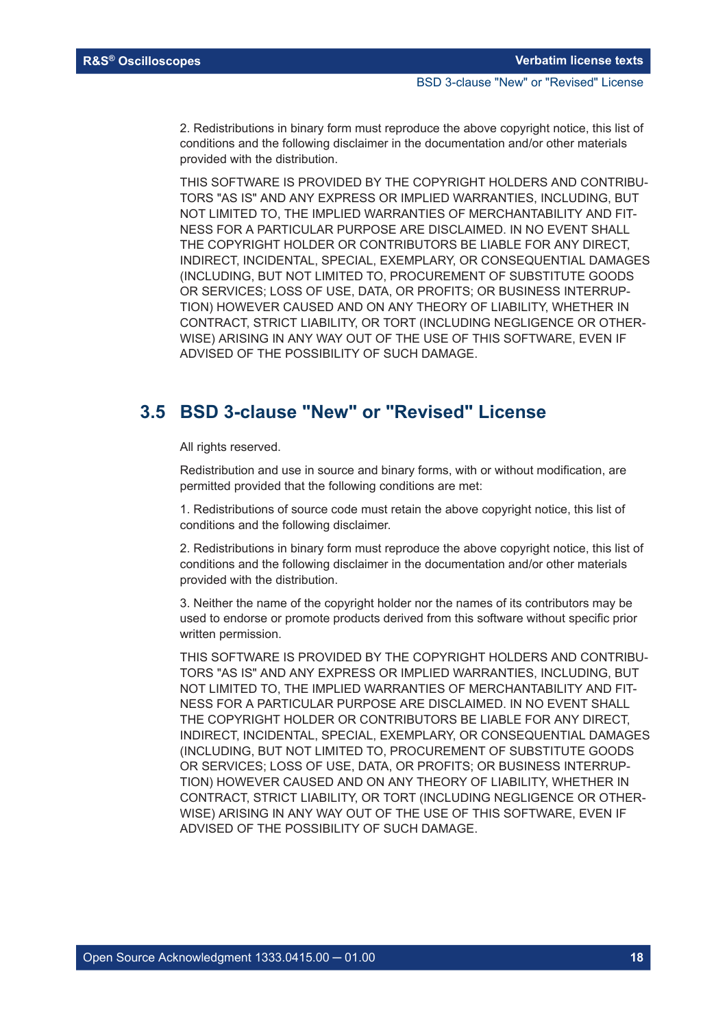2. Redistributions in binary form must reproduce the above copyright notice, this list of conditions and the following disclaimer in the documentation and/or other materials provided with the distribution.

THIS SOFTWARE IS PROVIDED BY THE COPYRIGHT HOLDERS AND CONTRIBUTORS "AS IS" AND ANY EXPRESS OR IMPLIED WARRANTIES, INCLUDING, BUT NOT LIMITED TO, THE IMPLIED WARRANTIES OF MERCHANTABILITY AND FITNESS FOR A PARTICULAR PURPOSE ARE DISCLAIMED. IN NO EVENT SHALL THE COPYRIGHT HOLDER OR CONTRIBUTORS BE LIABLE FOR ANY DIRECT, INDIRECT, INCIDENTAL, SPECIAL, EXEMPLARY, OR CONSEQUENTIAL DAMAGES (INCLUDING, BUT NOT LIMITED TO, PROCUREMENT OF SUBSTITUTE GOODS OR SERVICES; LOSS OF USE, DATA, OR PROFITS; OR BUSINESS INTERRUPTION) HOWEVER CAUSED AND ON ANY THEORY OF LIABILITY, WHETHER IN CONTRACT, STRICT LIABILITY, OR TORT (INCLUDING NEGLIGENCE OR OTHERWISE) ARISING IN ANY WAY OUT OF THE USE OF THIS SOFTWARE, EVEN IF ADVISED OF THE POSSIBILITY OF SUCH DAMAGE.

## 3.5 BSD 3-clause "New" or "Revised" License

All rights reserved.

Redistribution and use in source and binary forms, with or without modification, are permitted provided that the following conditions are met:

1. Redistributions of source code must retain the above copyright notice, this list of conditions and the following disclaimer.

2. Redistributions in binary form must reproduce the above copyright notice, this list of conditions and the following disclaimer in the documentation and/or other materials provided with the distribution.

3. Neither the name of the copyright holder nor the names of its contributors may be used to endorse or promote products derived from this software without specific prior written permission.

THIS SOFTWARE IS PROVIDED BY THE COPYRIGHT HOLDERS AND CONTRIBUTORS "AS IS" AND ANY EXPRESS OR IMPLIED WARRANTIES, INCLUDING, BUT NOT LIMITED TO, THE IMPLIED WARRANTIES OF MERCHANTABILITY AND FITNESS FOR A PARTICULAR PURPOSE ARE DISCLAIMED. IN NO EVENT SHALL THE COPYRIGHT HOLDER OR CONTRIBUTORS BE LIABLE FOR ANY DIRECT, INDIRECT, INCIDENTAL, SPECIAL, EXEMPLARY, OR CONSEQUENTIAL DAMAGES (INCLUDING, BUT NOT LIMITED TO, PROCUREMENT OF SUBSTITUTE GOODS OR SERVICES; LOSS OF USE, DATA, OR PROFITS; OR BUSINESS INTERRUPTION) HOWEVER CAUSED AND ON ANY THEORY OF LIABILITY, WHETHER IN CONTRACT, STRICT LIABILITY, OR TORT (INCLUDING NEGLIGENCE OR OTHERWISE) ARISING IN ANY WAY OUT OF THE USE OF THIS SOFTWARE, EVEN IF ADVISED OF THE POSSIBILITY OF SUCH DAMAGE.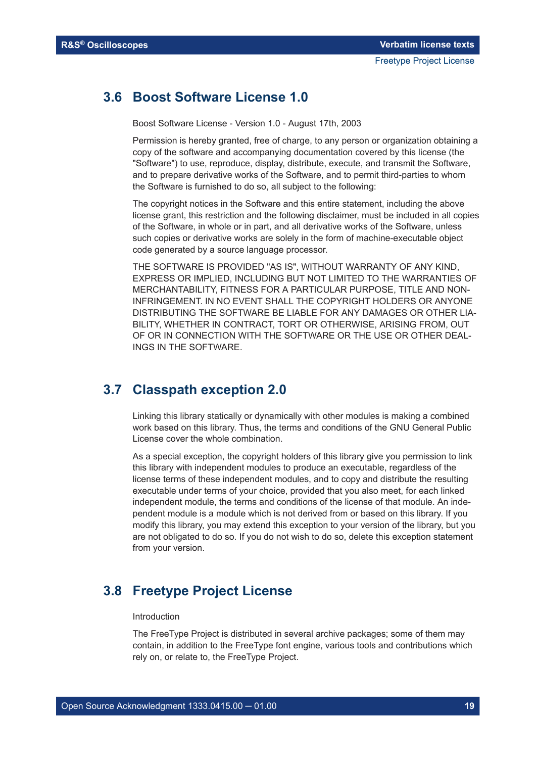## 3.6 Boost Software License 1.0

Boost Software License - Version 1.0 - August 17th, 2003

Permission is hereby granted, free of charge, to any person or organization obtaining a copy of the software and accompanying documentation covered by this license (the "Software") to use, reproduce, display, distribute, execute, and transmit the Software, and to prepare derivative works of the Software, and to permit third-parties to whom the Software is furnished to do so, all subject to the following:

The copyright notices in the Software and this entire statement, including the above license grant, this restriction and the following disclaimer, must be included in all copies of the Software, in whole or in part, and all derivative works of the Software, unless such copies or derivative works are solely in the form of machine-executable object code generated by a source language processor.

THE SOFTWARE IS PROVIDED "AS IS", WITHOUT WARRANTY OF ANY KIND, EXPRESS OR IMPLIED, INCLUDING BUT NOT LIMITED TO THE WARRANTIES OF MERCHANTABILITY, FITNESS FOR A PARTICULAR PURPOSE, TITLE AND NON-INFRINGEMENT. IN NO EVENT SHALL THE COPYRIGHT HOLDERS OR ANYONE DISTRIBUTING THE SOFTWARE BE LIABLE FOR ANY DAMAGES OR OTHER LIABILITY, WHETHER IN CONTRACT, TORT OR OTHERWISE, ARISING FROM, OUT OF OR IN CONNECTION WITH THE SOFTWARE OR THE USE OR OTHER DEALINGS IN THE SOFTWARE.

## 3.7 Classpath exception 2.0

Linking this library statically or dynamically with other modules is making a combined work based on this library. Thus, the terms and conditions of the GNU General Public License cover the whole combination.

As a special exception, the copyright holders of this library give you permission to link this library with independent modules to produce an executable, regardless of the license terms of these independent modules, and to copy and distribute the resulting executable under terms of your choice, provided that you also meet, for each linked independent module, the terms and conditions of the license of that module. An independent module is a module which is not derived from or based on this library. If you modify this library, you may extend this exception to your version of the library, but you are not obligated to do so. If you do not wish to do so, delete this exception statement from your version.

## 3.8 Freetype Project License

Introduction

The FreeType Project is distributed in several archive packages; some of them may contain, in addition to the FreeType font engine, various tools and contributions which rely on, or relate to, the FreeType Project.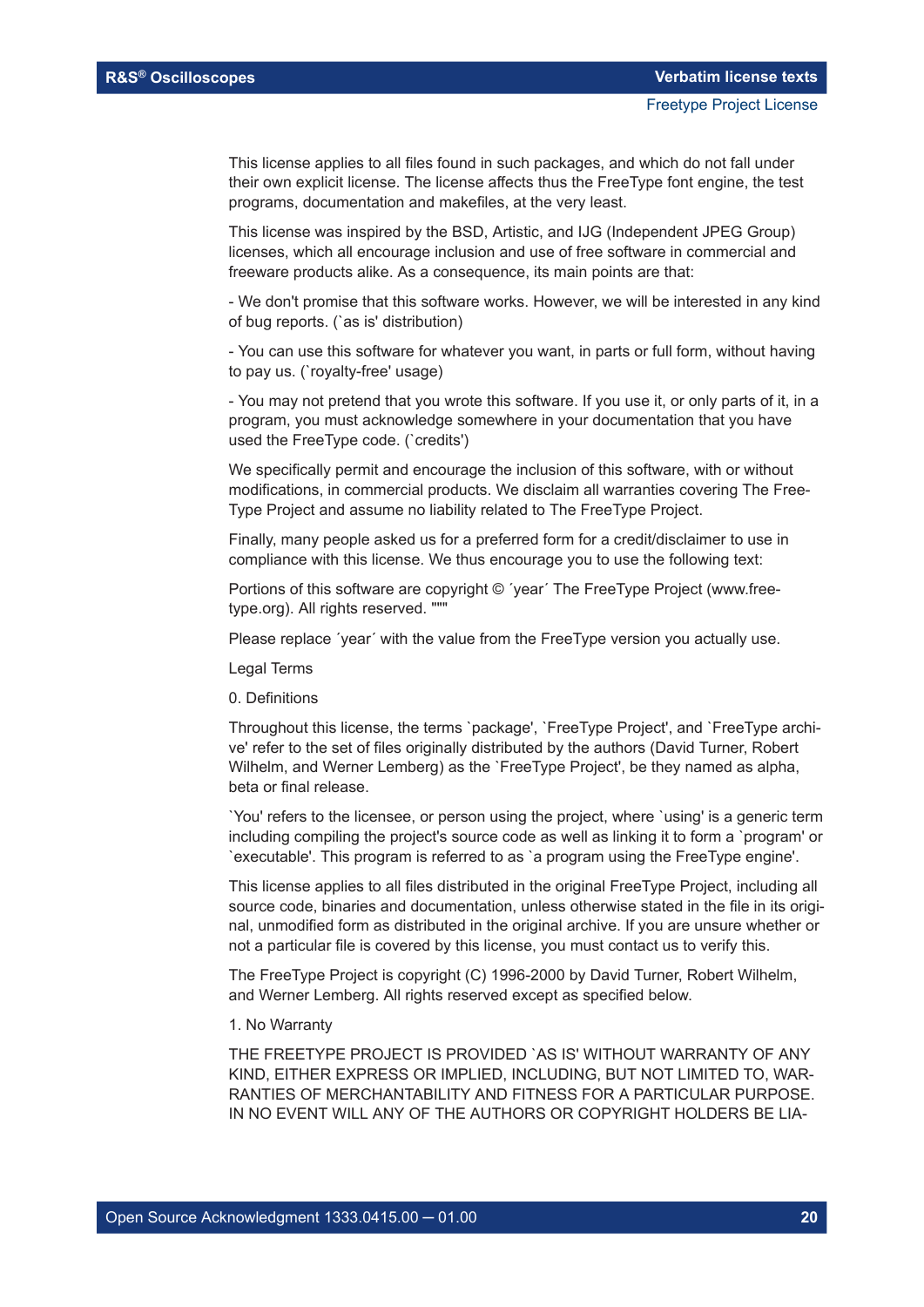This license applies to all files found in such packages, and which do not fall under their own explicit license. The license affects thus the FreeType font engine, the test programs, documentation and makefiles, at the very least.

This license was inspired by the BSD, Artistic, and IJG (Independent JPEG Group) licenses, which all encourage inclusion and use of free software in commercial and freeware products alike. As a consequence, its main points are that:

- We don't promise that this software works. However, we will be interested in any kind of bug reports. (`as is' distribution)

- You can use this software for whatever you want, in parts or full form, without having to pay us. (`royalty-free' usage)

- You may not pretend that you wrote this software. If you use it, or only parts of it, in a program, you must acknowledge somewhere in your documentation that you have used the FreeType code. (`credits')

We specifically permit and encourage the inclusion of this software, with or without modifications, in commercial products. We disclaim all warranties covering The FreeType Project and assume no liability related to The FreeType Project.

Finally, many people asked us for a preferred form for a credit/disclaimer to use in compliance with this license. We thus encourage you to use the following text:

Portions of this software are copyright © ´year´ The FreeType Project (www.freetype.org). All rights reserved. """

Please replace ´year´ with the value from the FreeType version you actually use.

Legal Terms

0. Definitions

Throughout this license, the terms `package', `FreeType Project', and `FreeType archive' refer to the set of files originally distributed by the authors (David Turner, Robert Wilhelm, and Werner Lemberg) as the `FreeType Project', be they named as alpha, beta or final release.

`You' refers to the licensee, or person using the project, where `using' is a generic term including compiling the project's source code as well as linking it to form a `program' or `executable'. This program is referred to as `a program using the FreeType engine'.

This license applies to all files distributed in the original FreeType Project, including all source code, binaries and documentation, unless otherwise stated in the file in its original, unmodified form as distributed in the original archive. If you are unsure whether or not a particular file is covered by this license, you must contact us to verify this.

The FreeType Project is copyright (C) 1996-2000 by David Turner, Robert Wilhelm, and Werner Lemberg. All rights reserved except as specified below.

1. No Warranty

THE FREETYPE PROJECT IS PROVIDED `AS IS' WITHOUT WARRANTY OF ANY KIND, EITHER EXPRESS OR IMPLIED, INCLUDING, BUT NOT LIMITED TO, WARRANTIES OF MERCHANTABILITY AND FITNESS FOR A PARTICULAR PURPOSE. IN NO EVENT WILL ANY OF THE AUTHORS OR COPYRIGHT HOLDERS BE LIA-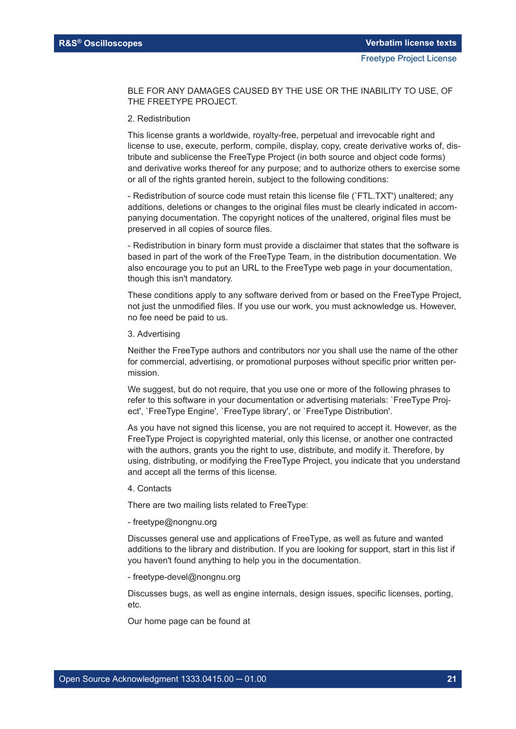BLE FOR ANY DAMAGES CAUSED BY THE USE OR THE INABILITY TO USE, OF THE FREETYPE PROJECT.

2. Redistribution

This license grants a worldwide, royalty-free, perpetual and irrevocable right and license to use, execute, perform, compile, display, copy, create derivative works of, distribute and sublicense the FreeType Project (in both source and object code forms) and derivative works thereof for any purpose; and to authorize others to exercise some or all of the rights granted herein, subject to the following conditions:

- Redistribution of source code must retain this license file (`FTL.TXT') unaltered; any additions, deletions or changes to the original files must be clearly indicated in accompanying documentation. The copyright notices of the unaltered, original files must be preserved in all copies of source files.

- Redistribution in binary form must provide a disclaimer that states that the software is based in part of the work of the FreeType Team, in the distribution documentation. We also encourage you to put an URL to the FreeType web page in your documentation, though this isn't mandatory.

These conditions apply to any software derived from or based on the FreeType Project, not just the unmodified files. If you use our work, you must acknowledge us. However, no fee need be paid to us.

3. Advertising

Neither the FreeType authors and contributors nor you shall use the name of the other for commercial, advertising, or promotional purposes without specific prior written permission.

We suggest, but do not require, that you use one or more of the following phrases to refer to this software in your documentation or advertising materials: `FreeType Project', `FreeType Engine', `FreeType library', or `FreeType Distribution'.

As you have not signed this license, you are not required to accept it. However, as the FreeType Project is copyrighted material, only this license, or another one contracted with the authors, grants you the right to use, distribute, and modify it. Therefore, by using, distributing, or modifying the FreeType Project, you indicate that you understand and accept all the terms of this license.

4. Contacts

There are two mailing lists related to FreeType:

- freetype@nongnu.org

Discusses general use and applications of FreeType, as well as future and wanted additions to the library and distribution. If you are looking for support, start in this list if you haven't found anything to help you in the documentation.

- freetype-devel@nongnu.org

Discusses bugs, as well as engine internals, design issues, specific licenses, porting, etc.

Our home page can be found at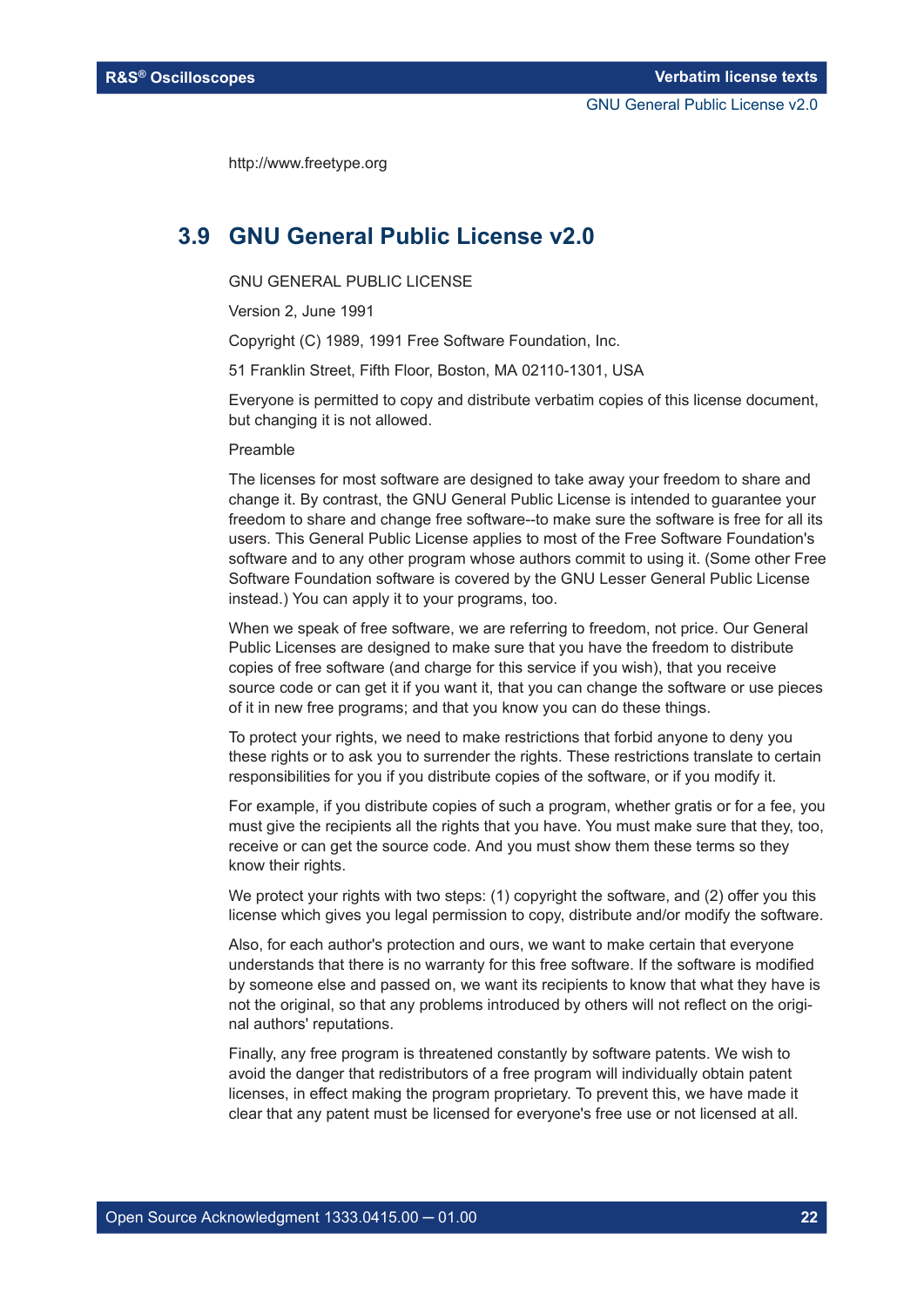http://www.freetype.org

## 3.9 GNU General Public License v2.0

GNU GENERAL PUBLIC LICENSE

Version 2, June 1991

Copyright (C) 1989, 1991 Free Software Foundation, Inc.

51 Franklin Street, Fifth Floor, Boston, MA 02110-1301, USA

Everyone is permitted to copy and distribute verbatim copies of this license document, but changing it is not allowed.

Preamble

The licenses for most software are designed to take away your freedom to share and change it. By contrast, the GNU General Public License is intended to guarantee your freedom to share and change free software--to make sure the software is free for all its users. This General Public License applies to most of the Free Software Foundation's software and to any other program whose authors commit to using it. (Some other Free Software Foundation software is covered by the GNU Lesser General Public License instead.) You can apply it to your programs, too.

When we speak of free software, we are referring to freedom, not price. Our General Public Licenses are designed to make sure that you have the freedom to distribute copies of free software (and charge for this service if you wish), that you receive source code or can get it if you want it, that you can change the software or use pieces of it in new free programs; and that you know you can do these things.

To protect your rights, we need to make restrictions that forbid anyone to deny you these rights or to ask you to surrender the rights. These restrictions translate to certain responsibilities for you if you distribute copies of the software, or if you modify it.

For example, if you distribute copies of such a program, whether gratis or for a fee, you must give the recipients all the rights that you have. You must make sure that they, too, receive or can get the source code. And you must show them these terms so they know their rights.

We protect your rights with two steps: (1) copyright the software, and (2) offer you this license which gives you legal permission to copy, distribute and/or modify the software.

Also, for each author's protection and ours, we want to make certain that everyone understands that there is no warranty for this free software. If the software is modified by someone else and passed on, we want its recipients to know that what they have is not the original, so that any problems introduced by others will not reflect on the original authors' reputations.

Finally, any free program is threatened constantly by software patents. We wish to avoid the danger that redistributors of a free program will individually obtain patent licenses, in effect making the program proprietary. To prevent this, we have made it clear that any patent must be licensed for everyone's free use or not licensed at all.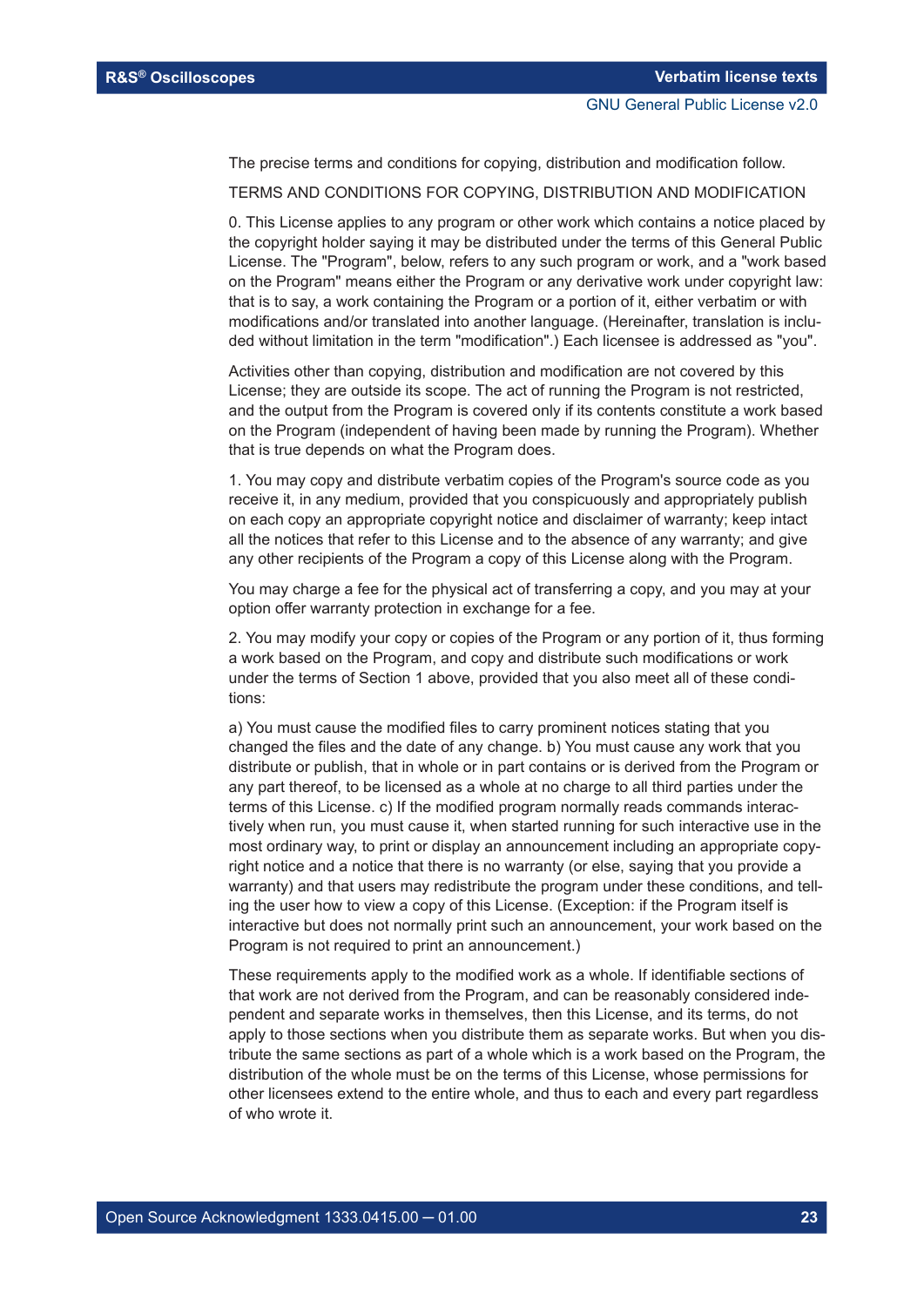The precise terms and conditions for copying, distribution and modification follow.

TERMS AND CONDITIONS FOR COPYING, DISTRIBUTION AND MODIFICATION

0. This License applies to any program or other work which contains a notice placed by the copyright holder saying it may be distributed under the terms of this General Public License. The "Program", below, refers to any such program or work, and a "work based on the Program" means either the Program or any derivative work under copyright law: that is to say, a work containing the Program or a portion of it, either verbatim or with modifications and/or translated into another language. (Hereinafter, translation is included without limitation in the term "modification".) Each licensee is addressed as "you".

Activities other than copying, distribution and modification are not covered by this License; they are outside its scope. The act of running the Program is not restricted, and the output from the Program is covered only if its contents constitute a work based on the Program (independent of having been made by running the Program). Whether that is true depends on what the Program does.

1. You may copy and distribute verbatim copies of the Program's source code as you receive it, in any medium, provided that you conspicuously and appropriately publish on each copy an appropriate copyright notice and disclaimer of warranty; keep intact all the notices that refer to this License and to the absence of any warranty; and give any other recipients of the Program a copy of this License along with the Program.

You may charge a fee for the physical act of transferring a copy, and you may at your option offer warranty protection in exchange for a fee.

2. You may modify your copy or copies of the Program or any portion of it, thus forming a work based on the Program, and copy and distribute such modifications or work under the terms of Section 1 above, provided that you also meet all of these conditions:

a) You must cause the modified files to carry prominent notices stating that you changed the files and the date of any change. b) You must cause any work that you distribute or publish, that in whole or in part contains or is derived from the Program or any part thereof, to be licensed as a whole at no charge to all third parties under the terms of this License. c) If the modified program normally reads commands interactively when run, you must cause it, when started running for such interactive use in the most ordinary way, to print or display an announcement including an appropriate copyright notice and a notice that there is no warranty (or else, saying that you provide a warranty) and that users may redistribute the program under these conditions, and telling the user how to view a copy of this License. (Exception: if the Program itself is interactive but does not normally print such an announcement, your work based on the Program is not required to print an announcement.)

These requirements apply to the modified work as a whole. If identifiable sections of that work are not derived from the Program, and can be reasonably considered independent and separate works in themselves, then this License, and its terms, do not apply to those sections when you distribute them as separate works. But when you distribute the same sections as part of a whole which is a work based on the Program, the distribution of the whole must be on the terms of this License, whose permissions for other licensees extend to the entire whole, and thus to each and every part regardless of who wrote it.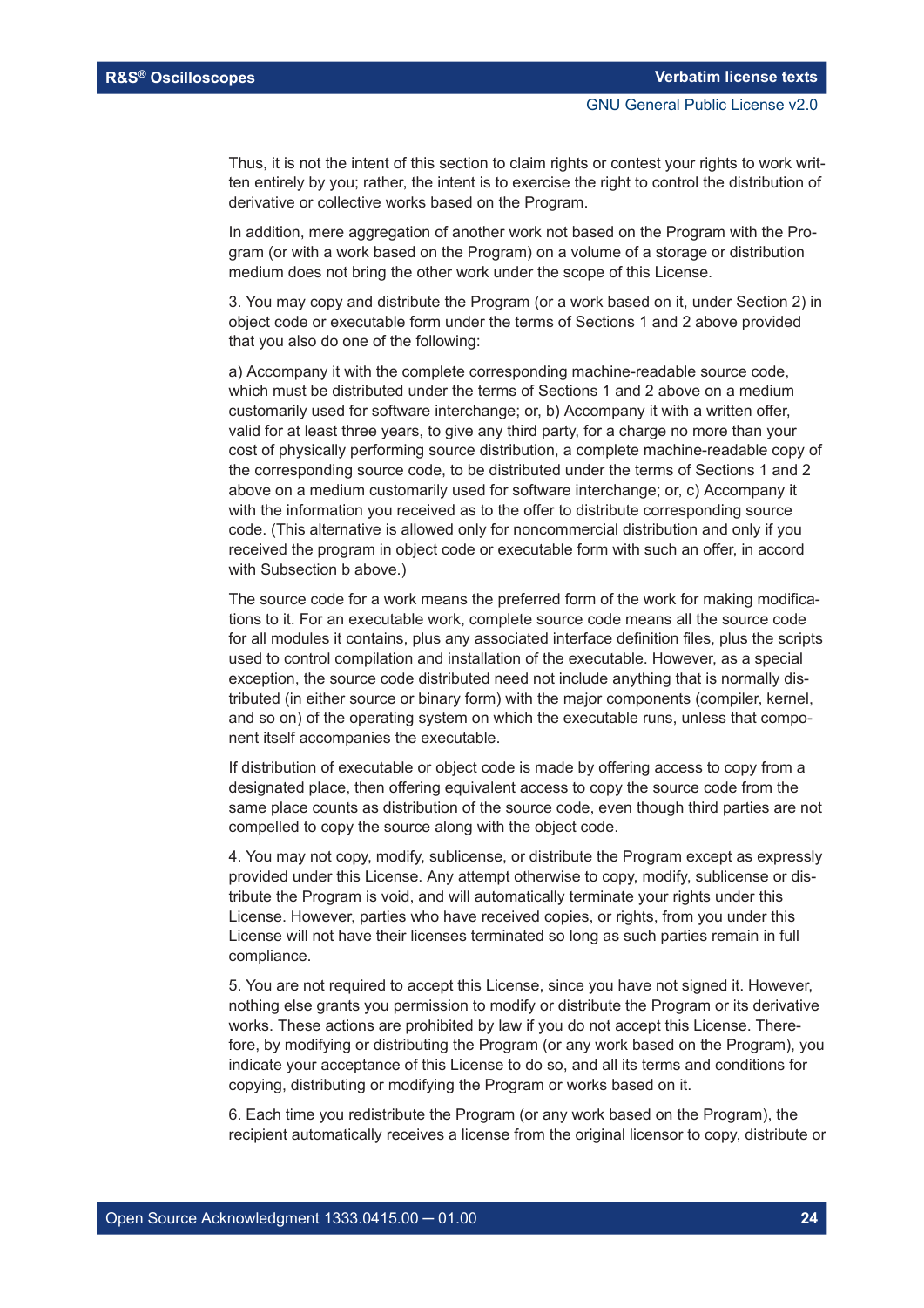Thus, it is not the intent of this section to claim rights or contest your rights to work written entirely by you; rather, the intent is to exercise the right to control the distribution of derivative or collective works based on the Program.

In addition, mere aggregation of another work not based on the Program with the Program (or with a work based on the Program) on a volume of a storage or distribution medium does not bring the other work under the scope of this License.

3. You may copy and distribute the Program (or a work based on it, under Section 2) in object code or executable form under the terms of Sections 1 and 2 above provided that you also do one of the following:

a) Accompany it with the complete corresponding machine-readable source code, which must be distributed under the terms of Sections 1 and 2 above on a medium customarily used for software interchange; or, b) Accompany it with a written offer, valid for at least three years, to give any third party, for a charge no more than your cost of physically performing source distribution, a complete machine-readable copy of the corresponding source code, to be distributed under the terms of Sections 1 and 2 above on a medium customarily used for software interchange; or, c) Accompany it with the information you received as to the offer to distribute corresponding source code. (This alternative is allowed only for noncommercial distribution and only if you received the program in object code or executable form with such an offer, in accord with Subsection b above.)

The source code for a work means the preferred form of the work for making modifications to it. For an executable work, complete source code means all the source code for all modules it contains, plus any associated interface definition files, plus the scripts used to control compilation and installation of the executable. However, as a special exception, the source code distributed need not include anything that is normally distributed (in either source or binary form) with the major components (compiler, kernel, and so on) of the operating system on which the executable runs, unless that component itself accompanies the executable.

If distribution of executable or object code is made by offering access to copy from a designated place, then offering equivalent access to copy the source code from the same place counts as distribution of the source code, even though third parties are not compelled to copy the source along with the object code.

4. You may not copy, modify, sublicense, or distribute the Program except as expressly provided under this License. Any attempt otherwise to copy, modify, sublicense or distribute the Program is void, and will automatically terminate your rights under this License. However, parties who have received copies, or rights, from you under this License will not have their licenses terminated so long as such parties remain in full compliance.

5. You are not required to accept this License, since you have not signed it. However, nothing else grants you permission to modify or distribute the Program or its derivative works. These actions are prohibited by law if you do not accept this License. Therefore, by modifying or distributing the Program (or any work based on the Program), you indicate your acceptance of this License to do so, and all its terms and conditions for copying, distributing or modifying the Program or works based on it.

6. Each time you redistribute the Program (or any work based on the Program), the recipient automatically receives a license from the original licensor to copy, distribute or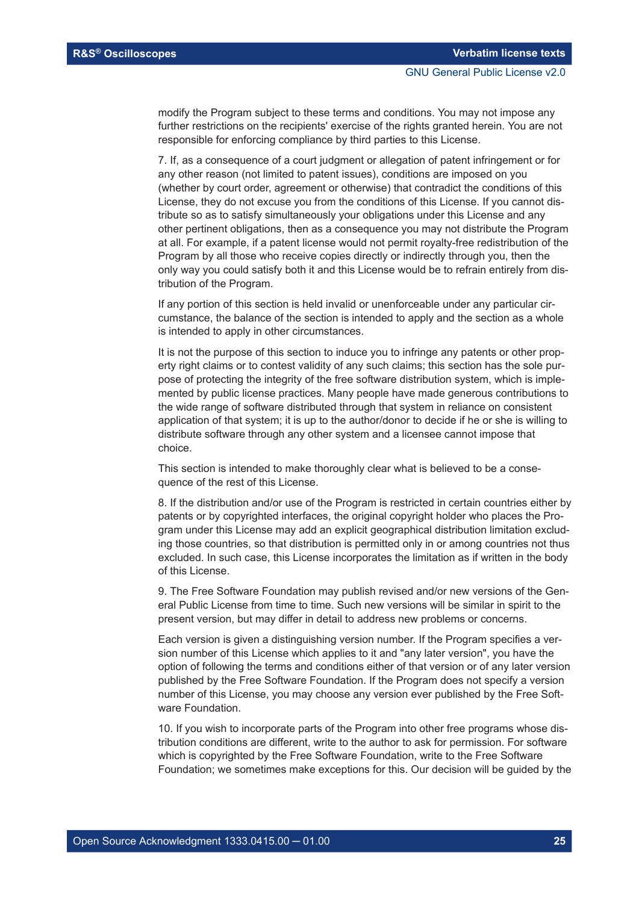modify the Program subject to these terms and conditions. You may not impose any further restrictions on the recipients' exercise of the rights granted herein. You are not responsible for enforcing compliance by third parties to this License.

7. If, as a consequence of a court judgment or allegation of patent infringement or for any other reason (not limited to patent issues), conditions are imposed on you (whether by court order, agreement or otherwise) that contradict the conditions of this License, they do not excuse you from the conditions of this License. If you cannot distribute so as to satisfy simultaneously your obligations under this License and any other pertinent obligations, then as a consequence you may not distribute the Program at all. For example, if a patent license would not permit royalty-free redistribution of the Program by all those who receive copies directly or indirectly through you, then the only way you could satisfy both it and this License would be to refrain entirely from distribution of the Program.

If any portion of this section is held invalid or unenforceable under any particular circumstance, the balance of the section is intended to apply and the section as a whole is intended to apply in other circumstances.

It is not the purpose of this section to induce you to infringe any patents or other property right claims or to contest validity of any such claims; this section has the sole purpose of protecting the integrity of the free software distribution system, which is implemented by public license practices. Many people have made generous contributions to the wide range of software distributed through that system in reliance on consistent application of that system; it is up to the author/donor to decide if he or she is willing to distribute software through any other system and a licensee cannot impose that choice.

This section is intended to make thoroughly clear what is believed to be a consequence of the rest of this License.

8. If the distribution and/or use of the Program is restricted in certain countries either by patents or by copyrighted interfaces, the original copyright holder who places the Program under this License may add an explicit geographical distribution limitation excluding those countries, so that distribution is permitted only in or among countries not thus excluded. In such case, this License incorporates the limitation as if written in the body of this License.

9. The Free Software Foundation may publish revised and/or new versions of the General Public License from time to time. Such new versions will be similar in spirit to the present version, but may differ in detail to address new problems or concerns.

Each version is given a distinguishing version number. If the Program specifies a version number of this License which applies to it and "any later version", you have the option of following the terms and conditions either of that version or of any later version published by the Free Software Foundation. If the Program does not specify a version number of this License, you may choose any version ever published by the Free Software Foundation.

10. If you wish to incorporate parts of the Program into other free programs whose distribution conditions are different, write to the author to ask for permission. For software which is copyrighted by the Free Software Foundation, write to the Free Software Foundation; we sometimes make exceptions for this. Our decision will be guided by the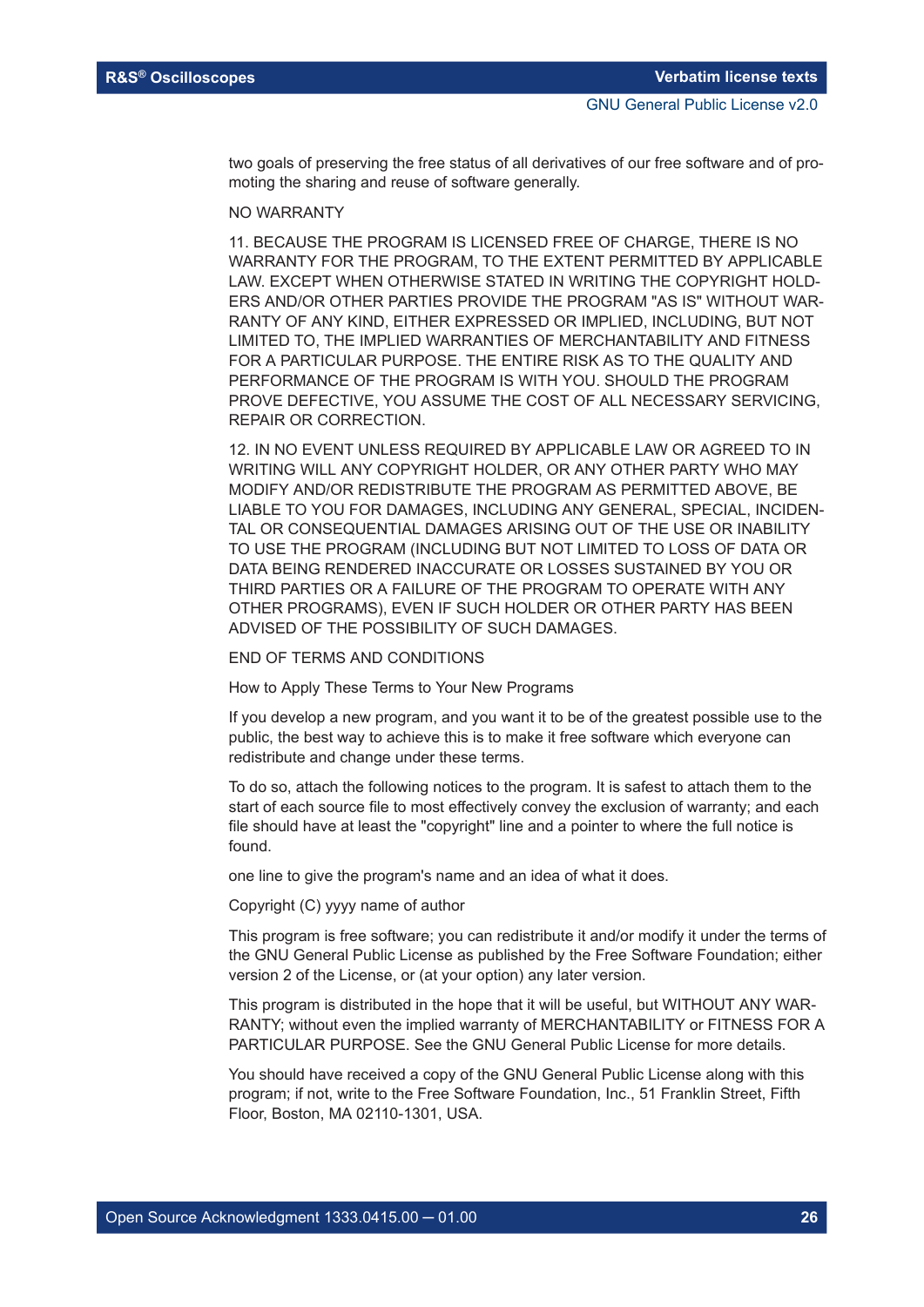two goals of preserving the free status of all derivatives of our free software and of promoting the sharing and reuse of software generally.

NO WARRANTY

11. BECAUSE THE PROGRAM IS LICENSED FREE OF CHARGE, THERE IS NO WARRANTY FOR THE PROGRAM, TO THE EXTENT PERMITTED BY APPLICABLE LAW. EXCEPT WHEN OTHERWISE STATED IN WRITING THE COPYRIGHT HOLDERS AND/OR OTHER PARTIES PROVIDE THE PROGRAM "AS IS" WITHOUT WARRANTY OF ANY KIND, EITHER EXPRESSED OR IMPLIED, INCLUDING, BUT NOT LIMITED TO, THE IMPLIED WARRANTIES OF MERCHANTABILITY AND FITNESS FOR A PARTICULAR PURPOSE. THE ENTIRE RISK AS TO THE QUALITY AND PERFORMANCE OF THE PROGRAM IS WITH YOU. SHOULD THE PROGRAM PROVE DEFECTIVE, YOU ASSUME THE COST OF ALL NECESSARY SERVICING, REPAIR OR CORRECTION.

12. IN NO EVENT UNLESS REQUIRED BY APPLICABLE LAW OR AGREED TO IN WRITING WILL ANY COPYRIGHT HOLDER, OR ANY OTHER PARTY WHO MAY MODIFY AND/OR REDISTRIBUTE THE PROGRAM AS PERMITTED ABOVE, BE LIABLE TO YOU FOR DAMAGES, INCLUDING ANY GENERAL, SPECIAL, INCIDENTAL OR CONSEQUENTIAL DAMAGES ARISING OUT OF THE USE OR INABILITY TO USE THE PROGRAM (INCLUDING BUT NOT LIMITED TO LOSS OF DATA OR DATA BEING RENDERED INACCURATE OR LOSSES SUSTAINED BY YOU OR THIRD PARTIES OR A FAILURE OF THE PROGRAM TO OPERATE WITH ANY OTHER PROGRAMS), EVEN IF SUCH HOLDER OR OTHER PARTY HAS BEEN ADVISED OF THE POSSIBILITY OF SUCH DAMAGES.

END OF TERMS AND CONDITIONS

How to Apply These Terms to Your New Programs

If you develop a new program, and you want it to be of the greatest possible use to the public, the best way to achieve this is to make it free software which everyone can redistribute and change under these terms.

To do so, attach the following notices to the program. It is safest to attach them to the start of each source file to most effectively convey the exclusion of warranty; and each file should have at least the "copyright" line and a pointer to where the full notice is found.

one line to give the program's name and an idea of what it does.

Copyright (C) yyyy name of author

This program is free software; you can redistribute it and/or modify it under the terms of the GNU General Public License as published by the Free Software Foundation; either version 2 of the License, or (at your option) any later version.

This program is distributed in the hope that it will be useful, but WITHOUT ANY WARRANTY; without even the implied warranty of MERCHANTABILITY or FITNESS FOR A PARTICULAR PURPOSE. See the GNU General Public License for more details.

You should have received a copy of the GNU General Public License along with this program; if not, write to the Free Software Foundation, Inc., 51 Franklin Street, Fifth Floor, Boston, MA 02110-1301, USA.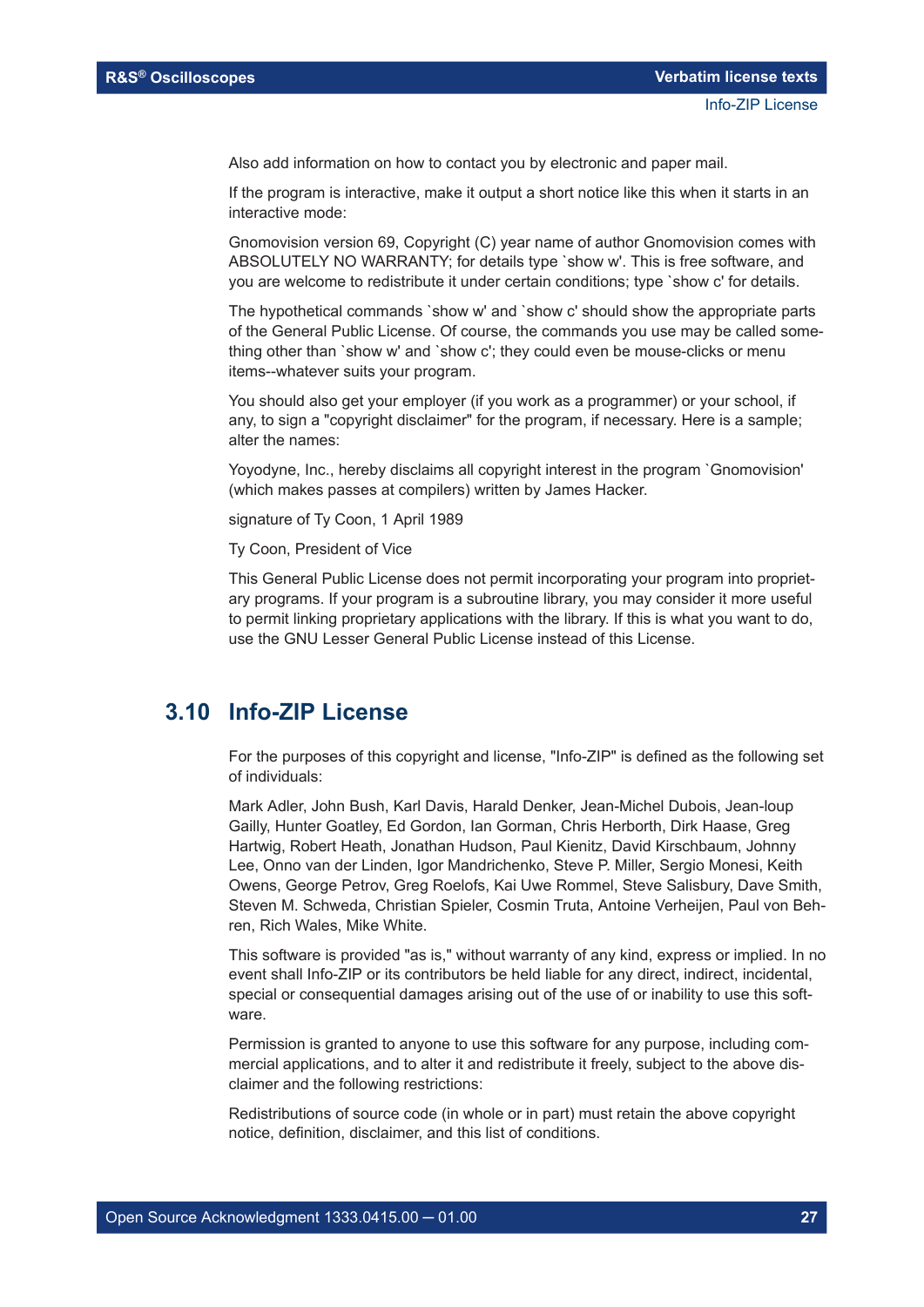Also add information on how to contact you by electronic and paper mail.

If the program is interactive, make it output a short notice like this when it starts in an interactive mode:

Gnomovision version 69, Copyright (C) year name of author Gnomovision comes with ABSOLUTELY NO WARRANTY; for details type `show w'. This is free software, and you are welcome to redistribute it under certain conditions; type `show c' for details.

The hypothetical commands `show w' and `show c' should show the appropriate parts of the General Public License. Of course, the commands you use may be called something other than `show w' and `show c'; they could even be mouse-clicks or menu items--whatever suits your program.

You should also get your employer (if you work as a programmer) or your school, if any, to sign a "copyright disclaimer" for the program, if necessary. Here is a sample; alter the names:

Yoyodyne, Inc., hereby disclaims all copyright interest in the program `Gnomovision' (which makes passes at compilers) written by James Hacker.

signature of Ty Coon, 1 April 1989

Ty Coon, President of Vice

This General Public License does not permit incorporating your program into proprietary programs. If your program is a subroutine library, you may consider it more useful to permit linking proprietary applications with the library. If this is what you want to do, use the GNU Lesser General Public License instead of this License.

## 3.10 Info-ZIP License

For the purposes of this copyright and license, "Info-ZIP" is defined as the following set of individuals:

Mark Adler, John Bush, Karl Davis, Harald Denker, Jean-Michel Dubois, Jean-loup Gailly, Hunter Goatley, Ed Gordon, Ian Gorman, Chris Herborth, Dirk Haase, Greg Hartwig, Robert Heath, Jonathan Hudson, Paul Kienitz, David Kirschbaum, Johnny Lee, Onno van der Linden, Igor Mandrichenko, Steve P. Miller, Sergio Monesi, Keith Owens, George Petrov, Greg Roelofs, Kai Uwe Rommel, Steve Salisbury, Dave Smith, Steven M. Schweda, Christian Spieler, Cosmin Truta, Antoine Verheijen, Paul von Behren, Rich Wales, Mike White.

This software is provided "as is," without warranty of any kind, express or implied. In no event shall Info-ZIP or its contributors be held liable for any direct, indirect, incidental, special or consequential damages arising out of the use of or inability to use this software.

Permission is granted to anyone to use this software for any purpose, including commercial applications, and to alter it and redistribute it freely, subject to the above disclaimer and the following restrictions:

Redistributions of source code (in whole or in part) must retain the above copyright notice, definition, disclaimer, and this list of conditions.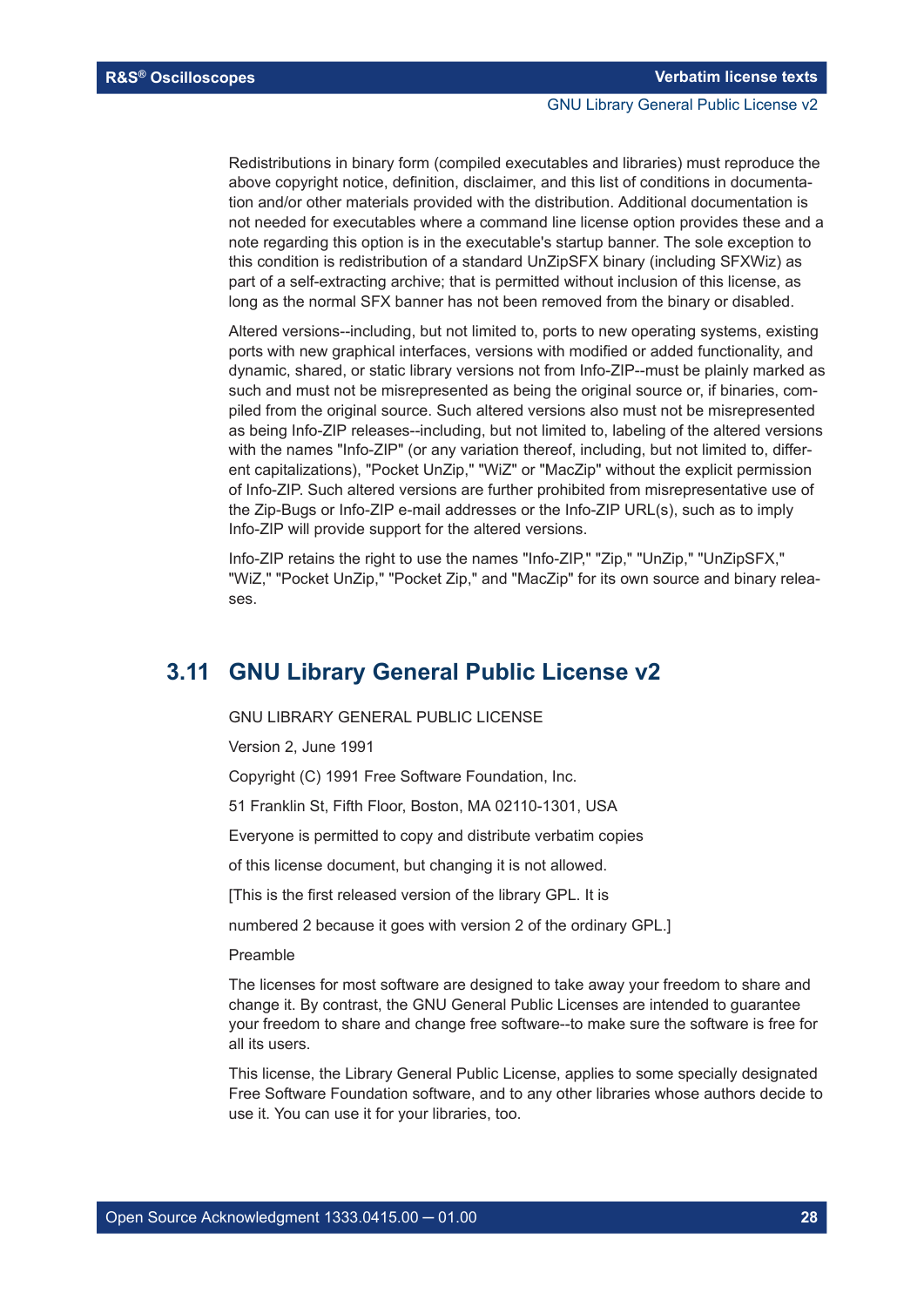Redistributions in binary form (compiled executables and libraries) must reproduce the above copyright notice, definition, disclaimer, and this list of conditions in documentation and/or other materials provided with the distribution. Additional documentation is not needed for executables where a command line license option provides these and a note regarding this option is in the executable's startup banner. The sole exception to this condition is redistribution of a standard UnZipSFX binary (including SFXWiz) as part of a self-extracting archive; that is permitted without inclusion of this license, as long as the normal SFX banner has not been removed from the binary or disabled.

Altered versions--including, but not limited to, ports to new operating systems, existing ports with new graphical interfaces, versions with modified or added functionality, and dynamic, shared, or static library versions not from Info-ZIP--must be plainly marked as such and must not be misrepresented as being the original source or, if binaries, compiled from the original source. Such altered versions also must not be misrepresented as being Info-ZIP releases--including, but not limited to, labeling of the altered versions with the names "Info-ZIP" (or any variation thereof, including, but not limited to, different capitalizations), "Pocket UnZip," "WiZ" or "MacZip" without the explicit permission of Info-ZIP. Such altered versions are further prohibited from misrepresentative use of the Zip-Bugs or Info-ZIP e-mail addresses or the Info-ZIP URL(s), such as to imply Info-ZIP will provide support for the altered versions.

Info-ZIP retains the right to use the names "Info-ZIP," "Zip," "UnZip," "UnZipSFX," "WiZ," "Pocket UnZip," "Pocket Zip," and "MacZip" for its own source and binary releases.

## 3.11 GNU Library General Public License v2

GNU LIBRARY GENERAL PUBLIC LICENSE

Version 2, June 1991

Copyright (C) 1991 Free Software Foundation, Inc.

51 Franklin St, Fifth Floor, Boston, MA 02110-1301, USA

Everyone is permitted to copy and distribute verbatim copies

of this license document, but changing it is not allowed.

[This is the first released version of the library GPL. It is

numbered 2 because it goes with version 2 of the ordinary GPL.]

Preamble

The licenses for most software are designed to take away your freedom to share and change it. By contrast, the GNU General Public Licenses are intended to guarantee your freedom to share and change free software--to make sure the software is free for all its users.

This license, the Library General Public License, applies to some specially designated Free Software Foundation software, and to any other libraries whose authors decide to use it. You can use it for your libraries, too.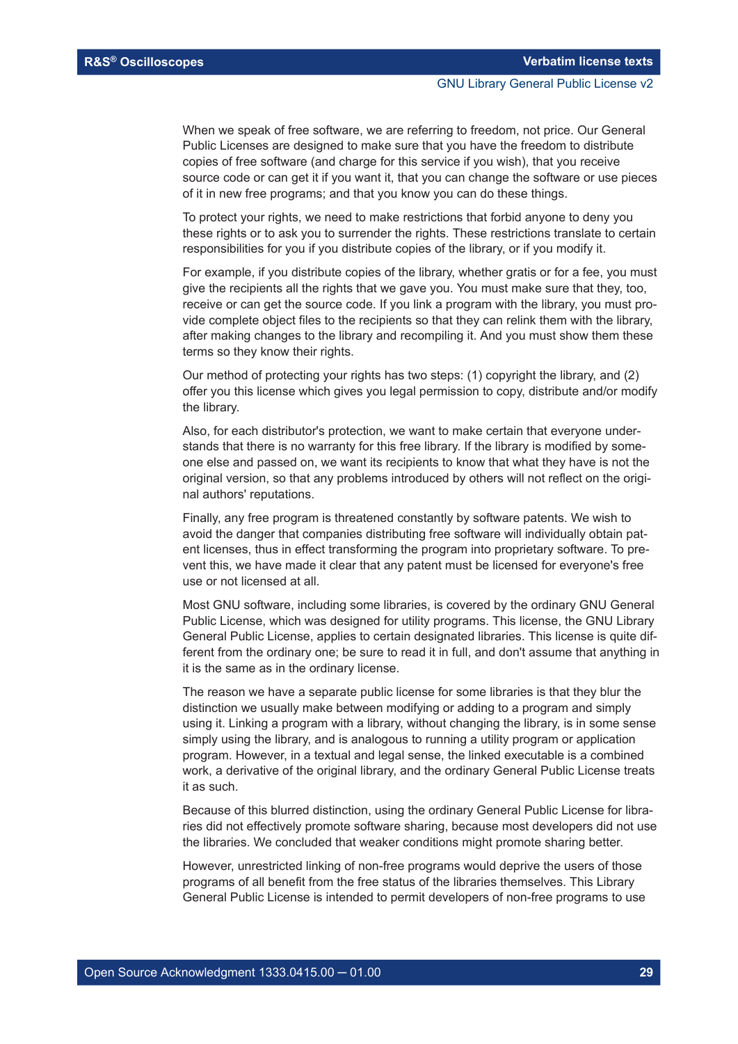When we speak of free software, we are referring to freedom, not price. Our General Public Licenses are designed to make sure that you have the freedom to distribute copies of free software (and charge for this service if you wish), that you receive source code or can get it if you want it, that you can change the software or use pieces of it in new free programs; and that you know you can do these things.

To protect your rights, we need to make restrictions that forbid anyone to deny you these rights or to ask you to surrender the rights. These restrictions translate to certain responsibilities for you if you distribute copies of the library, or if you modify it.

For example, if you distribute copies of the library, whether gratis or for a fee, you must give the recipients all the rights that we gave you. You must make sure that they, too, receive or can get the source code. If you link a program with the library, you must provide complete object files to the recipients so that they can relink them with the library, after making changes to the library and recompiling it. And you must show them these terms so they know their rights.

Our method of protecting your rights has two steps: (1) copyright the library, and (2) offer you this license which gives you legal permission to copy, distribute and/or modify the library.

Also, for each distributor's protection, we want to make certain that everyone understands that there is no warranty for this free library. If the library is modified by someone else and passed on, we want its recipients to know that what they have is not the original version, so that any problems introduced by others will not reflect on the original authors' reputations.

Finally, any free program is threatened constantly by software patents. We wish to avoid the danger that companies distributing free software will individually obtain patent licenses, thus in effect transforming the program into proprietary software. To prevent this, we have made it clear that any patent must be licensed for everyone's free use or not licensed at all.

Most GNU software, including some libraries, is covered by the ordinary GNU General Public License, which was designed for utility programs. This license, the GNU Library General Public License, applies to certain designated libraries. This license is quite different from the ordinary one; be sure to read it in full, and don't assume that anything in it is the same as in the ordinary license.

The reason we have a separate public license for some libraries is that they blur the distinction we usually make between modifying or adding to a program and simply using it. Linking a program with a library, without changing the library, is in some sense simply using the library, and is analogous to running a utility program or application program. However, in a textual and legal sense, the linked executable is a combined work, a derivative of the original library, and the ordinary General Public License treats it as such.

Because of this blurred distinction, using the ordinary General Public License for libraries did not effectively promote software sharing, because most developers did not use the libraries. We concluded that weaker conditions might promote sharing better.

However, unrestricted linking of non-free programs would deprive the users of those programs of all benefit from the free status of the libraries themselves. This Library General Public License is intended to permit developers of non-free programs to use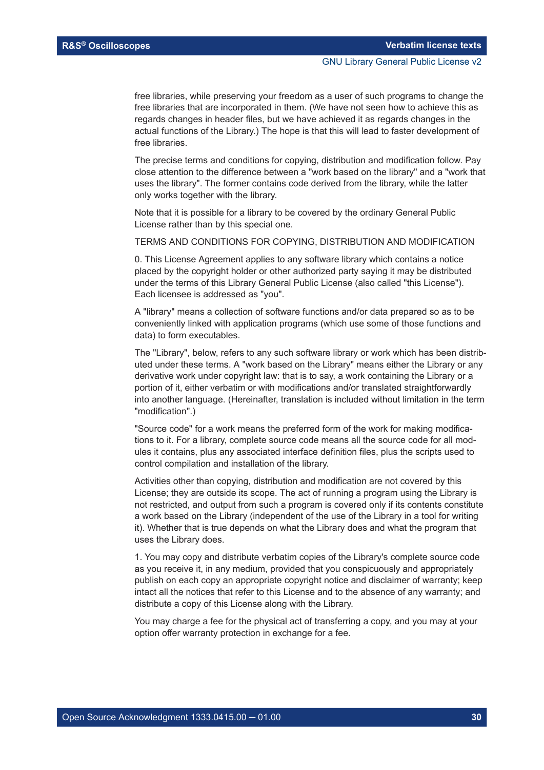free libraries, while preserving your freedom as a user of such programs to change the free libraries that are incorporated in them. (We have not seen how to achieve this as regards changes in header files, but we have achieved it as regards changes in the actual functions of the Library.) The hope is that this will lead to faster development of free libraries.

The precise terms and conditions for copying, distribution and modification follow. Pay close attention to the difference between a "work based on the library" and a "work that uses the library". The former contains code derived from the library, while the latter only works together with the library.

Note that it is possible for a library to be covered by the ordinary General Public License rather than by this special one.

TERMS AND CONDITIONS FOR COPYING, DISTRIBUTION AND MODIFICATION

0. This License Agreement applies to any software library which contains a notice placed by the copyright holder or other authorized party saying it may be distributed under the terms of this Library General Public License (also called "this License"). Each licensee is addressed as "you".

A "library" means a collection of software functions and/or data prepared so as to be conveniently linked with application programs (which use some of those functions and data) to form executables.

The "Library", below, refers to any such software library or work which has been distributed under these terms. A "work based on the Library" means either the Library or any derivative work under copyright law: that is to say, a work containing the Library or a portion of it, either verbatim or with modifications and/or translated straightforwardly into another language. (Hereinafter, translation is included without limitation in the term "modification".)

"Source code" for a work means the preferred form of the work for making modifications to it. For a library, complete source code means all the source code for all modules it contains, plus any associated interface definition files, plus the scripts used to control compilation and installation of the library.

Activities other than copying, distribution and modification are not covered by this License; they are outside its scope. The act of running a program using the Library is not restricted, and output from such a program is covered only if its contents constitute a work based on the Library (independent of the use of the Library in a tool for writing it). Whether that is true depends on what the Library does and what the program that uses the Library does.

1. You may copy and distribute verbatim copies of the Library's complete source code as you receive it, in any medium, provided that you conspicuously and appropriately publish on each copy an appropriate copyright notice and disclaimer of warranty; keep intact all the notices that refer to this License and to the absence of any warranty; and distribute a copy of this License along with the Library.

You may charge a fee for the physical act of transferring a copy, and you may at your option offer warranty protection in exchange for a fee.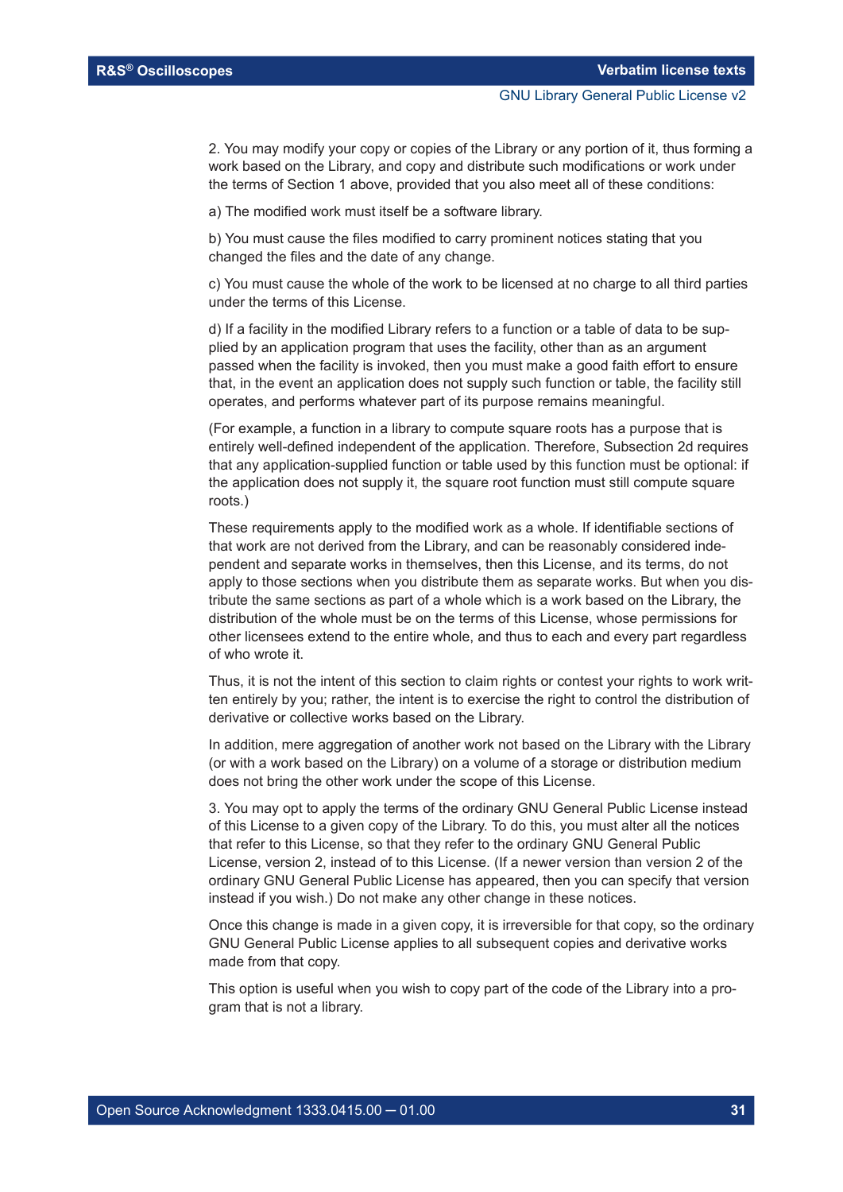2. You may modify your copy or copies of the Library or any portion of it, thus forming a work based on the Library, and copy and distribute such modifications or work under the terms of Section 1 above, provided that you also meet all of these conditions:

a) The modified work must itself be a software library.

b) You must cause the files modified to carry prominent notices stating that you changed the files and the date of any change.

c) You must cause the whole of the work to be licensed at no charge to all third parties under the terms of this License.

d) If a facility in the modified Library refers to a function or a table of data to be supplied by an application program that uses the facility, other than as an argument passed when the facility is invoked, then you must make a good faith effort to ensure that, in the event an application does not supply such function or table, the facility still operates, and performs whatever part of its purpose remains meaningful.

(For example, a function in a library to compute square roots has a purpose that is entirely well-defined independent of the application. Therefore, Subsection 2d requires that any application-supplied function or table used by this function must be optional: if the application does not supply it, the square root function must still compute square roots.)

These requirements apply to the modified work as a whole. If identifiable sections of that work are not derived from the Library, and can be reasonably considered independent and separate works in themselves, then this License, and its terms, do not apply to those sections when you distribute them as separate works. But when you distribute the same sections as part of a whole which is a work based on the Library, the distribution of the whole must be on the terms of this License, whose permissions for other licensees extend to the entire whole, and thus to each and every part regardless of who wrote it.

Thus, it is not the intent of this section to claim rights or contest your rights to work written entirely by you; rather, the intent is to exercise the right to control the distribution of derivative or collective works based on the Library.

In addition, mere aggregation of another work not based on the Library with the Library (or with a work based on the Library) on a volume of a storage or distribution medium does not bring the other work under the scope of this License.

3. You may opt to apply the terms of the ordinary GNU General Public License instead of this License to a given copy of the Library. To do this, you must alter all the notices that refer to this License, so that they refer to the ordinary GNU General Public License, version 2, instead of to this License. (If a newer version than version 2 of the ordinary GNU General Public License has appeared, then you can specify that version instead if you wish.) Do not make any other change in these notices.

Once this change is made in a given copy, it is irreversible for that copy, so the ordinary GNU General Public License applies to all subsequent copies and derivative works made from that copy.

This option is useful when you wish to copy part of the code of the Library into a program that is not a library.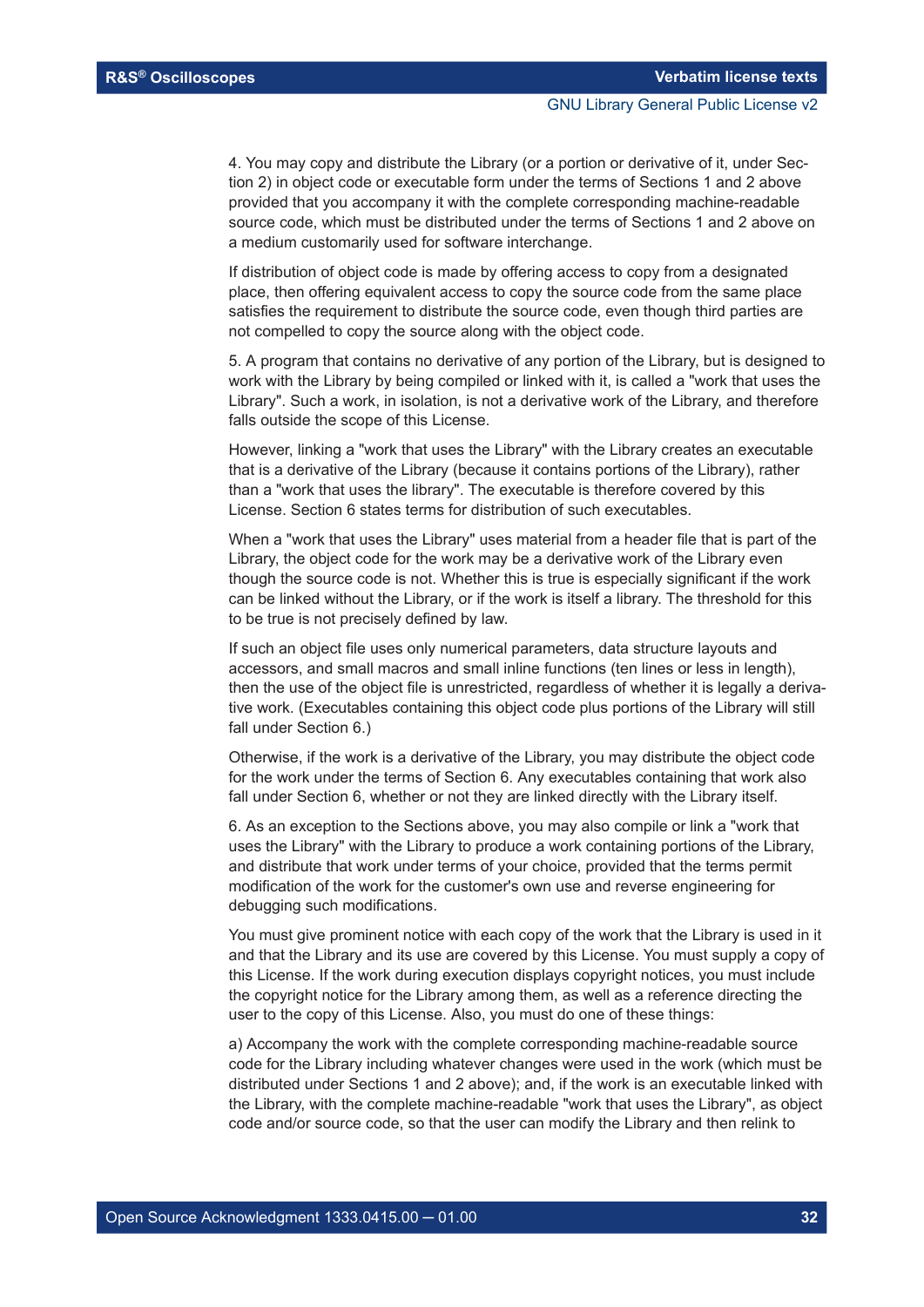4. You may copy and distribute the Library (or a portion or derivative of it, under Section 2) in object code or executable form under the terms of Sections 1 and 2 above provided that you accompany it with the complete corresponding machine-readable source code, which must be distributed under the terms of Sections 1 and 2 above on a medium customarily used for software interchange.

If distribution of object code is made by offering access to copy from a designated place, then offering equivalent access to copy the source code from the same place satisfies the requirement to distribute the source code, even though third parties are not compelled to copy the source along with the object code.

5. A program that contains no derivative of any portion of the Library, but is designed to work with the Library by being compiled or linked with it, is called a "work that uses the Library". Such a work, in isolation, is not a derivative work of the Library, and therefore falls outside the scope of this License.

However, linking a "work that uses the Library" with the Library creates an executable that is a derivative of the Library (because it contains portions of the Library), rather than a "work that uses the library". The executable is therefore covered by this License. Section 6 states terms for distribution of such executables.

When a "work that uses the Library" uses material from a header file that is part of the Library, the object code for the work may be a derivative work of the Library even though the source code is not. Whether this is true is especially significant if the work can be linked without the Library, or if the work is itself a library. The threshold for this to be true is not precisely defined by law.

If such an object file uses only numerical parameters, data structure layouts and accessors, and small macros and small inline functions (ten lines or less in length), then the use of the object file is unrestricted, regardless of whether it is legally a derivative work. (Executables containing this object code plus portions of the Library will still fall under Section 6.)

Otherwise, if the work is a derivative of the Library, you may distribute the object code for the work under the terms of Section 6. Any executables containing that work also fall under Section 6, whether or not they are linked directly with the Library itself.

6. As an exception to the Sections above, you may also compile or link a "work that uses the Library" with the Library to produce a work containing portions of the Library, and distribute that work under terms of your choice, provided that the terms permit modification of the work for the customer's own use and reverse engineering for debugging such modifications.

You must give prominent notice with each copy of the work that the Library is used in it and that the Library and its use are covered by this License. You must supply a copy of this License. If the work during execution displays copyright notices, you must include the copyright notice for the Library among them, as well as a reference directing the user to the copy of this License. Also, you must do one of these things:

a) Accompany the work with the complete corresponding machine-readable source code for the Library including whatever changes were used in the work (which must be distributed under Sections 1 and 2 above); and, if the work is an executable linked with the Library, with the complete machine-readable "work that uses the Library", as object code and/or source code, so that the user can modify the Library and then relink to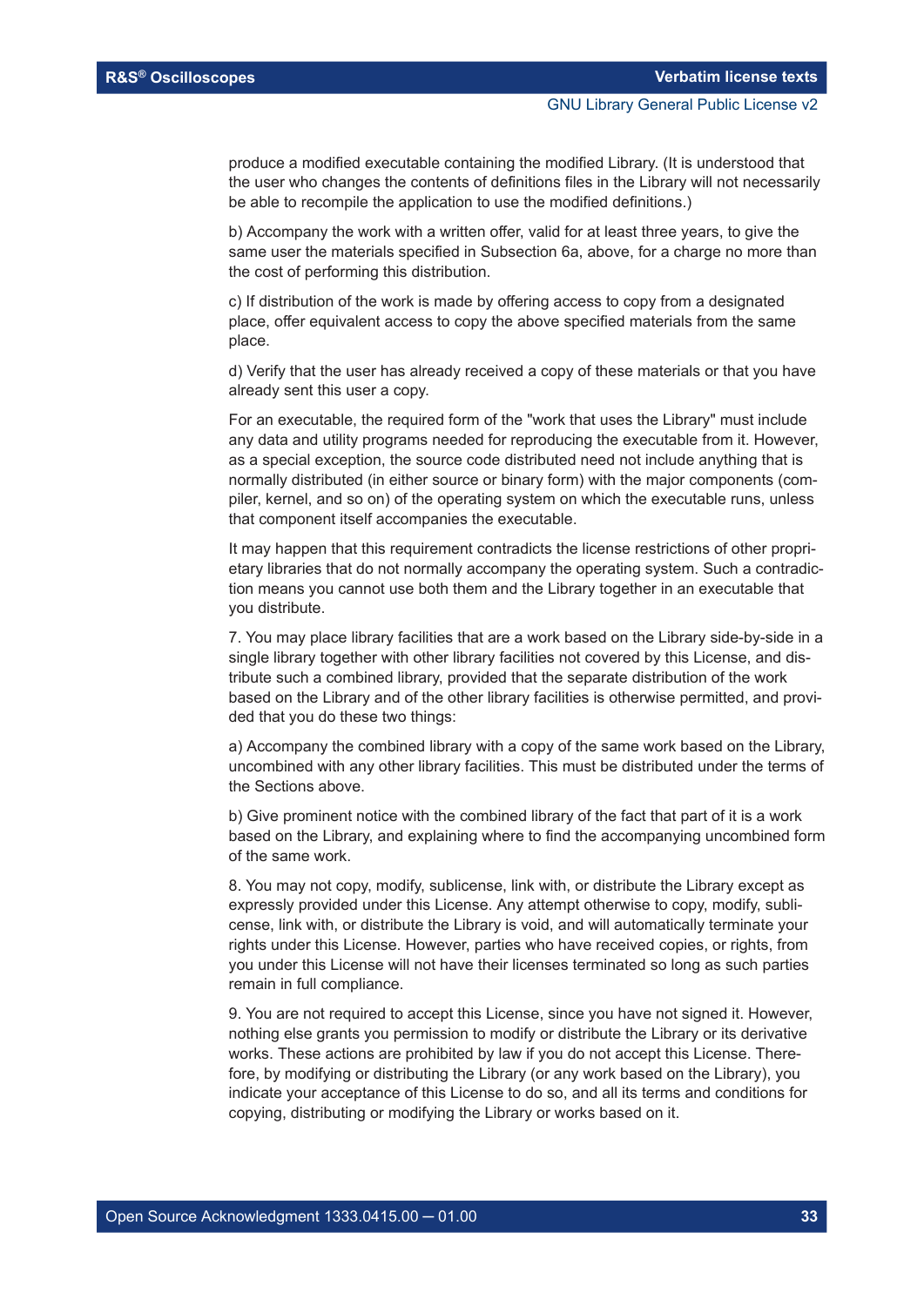produce a modified executable containing the modified Library. (It is understood that the user who changes the contents of definitions files in the Library will not necessarily be able to recompile the application to use the modified definitions.)

b) Accompany the work with a written offer, valid for at least three years, to give the same user the materials specified in Subsection 6a, above, for a charge no more than the cost of performing this distribution.

c) If distribution of the work is made by offering access to copy from a designated place, offer equivalent access to copy the above specified materials from the same place.

d) Verify that the user has already received a copy of these materials or that you have already sent this user a copy.

For an executable, the required form of the "work that uses the Library" must include any data and utility programs needed for reproducing the executable from it. However, as a special exception, the source code distributed need not include anything that is normally distributed (in either source or binary form) with the major components (compiler, kernel, and so on) of the operating system on which the executable runs, unless that component itself accompanies the executable.

It may happen that this requirement contradicts the license restrictions of other proprietary libraries that do not normally accompany the operating system. Such a contradiction means you cannot use both them and the Library together in an executable that you distribute.

7. You may place library facilities that are a work based on the Library side-by-side in a single library together with other library facilities not covered by this License, and distribute such a combined library, provided that the separate distribution of the work based on the Library and of the other library facilities is otherwise permitted, and provided that you do these two things:

a) Accompany the combined library with a copy of the same work based on the Library, uncombined with any other library facilities. This must be distributed under the terms of the Sections above.

b) Give prominent notice with the combined library of the fact that part of it is a work based on the Library, and explaining where to find the accompanying uncombined form of the same work.

8. You may not copy, modify, sublicense, link with, or distribute the Library except as expressly provided under this License. Any attempt otherwise to copy, modify, sublicense, link with, or distribute the Library is void, and will automatically terminate your rights under this License. However, parties who have received copies, or rights, from you under this License will not have their licenses terminated so long as such parties remain in full compliance.

9. You are not required to accept this License, since you have not signed it. However, nothing else grants you permission to modify or distribute the Library or its derivative works. These actions are prohibited by law if you do not accept this License. Therefore, by modifying or distributing the Library (or any work based on the Library), you indicate your acceptance of this License to do so, and all its terms and conditions for copying, distributing or modifying the Library or works based on it.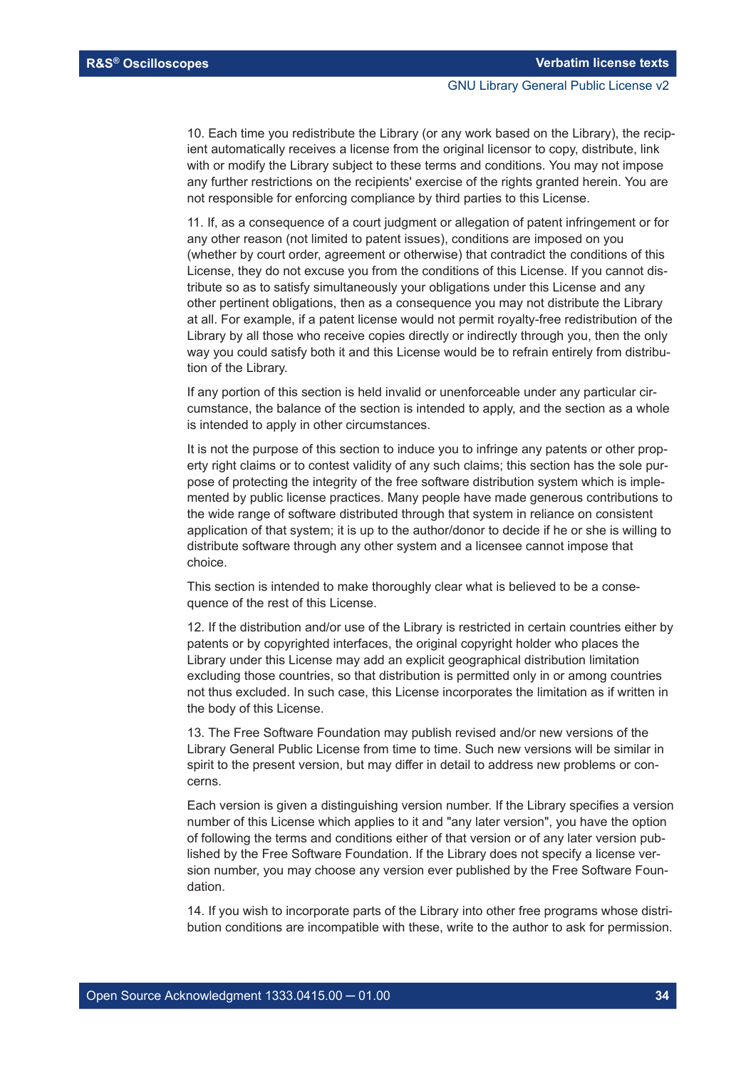10. Each time you redistribute the Library (or any work based on the Library), the recipient automatically receives a license from the original licensor to copy, distribute, link with or modify the Library subject to these terms and conditions. You may not impose any further restrictions on the recipients' exercise of the rights granted herein. You are not responsible for enforcing compliance by third parties to this License.

11. If, as a consequence of a court judgment or allegation of patent infringement or for any other reason (not limited to patent issues), conditions are imposed on you (whether by court order, agreement or otherwise) that contradict the conditions of this License, they do not excuse you from the conditions of this License. If you cannot distribute so as to satisfy simultaneously your obligations under this License and any other pertinent obligations, then as a consequence you may not distribute the Library at all. For example, if a patent license would not permit royalty-free redistribution of the Library by all those who receive copies directly or indirectly through you, then the only way you could satisfy both it and this License would be to refrain entirely from distribution of the Library.

If any portion of this section is held invalid or unenforceable under any particular circumstance, the balance of the section is intended to apply, and the section as a whole is intended to apply in other circumstances.

It is not the purpose of this section to induce you to infringe any patents or other property right claims or to contest validity of any such claims; this section has the sole purpose of protecting the integrity of the free software distribution system which is implemented by public license practices. Many people have made generous contributions to the wide range of software distributed through that system in reliance on consistent application of that system; it is up to the author/donor to decide if he or she is willing to distribute software through any other system and a licensee cannot impose that choice.

This section is intended to make thoroughly clear what is believed to be a consequence of the rest of this License.

12. If the distribution and/or use of the Library is restricted in certain countries either by patents or by copyrighted interfaces, the original copyright holder who places the Library under this License may add an explicit geographical distribution limitation excluding those countries, so that distribution is permitted only in or among countries not thus excluded. In such case, this License incorporates the limitation as if written in the body of this License.

13. The Free Software Foundation may publish revised and/or new versions of the Library General Public License from time to time. Such new versions will be similar in spirit to the present version, but may differ in detail to address new problems or concerns.

Each version is given a distinguishing version number. If the Library specifies a version number of this License which applies to it and "any later version", you have the option of following the terms and conditions either of that version or of any later version published by the Free Software Foundation. If the Library does not specify a license version number, you may choose any version ever published by the Free Software Foundation.

14. If you wish to incorporate parts of the Library into other free programs whose distribution conditions are incompatible with these, write to the author to ask for permission.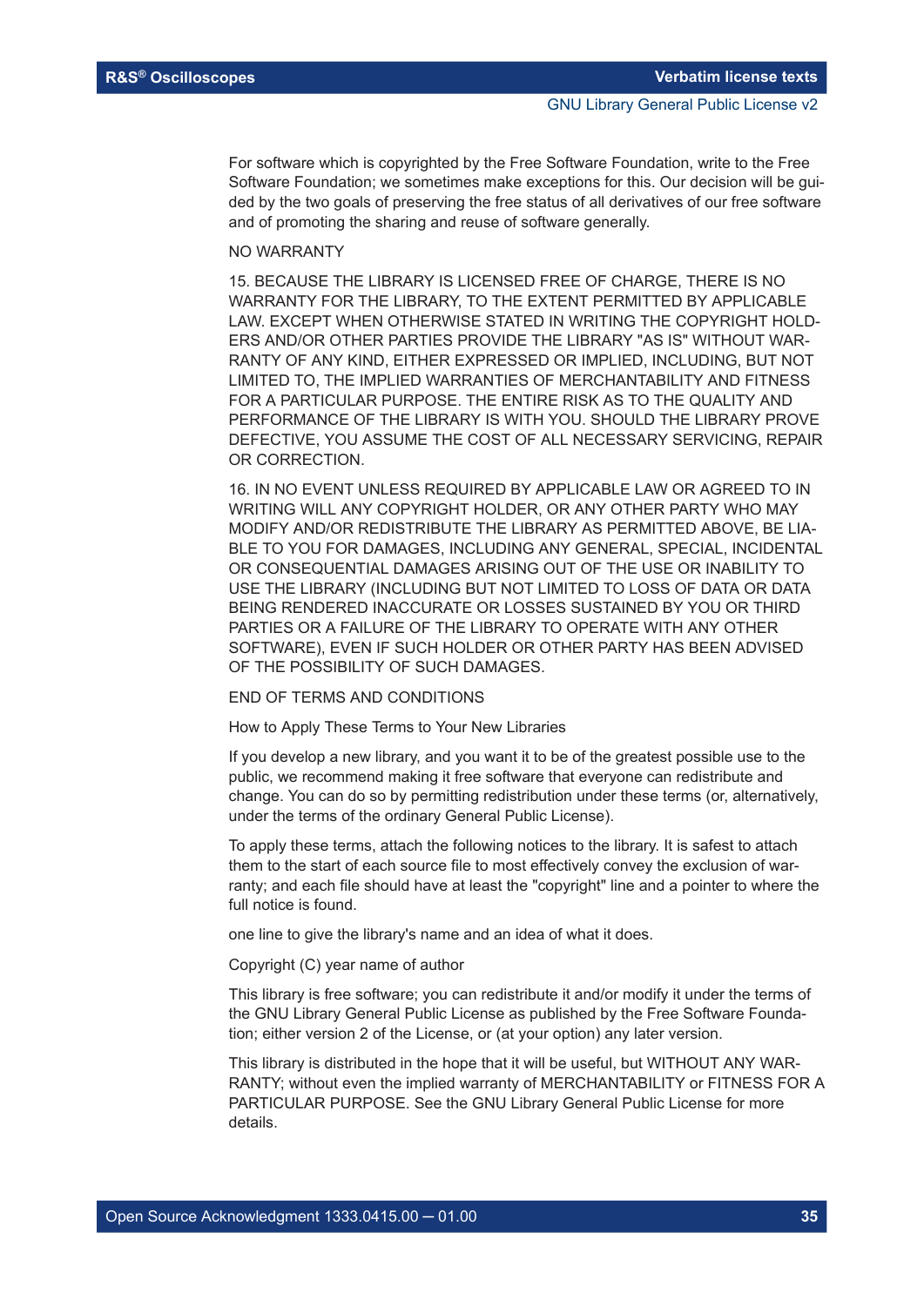For software which is copyrighted by the Free Software Foundation, write to the Free Software Foundation; we sometimes make exceptions for this. Our decision will be guided by the two goals of preserving the free status of all derivatives of our free software and of promoting the sharing and reuse of software generally.

NO WARRANTY

15. BECAUSE THE LIBRARY IS LICENSED FREE OF CHARGE, THERE IS NO WARRANTY FOR THE LIBRARY, TO THE EXTENT PERMITTED BY APPLICABLE LAW. EXCEPT WHEN OTHERWISE STATED IN WRITING THE COPYRIGHT HOLDERS AND/OR OTHER PARTIES PROVIDE THE LIBRARY "AS IS" WITHOUT WARRANTY OF ANY KIND, EITHER EXPRESSED OR IMPLIED, INCLUDING, BUT NOT LIMITED TO, THE IMPLIED WARRANTIES OF MERCHANTABILITY AND FITNESS FOR A PARTICULAR PURPOSE. THE ENTIRE RISK AS TO THE QUALITY AND PERFORMANCE OF THE LIBRARY IS WITH YOU. SHOULD THE LIBRARY PROVE DEFECTIVE, YOU ASSUME THE COST OF ALL NECESSARY SERVICING, REPAIR OR CORRECTION.

16. IN NO EVENT UNLESS REQUIRED BY APPLICABLE LAW OR AGREED TO IN WRITING WILL ANY COPYRIGHT HOLDER, OR ANY OTHER PARTY WHO MAY MODIFY AND/OR REDISTRIBUTE THE LIBRARY AS PERMITTED ABOVE, BE LIABLE TO YOU FOR DAMAGES, INCLUDING ANY GENERAL, SPECIAL, INCIDENTAL OR CONSEQUENTIAL DAMAGES ARISING OUT OF THE USE OR INABILITY TO USE THE LIBRARY (INCLUDING BUT NOT LIMITED TO LOSS OF DATA OR DATA BEING RENDERED INACCURATE OR LOSSES SUSTAINED BY YOU OR THIRD PARTIES OR A FAILURE OF THE LIBRARY TO OPERATE WITH ANY OTHER SOFTWARE), EVEN IF SUCH HOLDER OR OTHER PARTY HAS BEEN ADVISED OF THE POSSIBILITY OF SUCH DAMAGES.

END OF TERMS AND CONDITIONS

How to Apply These Terms to Your New Libraries

If you develop a new library, and you want it to be of the greatest possible use to the public, we recommend making it free software that everyone can redistribute and change. You can do so by permitting redistribution under these terms (or, alternatively, under the terms of the ordinary General Public License).

To apply these terms, attach the following notices to the library. It is safest to attach them to the start of each source file to most effectively convey the exclusion of warranty; and each file should have at least the "copyright" line and a pointer to where the full notice is found.

one line to give the library's name and an idea of what it does.

Copyright (C) year name of author

This library is free software; you can redistribute it and/or modify it under the terms of the GNU Library General Public License as published by the Free Software Foundation; either version 2 of the License, or (at your option) any later version.

This library is distributed in the hope that it will be useful, but WITHOUT ANY WARRANTY; without even the implied warranty of MERCHANTABILITY or FITNESS FOR A PARTICULAR PURPOSE. See the GNU Library General Public License for more details.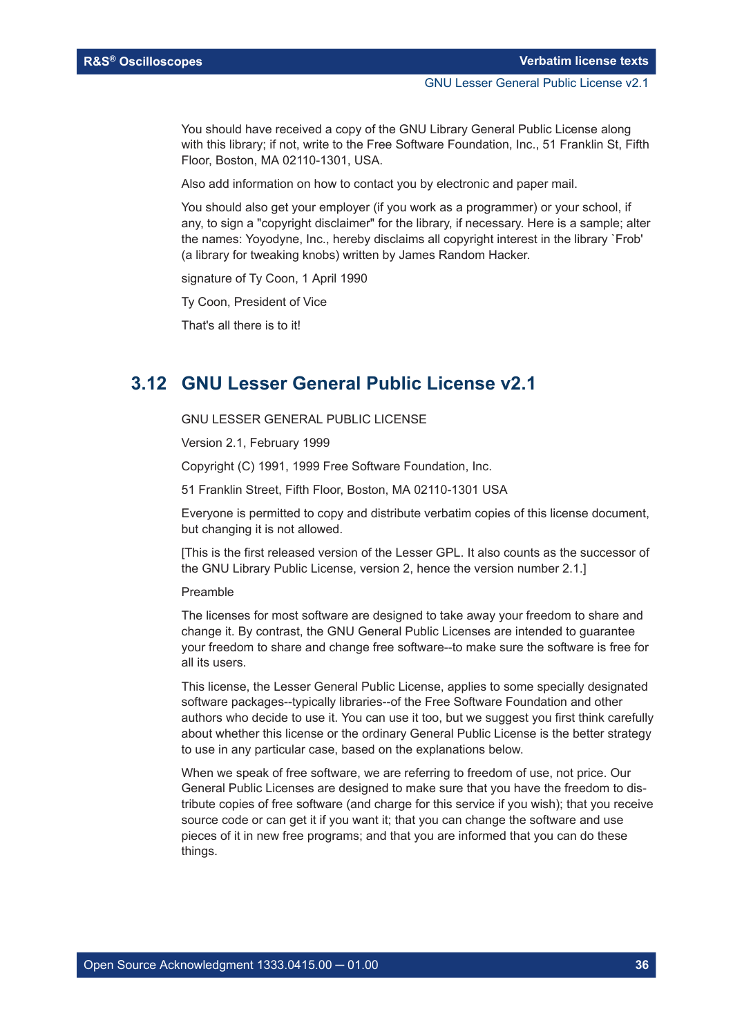You should have received a copy of the GNU Library General Public License along with this library; if not, write to the Free Software Foundation, Inc., 51 Franklin St, Fifth Floor, Boston, MA 02110-1301, USA.

Also add information on how to contact you by electronic and paper mail.

You should also get your employer (if you work as a programmer) or your school, if any, to sign a "copyright disclaimer" for the library, if necessary. Here is a sample; alter the names: Yoyodyne, Inc., hereby disclaims all copyright interest in the library `Frob' (a library for tweaking knobs) written by James Random Hacker.

signature of Ty Coon, 1 April 1990

Ty Coon, President of Vice

That's all there is to it!

## 3.12 GNU Lesser General Public License v2.1

GNU LESSER GENERAL PUBLIC LICENSE

Version 2.1, February 1999

Copyright (C) 1991, 1999 Free Software Foundation, Inc.

51 Franklin Street, Fifth Floor, Boston, MA 02110-1301 USA

Everyone is permitted to copy and distribute verbatim copies of this license document, but changing it is not allowed.

[This is the first released version of the Lesser GPL. It also counts as the successor of the GNU Library Public License, version 2, hence the version number 2.1.]

Preamble

The licenses for most software are designed to take away your freedom to share and change it. By contrast, the GNU General Public Licenses are intended to guarantee your freedom to share and change free software--to make sure the software is free for all its users.

This license, the Lesser General Public License, applies to some specially designated software packages--typically libraries--of the Free Software Foundation and other authors who decide to use it. You can use it too, but we suggest you first think carefully about whether this license or the ordinary General Public License is the better strategy to use in any particular case, based on the explanations below.

When we speak of free software, we are referring to freedom of use, not price. Our General Public Licenses are designed to make sure that you have the freedom to distribute copies of free software (and charge for this service if you wish); that you receive source code or can get it if you want it; that you can change the software and use pieces of it in new free programs; and that you are informed that you can do these things.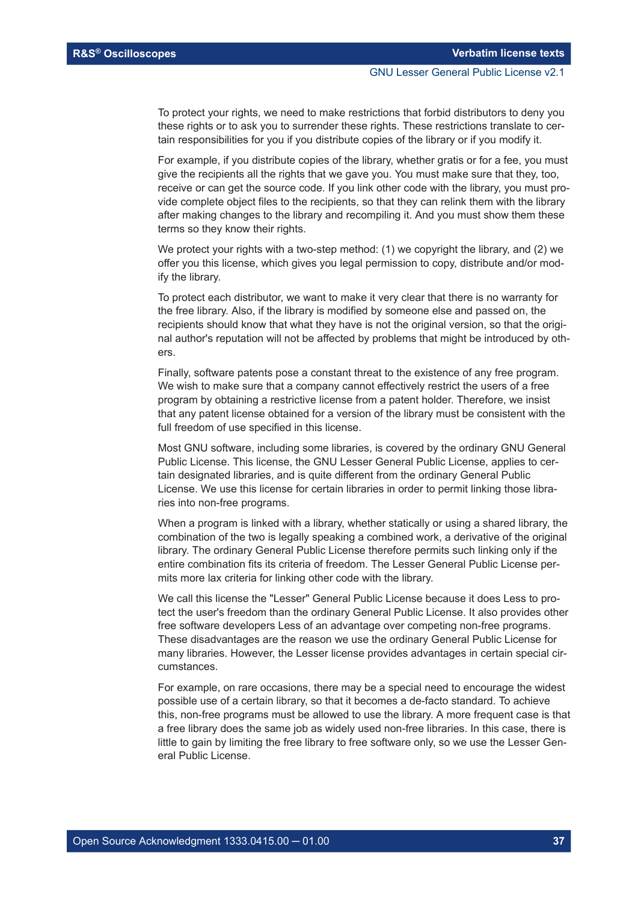To protect your rights, we need to make restrictions that forbid distributors to deny you these rights or to ask you to surrender these rights. These restrictions translate to certain responsibilities for you if you distribute copies of the library or if you modify it.

For example, if you distribute copies of the library, whether gratis or for a fee, you must give the recipients all the rights that we gave you. You must make sure that they, too, receive or can get the source code. If you link other code with the library, you must provide complete object files to the recipients, so that they can relink them with the library after making changes to the library and recompiling it. And you must show them these terms so they know their rights.

We protect your rights with a two-step method: (1) we copyright the library, and (2) we offer you this license, which gives you legal permission to copy, distribute and/or modify the library.

To protect each distributor, we want to make it very clear that there is no warranty for the free library. Also, if the library is modified by someone else and passed on, the recipients should know that what they have is not the original version, so that the original author's reputation will not be affected by problems that might be introduced by others.

Finally, software patents pose a constant threat to the existence of any free program. We wish to make sure that a company cannot effectively restrict the users of a free program by obtaining a restrictive license from a patent holder. Therefore, we insist that any patent license obtained for a version of the library must be consistent with the full freedom of use specified in this license.

Most GNU software, including some libraries, is covered by the ordinary GNU General Public License. This license, the GNU Lesser General Public License, applies to certain designated libraries, and is quite different from the ordinary General Public License. We use this license for certain libraries in order to permit linking those libraries into non-free programs.

When a program is linked with a library, whether statically or using a shared library, the combination of the two is legally speaking a combined work, a derivative of the original library. The ordinary General Public License therefore permits such linking only if the entire combination fits its criteria of freedom. The Lesser General Public License permits more lax criteria for linking other code with the library.

We call this license the "Lesser" General Public License because it does Less to protect the user's freedom than the ordinary General Public License. It also provides other free software developers Less of an advantage over competing non-free programs. These disadvantages are the reason we use the ordinary General Public License for many libraries. However, the Lesser license provides advantages in certain special circumstances.

For example, on rare occasions, there may be a special need to encourage the widest possible use of a certain library, so that it becomes a de-facto standard. To achieve this, non-free programs must be allowed to use the library. A more frequent case is that a free library does the same job as widely used non-free libraries. In this case, there is little to gain by limiting the free library to free software only, so we use the Lesser General Public License.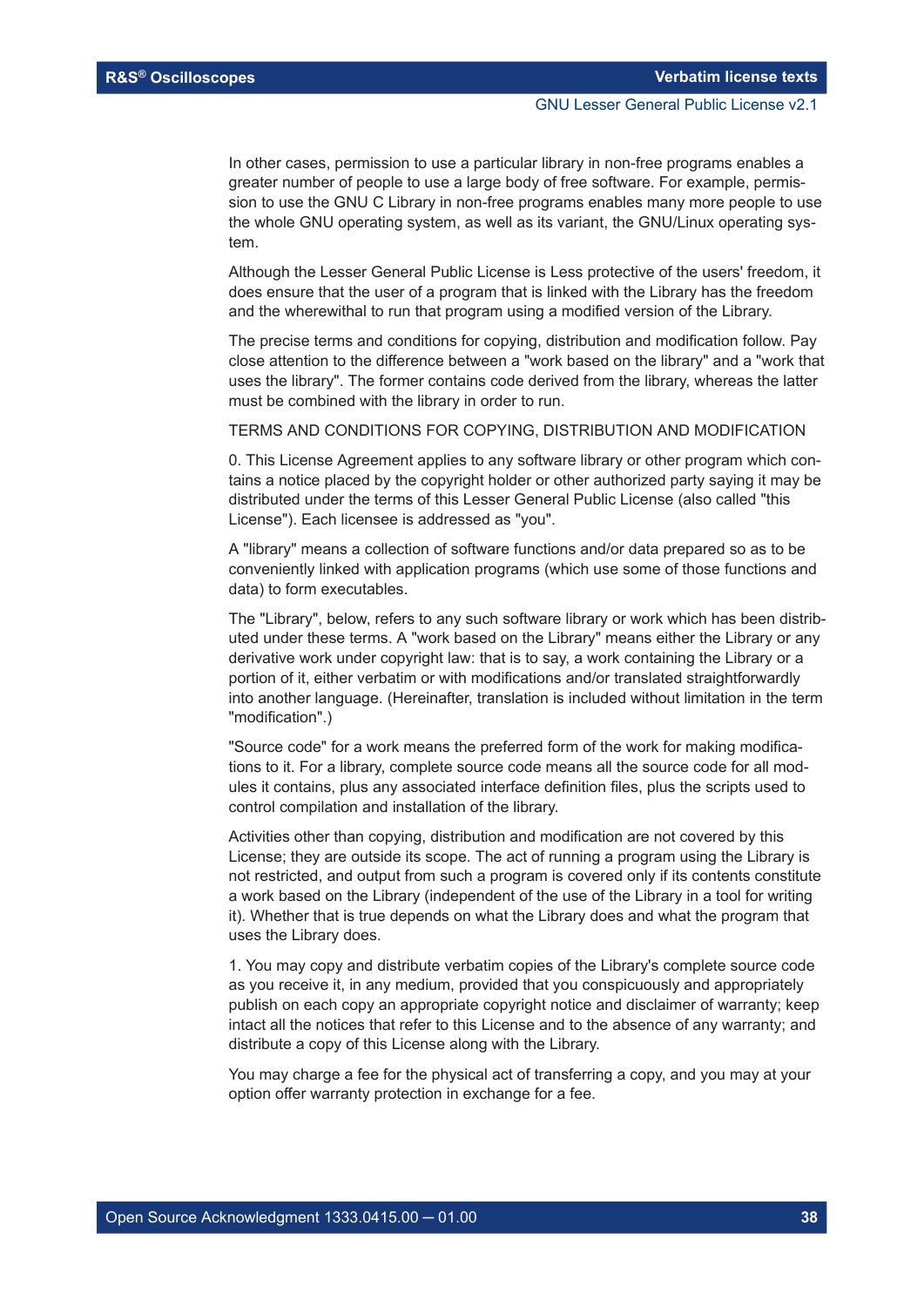In other cases, permission to use a particular library in non-free programs enables a greater number of people to use a large body of free software. For example, permission to use the GNU C Library in non-free programs enables many more people to use the whole GNU operating system, as well as its variant, the GNU/Linux operating system.

Although the Lesser General Public License is Less protective of the users' freedom, it does ensure that the user of a program that is linked with the Library has the freedom and the wherewithal to run that program using a modified version of the Library.

The precise terms and conditions for copying, distribution and modification follow. Pay close attention to the difference between a "work based on the library" and a "work that uses the library". The former contains code derived from the library, whereas the latter must be combined with the library in order to run.

TERMS AND CONDITIONS FOR COPYING, DISTRIBUTION AND MODIFICATION

0. This License Agreement applies to any software library or other program which contains a notice placed by the copyright holder or other authorized party saying it may be distributed under the terms of this Lesser General Public License (also called "this License"). Each licensee is addressed as "you".

A "library" means a collection of software functions and/or data prepared so as to be conveniently linked with application programs (which use some of those functions and data) to form executables.

The "Library", below, refers to any such software library or work which has been distributed under these terms. A "work based on the Library" means either the Library or any derivative work under copyright law: that is to say, a work containing the Library or a portion of it, either verbatim or with modifications and/or translated straightforwardly into another language. (Hereinafter, translation is included without limitation in the term "modification".)

"Source code" for a work means the preferred form of the work for making modifications to it. For a library, complete source code means all the source code for all modules it contains, plus any associated interface definition files, plus the scripts used to control compilation and installation of the library.

Activities other than copying, distribution and modification are not covered by this License; they are outside its scope. The act of running a program using the Library is not restricted, and output from such a program is covered only if its contents constitute a work based on the Library (independent of the use of the Library in a tool for writing it). Whether that is true depends on what the Library does and what the program that uses the Library does.

1. You may copy and distribute verbatim copies of the Library's complete source code as you receive it, in any medium, provided that you conspicuously and appropriately publish on each copy an appropriate copyright notice and disclaimer of warranty; keep intact all the notices that refer to this License and to the absence of any warranty; and distribute a copy of this License along with the Library.

You may charge a fee for the physical act of transferring a copy, and you may at your option offer warranty protection in exchange for a fee.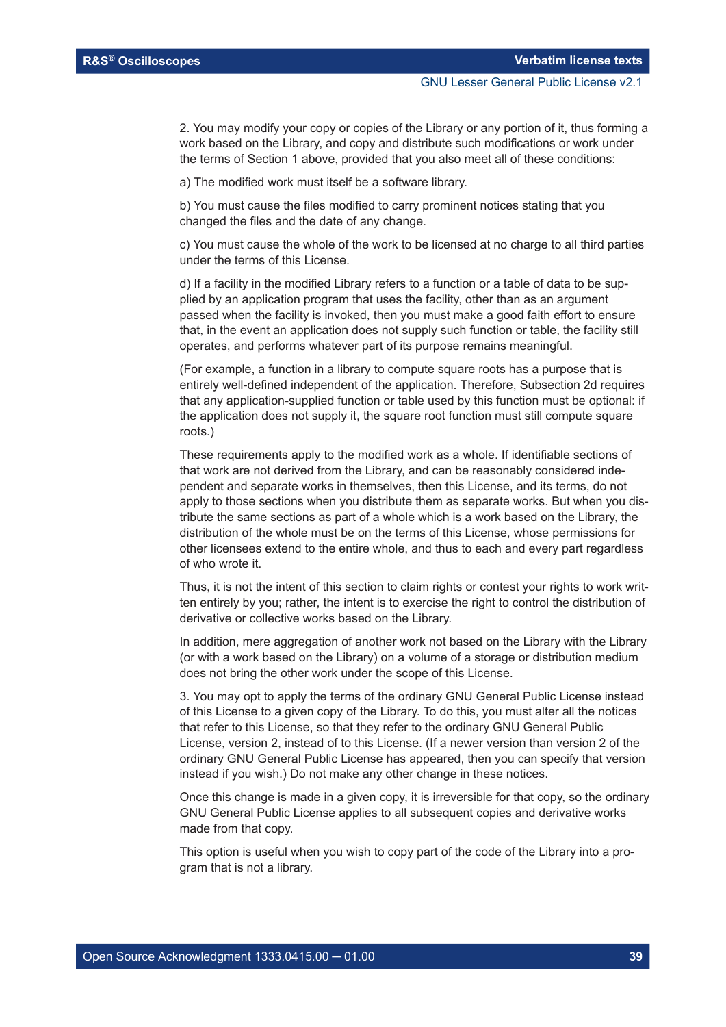2. You may modify your copy or copies of the Library or any portion of it, thus forming a work based on the Library, and copy and distribute such modifications or work under the terms of Section 1 above, provided that you also meet all of these conditions:

a) The modified work must itself be a software library.

b) You must cause the files modified to carry prominent notices stating that you changed the files and the date of any change.

c) You must cause the whole of the work to be licensed at no charge to all third parties under the terms of this License.

d) If a facility in the modified Library refers to a function or a table of data to be supplied by an application program that uses the facility, other than as an argument passed when the facility is invoked, then you must make a good faith effort to ensure that, in the event an application does not supply such function or table, the facility still operates, and performs whatever part of its purpose remains meaningful.

(For example, a function in a library to compute square roots has a purpose that is entirely well-defined independent of the application. Therefore, Subsection 2d requires that any application-supplied function or table used by this function must be optional: if the application does not supply it, the square root function must still compute square roots.)

These requirements apply to the modified work as a whole. If identifiable sections of that work are not derived from the Library, and can be reasonably considered independent and separate works in themselves, then this License, and its terms, do not apply to those sections when you distribute them as separate works. But when you distribute the same sections as part of a whole which is a work based on the Library, the distribution of the whole must be on the terms of this License, whose permissions for other licensees extend to the entire whole, and thus to each and every part regardless of who wrote it.

Thus, it is not the intent of this section to claim rights or contest your rights to work written entirely by you; rather, the intent is to exercise the right to control the distribution of derivative or collective works based on the Library.

In addition, mere aggregation of another work not based on the Library with the Library (or with a work based on the Library) on a volume of a storage or distribution medium does not bring the other work under the scope of this License.

3. You may opt to apply the terms of the ordinary GNU General Public License instead of this License to a given copy of the Library. To do this, you must alter all the notices that refer to this License, so that they refer to the ordinary GNU General Public License, version 2, instead of to this License. (If a newer version than version 2 of the ordinary GNU General Public License has appeared, then you can specify that version instead if you wish.) Do not make any other change in these notices.

Once this change is made in a given copy, it is irreversible for that copy, so the ordinary GNU General Public License applies to all subsequent copies and derivative works made from that copy.

This option is useful when you wish to copy part of the code of the Library into a program that is not a library.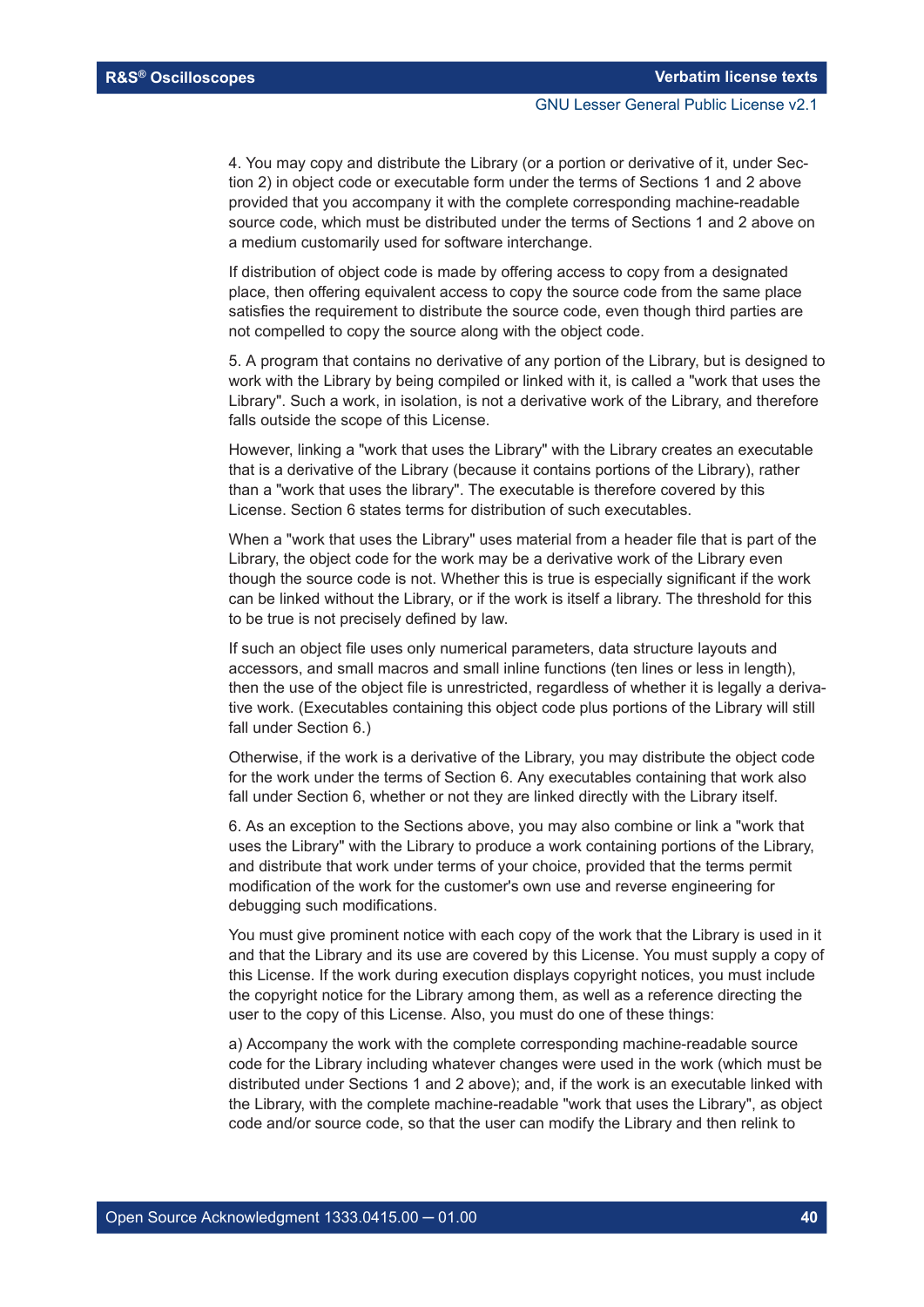4. You may copy and distribute the Library (or a portion or derivative of it, under Section 2) in object code or executable form under the terms of Sections 1 and 2 above provided that you accompany it with the complete corresponding machine-readable source code, which must be distributed under the terms of Sections 1 and 2 above on a medium customarily used for software interchange.

If distribution of object code is made by offering access to copy from a designated place, then offering equivalent access to copy the source code from the same place satisfies the requirement to distribute the source code, even though third parties are not compelled to copy the source along with the object code.

5. A program that contains no derivative of any portion of the Library, but is designed to work with the Library by being compiled or linked with it, is called a "work that uses the Library". Such a work, in isolation, is not a derivative work of the Library, and therefore falls outside the scope of this License.

However, linking a "work that uses the Library" with the Library creates an executable that is a derivative of the Library (because it contains portions of the Library), rather than a "work that uses the library". The executable is therefore covered by this License. Section 6 states terms for distribution of such executables.

When a "work that uses the Library" uses material from a header file that is part of the Library, the object code for the work may be a derivative work of the Library even though the source code is not. Whether this is true is especially significant if the work can be linked without the Library, or if the work is itself a library. The threshold for this to be true is not precisely defined by law.

If such an object file uses only numerical parameters, data structure layouts and accessors, and small macros and small inline functions (ten lines or less in length), then the use of the object file is unrestricted, regardless of whether it is legally a derivative work. (Executables containing this object code plus portions of the Library will still fall under Section 6.)

Otherwise, if the work is a derivative of the Library, you may distribute the object code for the work under the terms of Section 6. Any executables containing that work also fall under Section 6, whether or not they are linked directly with the Library itself.

6. As an exception to the Sections above, you may also combine or link a "work that uses the Library" with the Library to produce a work containing portions of the Library, and distribute that work under terms of your choice, provided that the terms permit modification of the work for the customer's own use and reverse engineering for debugging such modifications.

You must give prominent notice with each copy of the work that the Library is used in it and that the Library and its use are covered by this License. You must supply a copy of this License. If the work during execution displays copyright notices, you must include the copyright notice for the Library among them, as well as a reference directing the user to the copy of this License. Also, you must do one of these things:

a) Accompany the work with the complete corresponding machine-readable source code for the Library including whatever changes were used in the work (which must be distributed under Sections 1 and 2 above); and, if the work is an executable linked with the Library, with the complete machine-readable "work that uses the Library", as object code and/or source code, so that the user can modify the Library and then relink to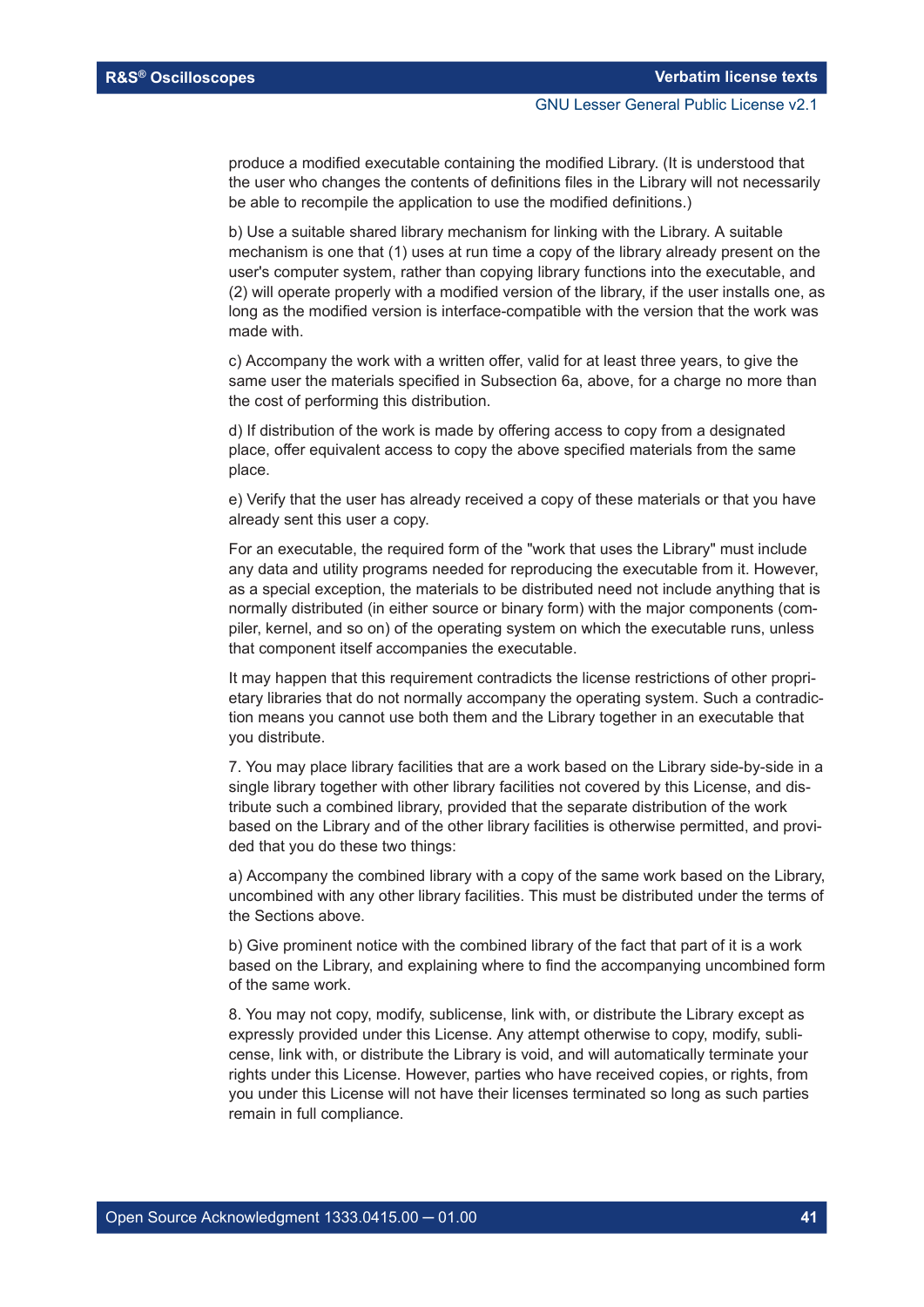produce a modified executable containing the modified Library. (It is understood that the user who changes the contents of definitions files in the Library will not necessarily be able to recompile the application to use the modified definitions.)

b) Use a suitable shared library mechanism for linking with the Library. A suitable mechanism is one that (1) uses at run time a copy of the library already present on the user's computer system, rather than copying library functions into the executable, and (2) will operate properly with a modified version of the library, if the user installs one, as long as the modified version is interface-compatible with the version that the work was made with.

c) Accompany the work with a written offer, valid for at least three years, to give the same user the materials specified in Subsection 6a, above, for a charge no more than the cost of performing this distribution.

d) If distribution of the work is made by offering access to copy from a designated place, offer equivalent access to copy the above specified materials from the same place.

e) Verify that the user has already received a copy of these materials or that you have already sent this user a copy.

For an executable, the required form of the "work that uses the Library" must include any data and utility programs needed for reproducing the executable from it. However, as a special exception, the materials to be distributed need not include anything that is normally distributed (in either source or binary form) with the major components (compiler, kernel, and so on) of the operating system on which the executable runs, unless that component itself accompanies the executable.

It may happen that this requirement contradicts the license restrictions of other proprietary libraries that do not normally accompany the operating system. Such a contradiction means you cannot use both them and the Library together in an executable that you distribute.

7. You may place library facilities that are a work based on the Library side-by-side in a single library together with other library facilities not covered by this License, and distribute such a combined library, provided that the separate distribution of the work based on the Library and of the other library facilities is otherwise permitted, and provided that you do these two things:

a) Accompany the combined library with a copy of the same work based on the Library, uncombined with any other library facilities. This must be distributed under the terms of the Sections above.

b) Give prominent notice with the combined library of the fact that part of it is a work based on the Library, and explaining where to find the accompanying uncombined form of the same work.

8. You may not copy, modify, sublicense, link with, or distribute the Library except as expressly provided under this License. Any attempt otherwise to copy, modify, sublicense, link with, or distribute the Library is void, and will automatically terminate your rights under this License. However, parties who have received copies, or rights, from you under this License will not have their licenses terminated so long as such parties remain in full compliance.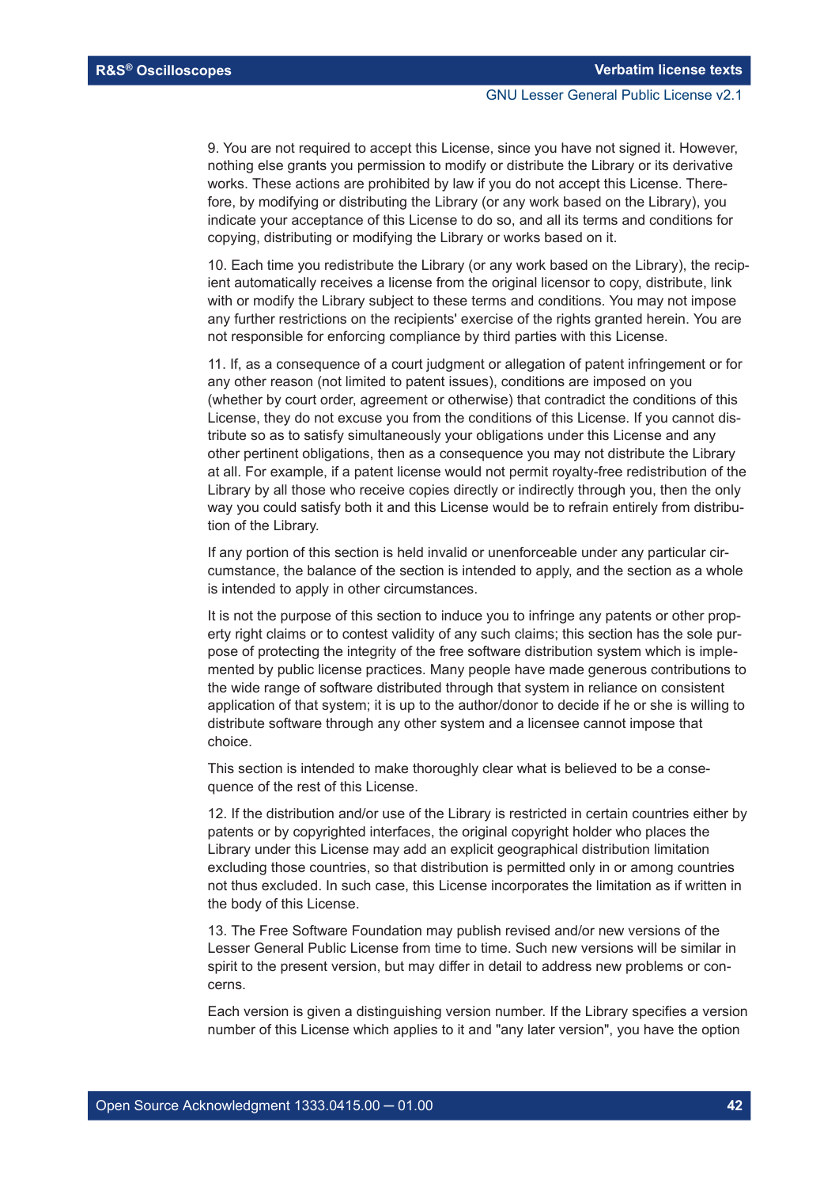9. You are not required to accept this License, since you have not signed it. However, nothing else grants you permission to modify or distribute the Library or its derivative works. These actions are prohibited by law if you do not accept this License. Therefore, by modifying or distributing the Library (or any work based on the Library), you indicate your acceptance of this License to do so, and all its terms and conditions for copying, distributing or modifying the Library or works based on it.

10. Each time you redistribute the Library (or any work based on the Library), the recipient automatically receives a license from the original licensor to copy, distribute, link with or modify the Library subject to these terms and conditions. You may not impose any further restrictions on the recipients' exercise of the rights granted herein. You are not responsible for enforcing compliance by third parties with this License.

11. If, as a consequence of a court judgment or allegation of patent infringement or for any other reason (not limited to patent issues), conditions are imposed on you (whether by court order, agreement or otherwise) that contradict the conditions of this License, they do not excuse you from the conditions of this License. If you cannot distribute so as to satisfy simultaneously your obligations under this License and any other pertinent obligations, then as a consequence you may not distribute the Library at all. For example, if a patent license would not permit royalty-free redistribution of the Library by all those who receive copies directly or indirectly through you, then the only way you could satisfy both it and this License would be to refrain entirely from distribution of the Library.

If any portion of this section is held invalid or unenforceable under any particular circumstance, the balance of the section is intended to apply, and the section as a whole is intended to apply in other circumstances.

It is not the purpose of this section to induce you to infringe any patents or other property right claims or to contest validity of any such claims; this section has the sole purpose of protecting the integrity of the free software distribution system which is implemented by public license practices. Many people have made generous contributions to the wide range of software distributed through that system in reliance on consistent application of that system; it is up to the author/donor to decide if he or she is willing to distribute software through any other system and a licensee cannot impose that choice.

This section is intended to make thoroughly clear what is believed to be a consequence of the rest of this License.

12. If the distribution and/or use of the Library is restricted in certain countries either by patents or by copyrighted interfaces, the original copyright holder who places the Library under this License may add an explicit geographical distribution limitation excluding those countries, so that distribution is permitted only in or among countries not thus excluded. In such case, this License incorporates the limitation as if written in the body of this License.

13. The Free Software Foundation may publish revised and/or new versions of the Lesser General Public License from time to time. Such new versions will be similar in spirit to the present version, but may differ in detail to address new problems or concerns.

Each version is given a distinguishing version number. If the Library specifies a version number of this License which applies to it and "any later version", you have the option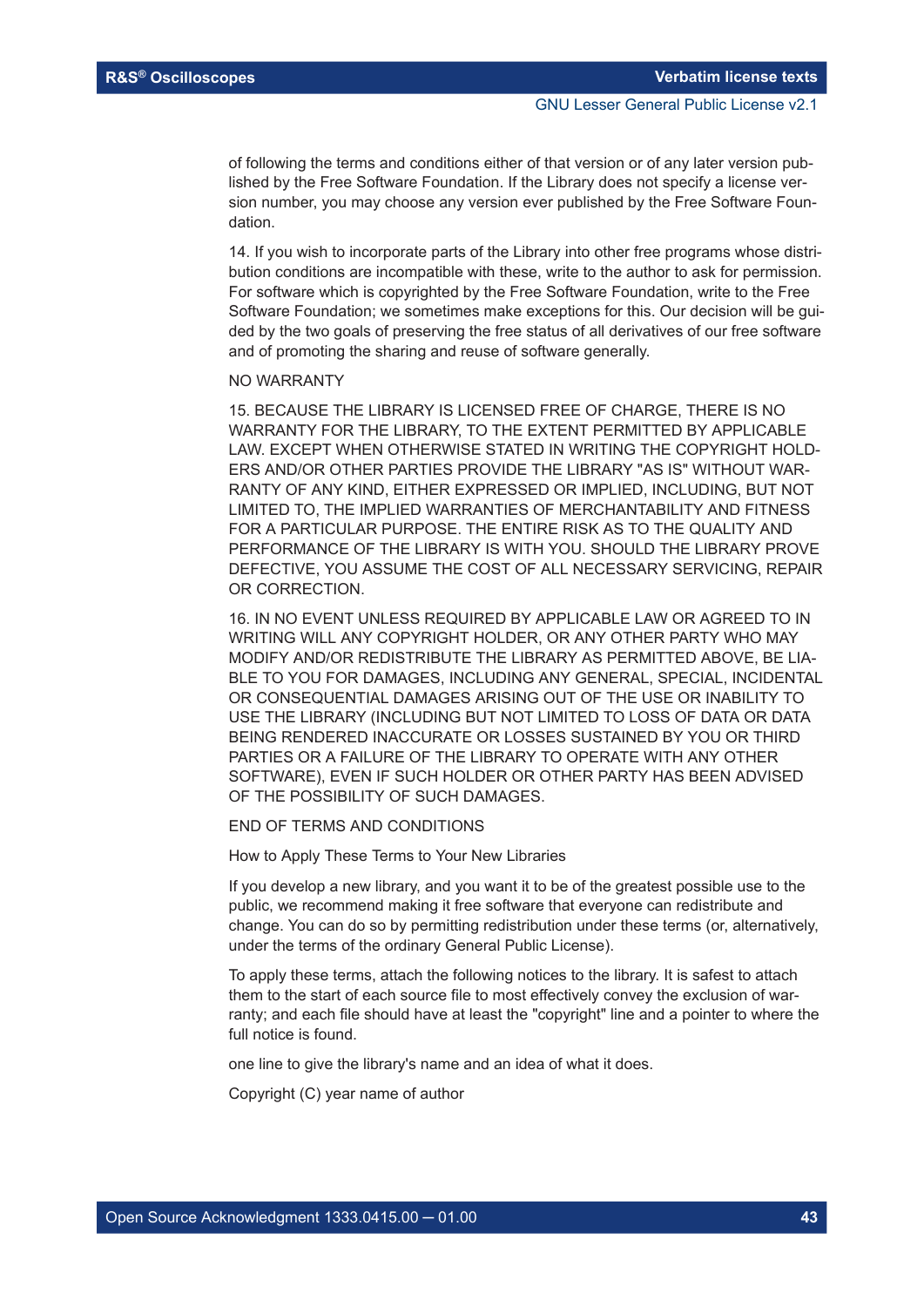of following the terms and conditions either of that version or of any later version published by the Free Software Foundation. If the Library does not specify a license version number, you may choose any version ever published by the Free Software Foundation.

14. If you wish to incorporate parts of the Library into other free programs whose distribution conditions are incompatible with these, write to the author to ask for permission. For software which is copyrighted by the Free Software Foundation, write to the Free Software Foundation; we sometimes make exceptions for this. Our decision will be guided by the two goals of preserving the free status of all derivatives of our free software and of promoting the sharing and reuse of software generally.

NO WARRANTY

15. BECAUSE THE LIBRARY IS LICENSED FREE OF CHARGE, THERE IS NO WARRANTY FOR THE LIBRARY, TO THE EXTENT PERMITTED BY APPLICABLE LAW. EXCEPT WHEN OTHERWISE STATED IN WRITING THE COPYRIGHT HOLDERS AND/OR OTHER PARTIES PROVIDE THE LIBRARY "AS IS" WITHOUT WARRANTY OF ANY KIND, EITHER EXPRESSED OR IMPLIED, INCLUDING, BUT NOT LIMITED TO, THE IMPLIED WARRANTIES OF MERCHANTABILITY AND FITNESS FOR A PARTICULAR PURPOSE. THE ENTIRE RISK AS TO THE QUALITY AND PERFORMANCE OF THE LIBRARY IS WITH YOU. SHOULD THE LIBRARY PROVE DEFECTIVE, YOU ASSUME THE COST OF ALL NECESSARY SERVICING, REPAIR OR CORRECTION.

16. IN NO EVENT UNLESS REQUIRED BY APPLICABLE LAW OR AGREED TO IN WRITING WILL ANY COPYRIGHT HOLDER, OR ANY OTHER PARTY WHO MAY MODIFY AND/OR REDISTRIBUTE THE LIBRARY AS PERMITTED ABOVE, BE LIABLE TO YOU FOR DAMAGES, INCLUDING ANY GENERAL, SPECIAL, INCIDENTAL OR CONSEQUENTIAL DAMAGES ARISING OUT OF THE USE OR INABILITY TO USE THE LIBRARY (INCLUDING BUT NOT LIMITED TO LOSS OF DATA OR DATA BEING RENDERED INACCURATE OR LOSSES SUSTAINED BY YOU OR THIRD PARTIES OR A FAILURE OF THE LIBRARY TO OPERATE WITH ANY OTHER SOFTWARE), EVEN IF SUCH HOLDER OR OTHER PARTY HAS BEEN ADVISED OF THE POSSIBILITY OF SUCH DAMAGES.

END OF TERMS AND CONDITIONS

How to Apply These Terms to Your New Libraries

If you develop a new library, and you want it to be of the greatest possible use to the public, we recommend making it free software that everyone can redistribute and change. You can do so by permitting redistribution under these terms (or, alternatively, under the terms of the ordinary General Public License).

To apply these terms, attach the following notices to the library. It is safest to attach them to the start of each source file to most effectively convey the exclusion of warranty; and each file should have at least the "copyright" line and a pointer to where the full notice is found.

one line to give the library's name and an idea of what it does.

Copyright (C) year name of author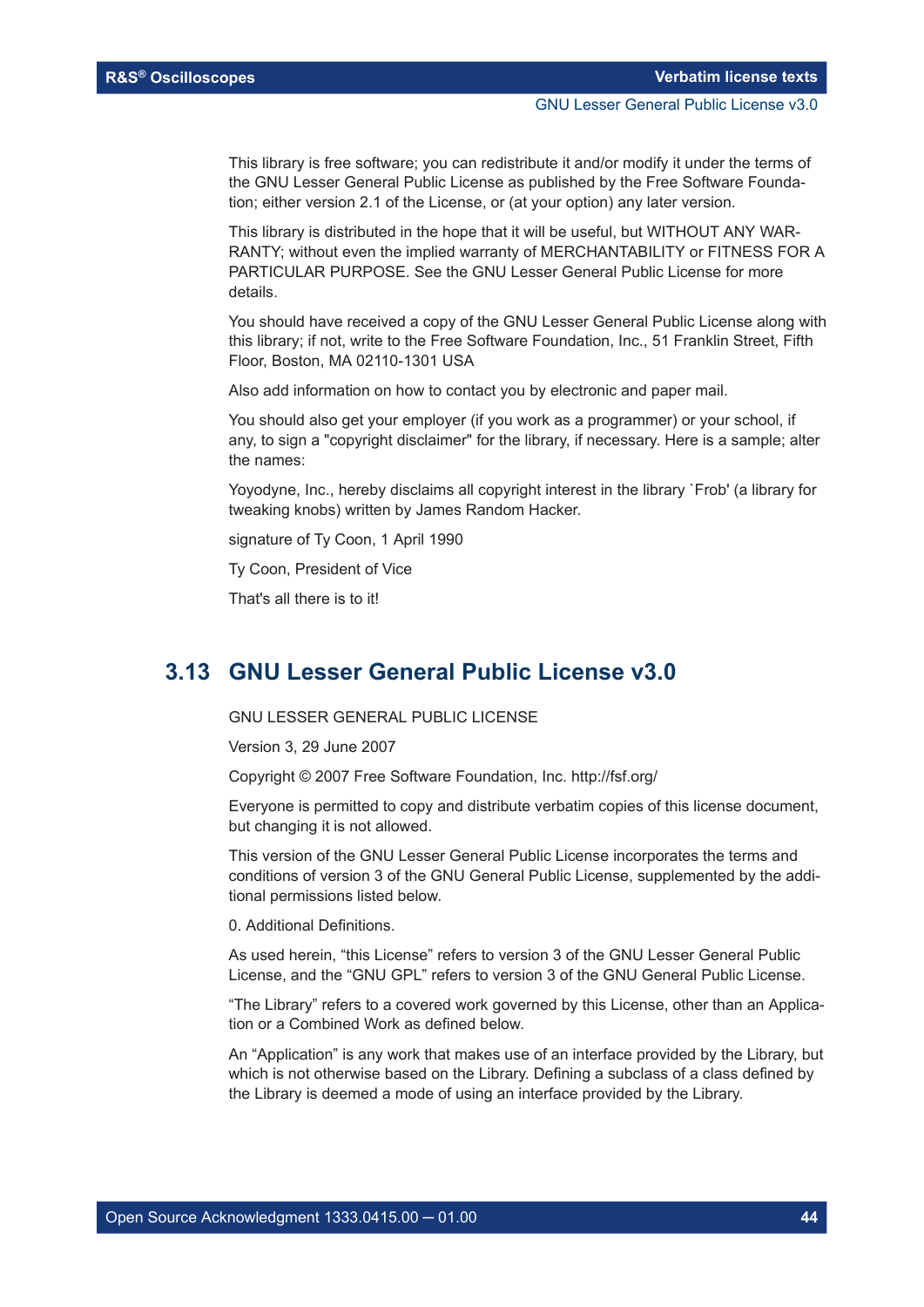This library is free software; you can redistribute it and/or modify it under the terms of the GNU Lesser General Public License as published by the Free Software Foundation; either version 2.1 of the License, or (at your option) any later version.

This library is distributed in the hope that it will be useful, but WITHOUT ANY WARRANTY; without even the implied warranty of MERCHANTABILITY or FITNESS FOR A PARTICULAR PURPOSE. See the GNU Lesser General Public License for more details.

You should have received a copy of the GNU Lesser General Public License along with this library; if not, write to the Free Software Foundation, Inc., 51 Franklin Street, Fifth Floor, Boston, MA 02110-1301 USA

Also add information on how to contact you by electronic and paper mail.

You should also get your employer (if you work as a programmer) or your school, if any, to sign a "copyright disclaimer" for the library, if necessary. Here is a sample; alter the names:

Yoyodyne, Inc., hereby disclaims all copyright interest in the library `Frob' (a library for tweaking knobs) written by James Random Hacker.

signature of Ty Coon, 1 April 1990

Ty Coon, President of Vice

That's all there is to it!

## 3.13 GNU Lesser General Public License v3.0

GNU LESSER GENERAL PUBLIC LICENSE

Version 3, 29 June 2007

Copyright © 2007 Free Software Foundation, Inc. http://fsf.org/

Everyone is permitted to copy and distribute verbatim copies of this license document, but changing it is not allowed.

This version of the GNU Lesser General Public License incorporates the terms and conditions of version 3 of the GNU General Public License, supplemented by the additional permissions listed below.

0. Additional Definitions.

As used herein, “this License” refers to version 3 of the GNU Lesser General Public License, and the “GNU GPL” refers to version 3 of the GNU General Public License.

“The Library” refers to a covered work governed by this License, other than an Application or a Combined Work as defined below.

An “Application” is any work that makes use of an interface provided by the Library, but which is not otherwise based on the Library. Defining a subclass of a class defined by the Library is deemed a mode of using an interface provided by the Library.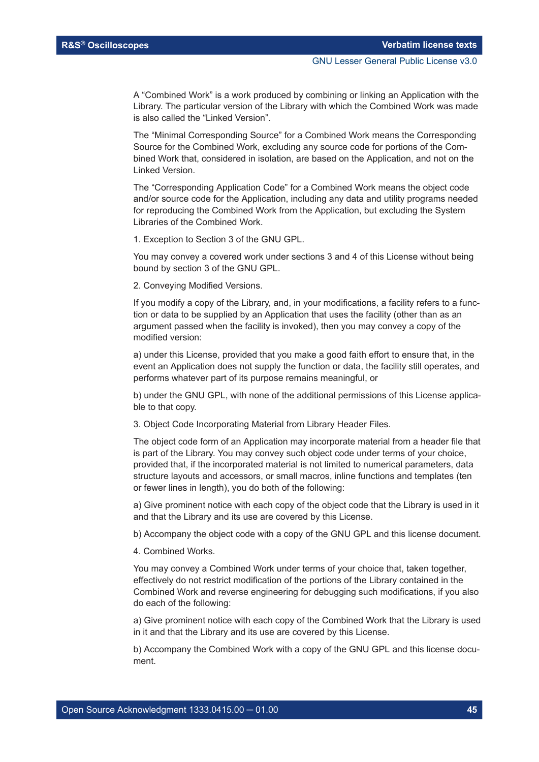A “Combined Work” is a work produced by combining or linking an Application with the Library. The particular version of the Library with which the Combined Work was made is also called the “Linked Version”.

The “Minimal Corresponding Source” for a Combined Work means the Corresponding Source for the Combined Work, excluding any source code for portions of the Combined Work that, considered in isolation, are based on the Application, and not on the Linked Version.

The “Corresponding Application Code” for a Combined Work means the object code and/or source code for the Application, including any data and utility programs needed for reproducing the Combined Work from the Application, but excluding the System Libraries of the Combined Work.

1. Exception to Section 3 of the GNU GPL.

You may convey a covered work under sections 3 and 4 of this License without being bound by section 3 of the GNU GPL.

2. Conveying Modified Versions.

If you modify a copy of the Library, and, in your modifications, a facility refers to a function or data to be supplied by an Application that uses the facility (other than as an argument passed when the facility is invoked), then you may convey a copy of the modified version:

a) under this License, provided that you make a good faith effort to ensure that, in the event an Application does not supply the function or data, the facility still operates, and performs whatever part of its purpose remains meaningful, or

b) under the GNU GPL, with none of the additional permissions of this License applicable to that copy.

3. Object Code Incorporating Material from Library Header Files.

The object code form of an Application may incorporate material from a header file that is part of the Library. You may convey such object code under terms of your choice, provided that, if the incorporated material is not limited to numerical parameters, data structure layouts and accessors, or small macros, inline functions and templates (ten or fewer lines in length), you do both of the following:

a) Give prominent notice with each copy of the object code that the Library is used in it and that the Library and its use are covered by this License.

b) Accompany the object code with a copy of the GNU GPL and this license document.

4. Combined Works.

You may convey a Combined Work under terms of your choice that, taken together, effectively do not restrict modification of the portions of the Library contained in the Combined Work and reverse engineering for debugging such modifications, if you also do each of the following:

a) Give prominent notice with each copy of the Combined Work that the Library is used in it and that the Library and its use are covered by this License.

b) Accompany the Combined Work with a copy of the GNU GPL and this license document.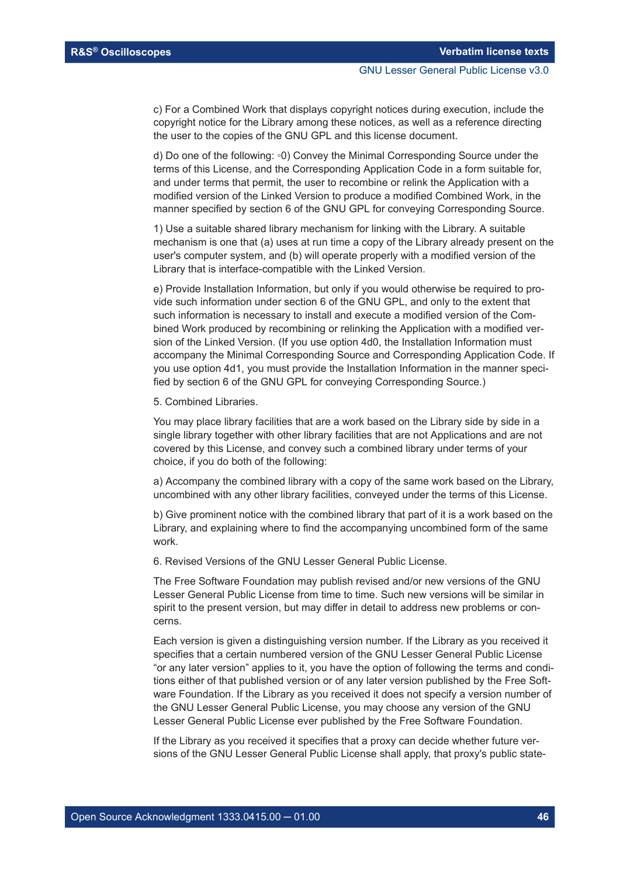c) For a Combined Work that displays copyright notices during execution, include the copyright notice for the Library among these notices, as well as a reference directing the user to the copies of the GNU GPL and this license document.

d) Do one of the following: ◦0) Convey the Minimal Corresponding Source under the terms of this License, and the Corresponding Application Code in a form suitable for, and under terms that permit, the user to recombine or relink the Application with a modified version of the Linked Version to produce a modified Combined Work, in the manner specified by section 6 of the GNU GPL for conveying Corresponding Source.

1) Use a suitable shared library mechanism for linking with the Library. A suitable mechanism is one that (a) uses at run time a copy of the Library already present on the user's computer system, and (b) will operate properly with a modified version of the Library that is interface-compatible with the Linked Version.

e) Provide Installation Information, but only if you would otherwise be required to provide such information under section 6 of the GNU GPL, and only to the extent that such information is necessary to install and execute a modified version of the Combined Work produced by recombining or relinking the Application with a modified version of the Linked Version. (If you use option 4d0, the Installation Information must accompany the Minimal Corresponding Source and Corresponding Application Code. If you use option 4d1, you must provide the Installation Information in the manner specified by section 6 of the GNU GPL for conveying Corresponding Source.)

5. Combined Libraries.

You may place library facilities that are a work based on the Library side by side in a single library together with other library facilities that are not Applications and are not covered by this License, and convey such a combined library under terms of your choice, if you do both of the following:

a) Accompany the combined library with a copy of the same work based on the Library, uncombined with any other library facilities, conveyed under the terms of this License.

b) Give prominent notice with the combined library that part of it is a work based on the Library, and explaining where to find the accompanying uncombined form of the same work.

6. Revised Versions of the GNU Lesser General Public License.

The Free Software Foundation may publish revised and/or new versions of the GNU Lesser General Public License from time to time. Such new versions will be similar in spirit to the present version, but may differ in detail to address new problems or concerns.

Each version is given a distinguishing version number. If the Library as you received it specifies that a certain numbered version of the GNU Lesser General Public License "or any later version" applies to it, you have the option of following the terms and conditions either of that published version or of any later version published by the Free Software Foundation. If the Library as you received it does not specify a version number of the GNU Lesser General Public License, you may choose any version of the GNU Lesser General Public License ever published by the Free Software Foundation.

If the Library as you received it specifies that a proxy can decide whether future versions of the GNU Lesser General Public License shall apply, that proxy's public state-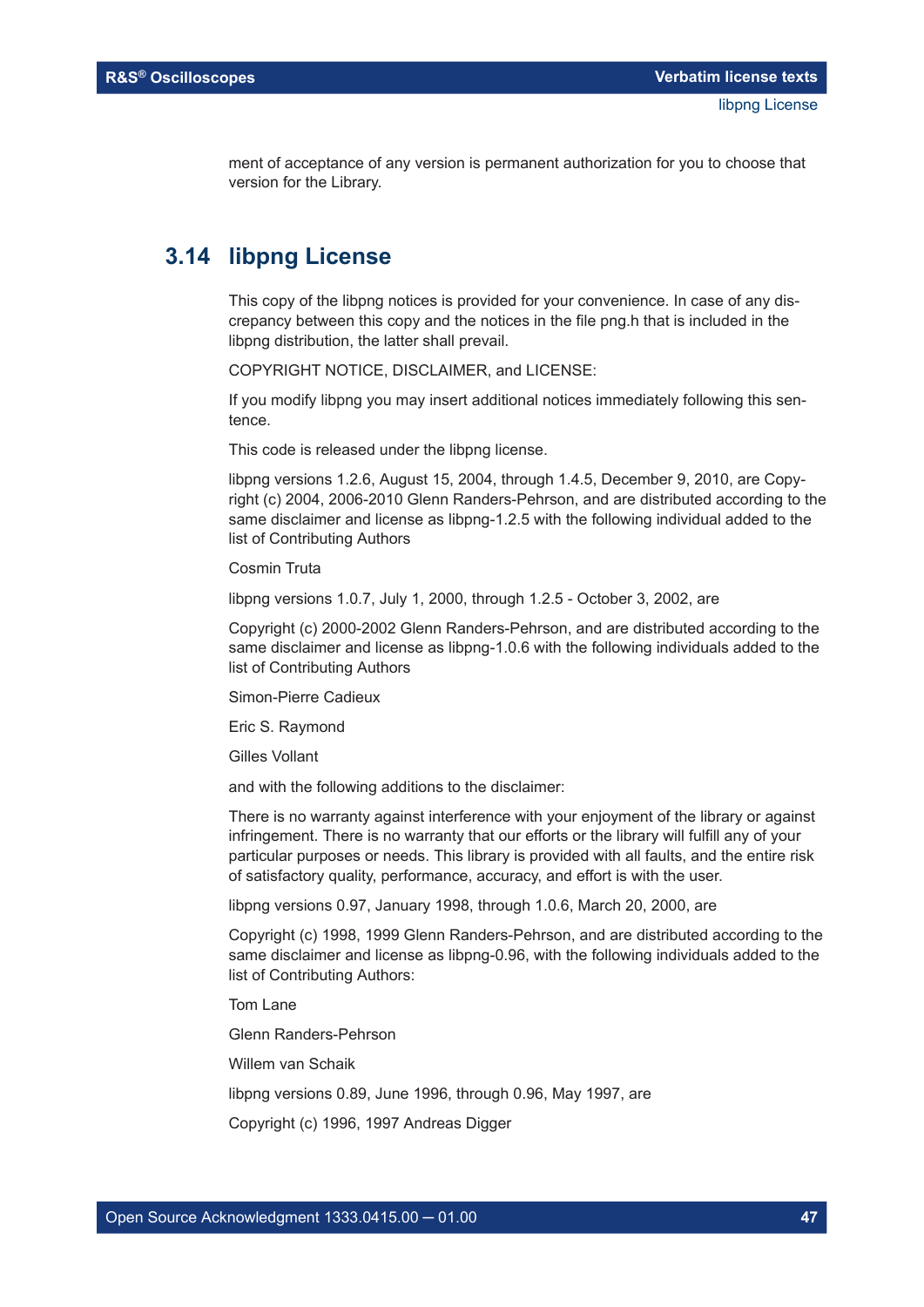ment of acceptance of any version is permanent authorization for you to choose that version for the Library.

## 3.14 libpng License

This copy of the libpng notices is provided for your convenience. In case of any discrepancy between this copy and the notices in the file png.h that is included in the libpng distribution, the latter shall prevail.

COPYRIGHT NOTICE, DISCLAIMER, and LICENSE:

If you modify libpng you may insert additional notices immediately following this sentence.

This code is released under the libpng license.

libpng versions 1.2.6, August 15, 2004, through 1.4.5, December 9, 2010, are Copyright (c) 2004, 2006-2010 Glenn Randers-Pehrson, and are distributed according to the same disclaimer and license as libpng-1.2.5 with the following individual added to the list of Contributing Authors

Cosmin Truta

libpng versions 1.0.7, July 1, 2000, through 1.2.5 - October 3, 2002, are

Copyright (c) 2000-2002 Glenn Randers-Pehrson, and are distributed according to the same disclaimer and license as libpng-1.0.6 with the following individuals added to the list of Contributing Authors

Simon-Pierre Cadieux

Eric S. Raymond

Gilles Vollant

and with the following additions to the disclaimer:

There is no warranty against interference with your enjoyment of the library or against infringement. There is no warranty that our efforts or the library will fulfill any of your particular purposes or needs. This library is provided with all faults, and the entire risk of satisfactory quality, performance, accuracy, and effort is with the user.

libpng versions 0.97, January 1998, through 1.0.6, March 20, 2000, are

Copyright (c) 1998, 1999 Glenn Randers-Pehrson, and are distributed according to the same disclaimer and license as libpng-0.96, with the following individuals added to the list of Contributing Authors:

Tom Lane

Glenn Randers-Pehrson

Willem van Schaik

libpng versions 0.89, June 1996, through 0.96, May 1997, are

Copyright (c) 1996, 1997 Andreas Digger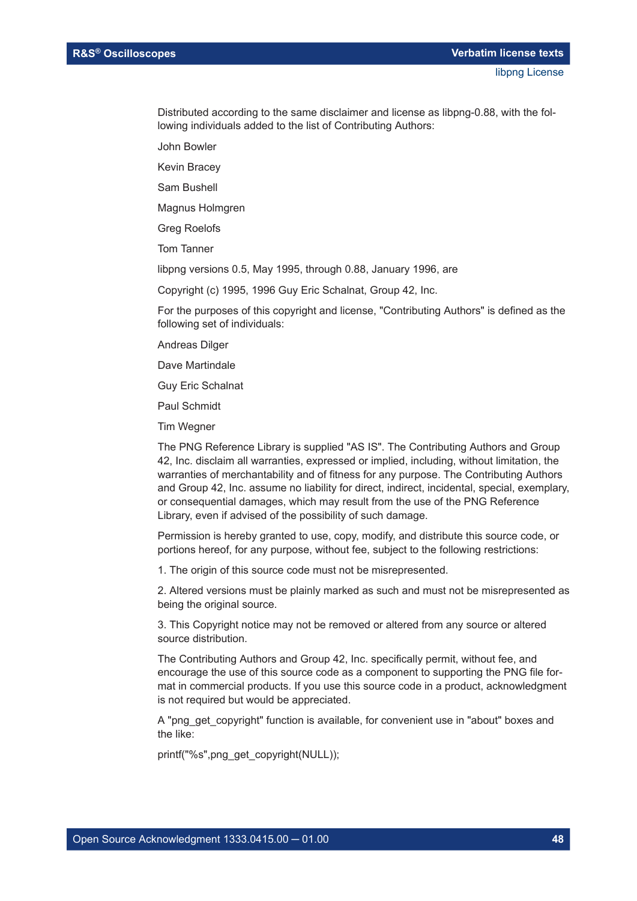Distributed according to the same disclaimer and license as libpng-0.88, with the following individuals added to the list of Contributing Authors:

John Bowler

Kevin Bracey

Sam Bushell

Magnus Holmgren

Greg Roelofs

Tom Tanner

libpng versions 0.5, May 1995, through 0.88, January 1996, are

Copyright (c) 1995, 1996 Guy Eric Schalnat, Group 42, Inc.

For the purposes of this copyright and license, "Contributing Authors" is defined as the following set of individuals:

Andreas Dilger

Dave Martindale

Guy Eric Schalnat

Paul Schmidt

Tim Wegner

The PNG Reference Library is supplied "AS IS". The Contributing Authors and Group 42, Inc. disclaim all warranties, expressed or implied, including, without limitation, the warranties of merchantability and of fitness for any purpose. The Contributing Authors and Group 42, Inc. assume no liability for direct, indirect, incidental, special, exemplary, or consequential damages, which may result from the use of the PNG Reference Library, even if advised of the possibility of such damage.

Permission is hereby granted to use, copy, modify, and distribute this source code, or portions hereof, for any purpose, without fee, subject to the following restrictions:

1. The origin of this source code must not be misrepresented.

2. Altered versions must be plainly marked as such and must not be misrepresented as being the original source.

3. This Copyright notice may not be removed or altered from any source or altered source distribution.

The Contributing Authors and Group 42, Inc. specifically permit, without fee, and encourage the use of this source code as a component to supporting the PNG file format in commercial products. If you use this source code in a product, acknowledgment is not required but would be appreciated.

A "png_get_copyright" function is available, for convenient use in "about" boxes and the like:

printf("%s",png_get_copyright(NULL));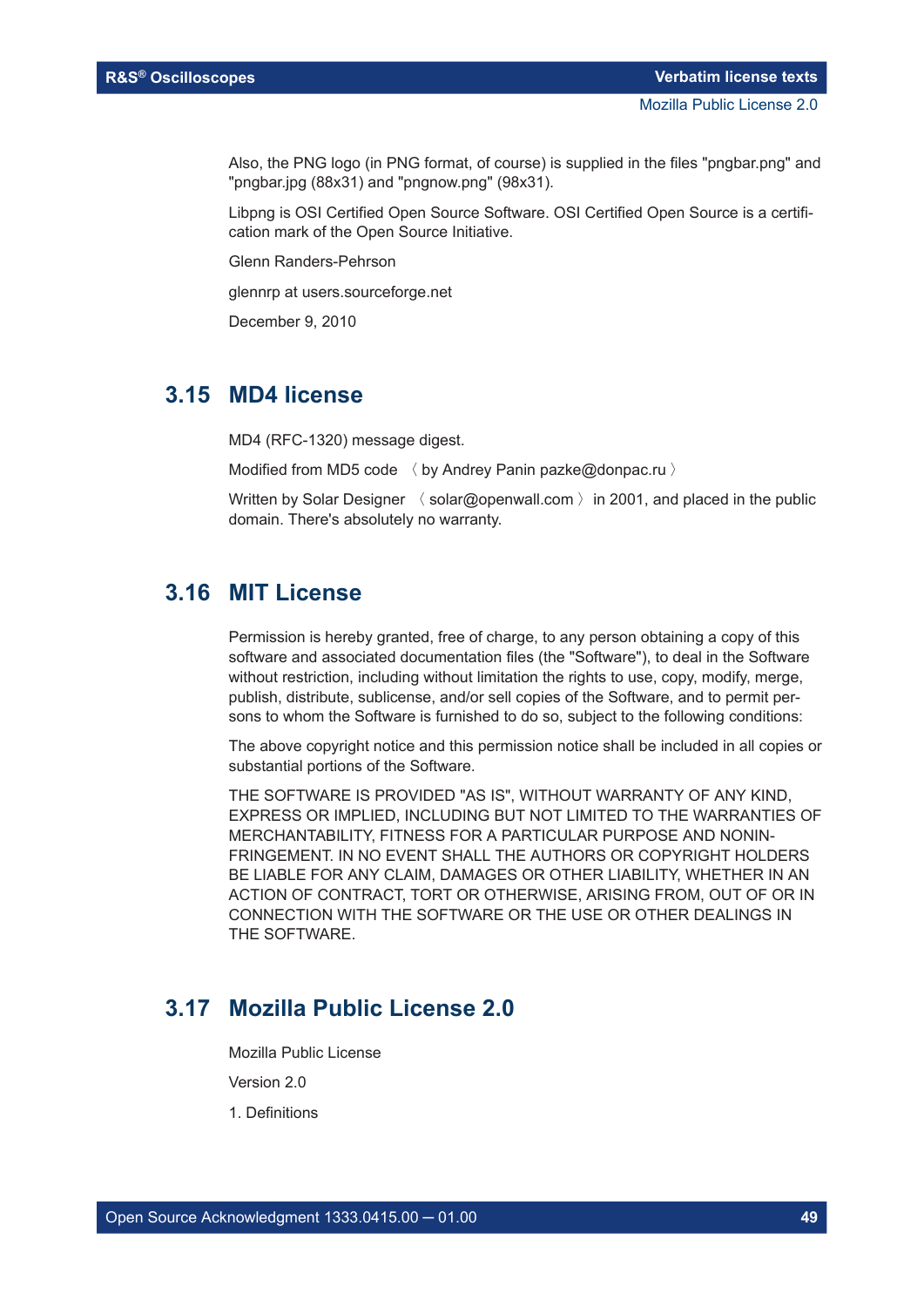Also, the PNG logo (in PNG format, of course) is supplied in the files "pngbar.png" and "pngbar.jpg (88x31) and "pngnow.png" (98x31).

Libpng is OSI Certified Open Source Software. OSI Certified Open Source is a certification mark of the Open Source Initiative.

Glenn Randers-Pehrson

glennrp at users.sourceforge.net

December 9, 2010

## 3.15 MD4 license

MD4 (RFC-1320) message digest.

Modified from MD5 code 〈 by Andrey Panin pazke@donpac.ru 〉

Written by Solar Designer 〈 solar@openwall.com 〉 in 2001, and placed in the public domain. There's absolutely no warranty.

## 3.16 MIT License

Permission is hereby granted, free of charge, to any person obtaining a copy of this software and associated documentation files (the "Software"), to deal in the Software without restriction, including without limitation the rights to use, copy, modify, merge, publish, distribute, sublicense, and/or sell copies of the Software, and to permit persons to whom the Software is furnished to do so, subject to the following conditions:

The above copyright notice and this permission notice shall be included in all copies or substantial portions of the Software.

THE SOFTWARE IS PROVIDED "AS IS", WITHOUT WARRANTY OF ANY KIND, EXPRESS OR IMPLIED, INCLUDING BUT NOT LIMITED TO THE WARRANTIES OF MERCHANTABILITY, FITNESS FOR A PARTICULAR PURPOSE AND NONINFRINGEMENT. IN NO EVENT SHALL THE AUTHORS OR COPYRIGHT HOLDERS BE LIABLE FOR ANY CLAIM, DAMAGES OR OTHER LIABILITY, WHETHER IN AN ACTION OF CONTRACT, TORT OR OTHERWISE, ARISING FROM, OUT OF OR IN CONNECTION WITH THE SOFTWARE OR THE USE OR OTHER DEALINGS IN THE SOFTWARE.

## 3.17 Mozilla Public License 2.0

Mozilla Public License

Version 2.0

1. Definitions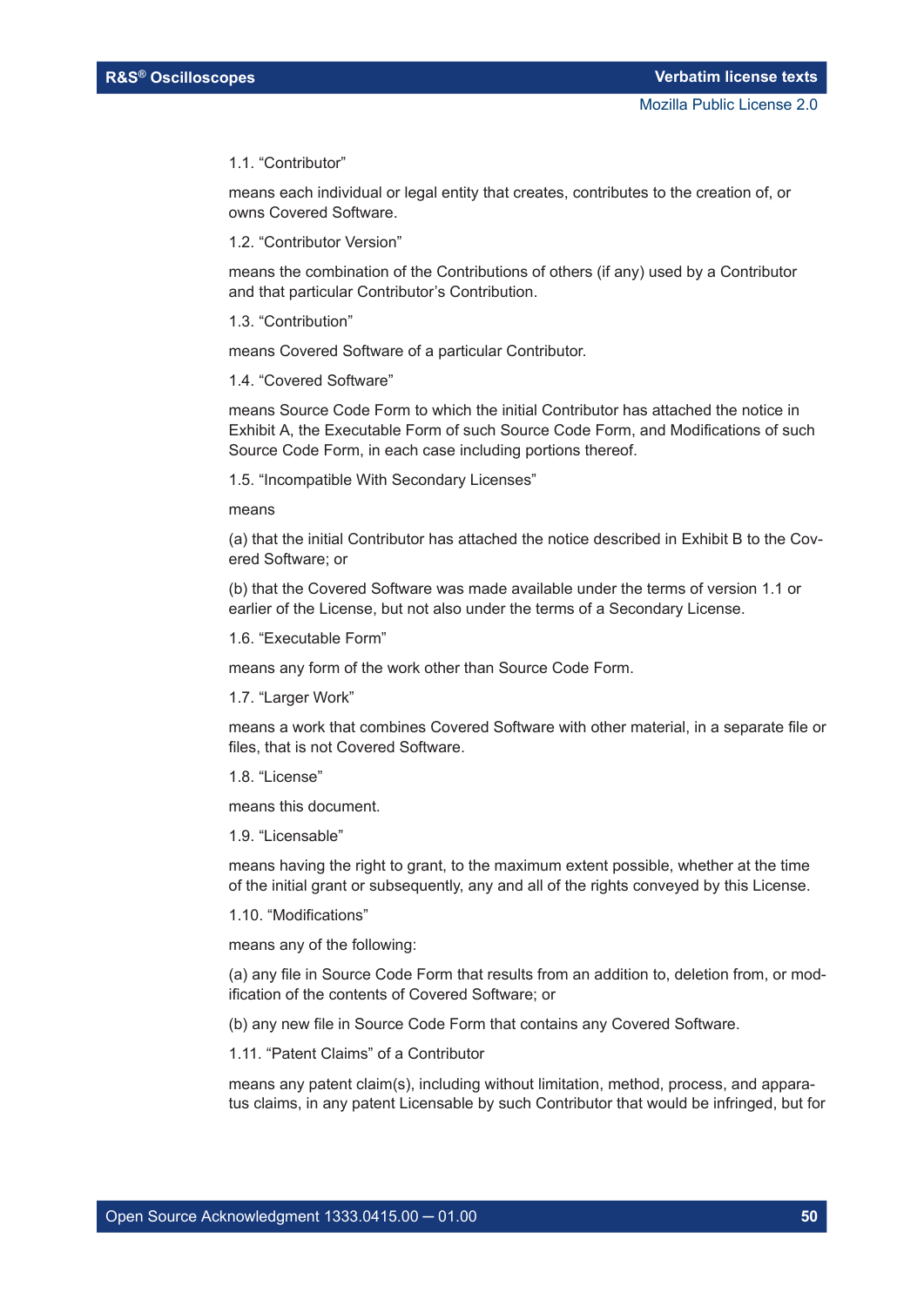1.1. “Contributor”

means each individual or legal entity that creates, contributes to the creation of, or owns Covered Software.

1.2. “Contributor Version”

means the combination of the Contributions of others (if any) used by a Contributor and that particular Contributor’s Contribution.

1.3. “Contribution”

means Covered Software of a particular Contributor.

1.4. “Covered Software”

means Source Code Form to which the initial Contributor has attached the notice in Exhibit A, the Executable Form of such Source Code Form, and Modifications of such Source Code Form, in each case including portions thereof.

1.5. “Incompatible With Secondary Licenses”

means

(a) that the initial Contributor has attached the notice described in Exhibit B to the Covered Software; or

(b) that the Covered Software was made available under the terms of version 1.1 or earlier of the License, but not also under the terms of a Secondary License.

1.6. “Executable Form”

means any form of the work other than Source Code Form.

1.7. “Larger Work”

means a work that combines Covered Software with other material, in a separate file or files, that is not Covered Software.

1.8. “License”

means this document.

1.9. “Licensable”

means having the right to grant, to the maximum extent possible, whether at the time of the initial grant or subsequently, any and all of the rights conveyed by this License.

1.10. “Modifications”

means any of the following:

(a) any file in Source Code Form that results from an addition to, deletion from, or modification of the contents of Covered Software; or

(b) any new file in Source Code Form that contains any Covered Software.

1.11. “Patent Claims” of a Contributor

means any patent claim(s), including without limitation, method, process, and apparatus claims, in any patent Licensable by such Contributor that would be infringed, but for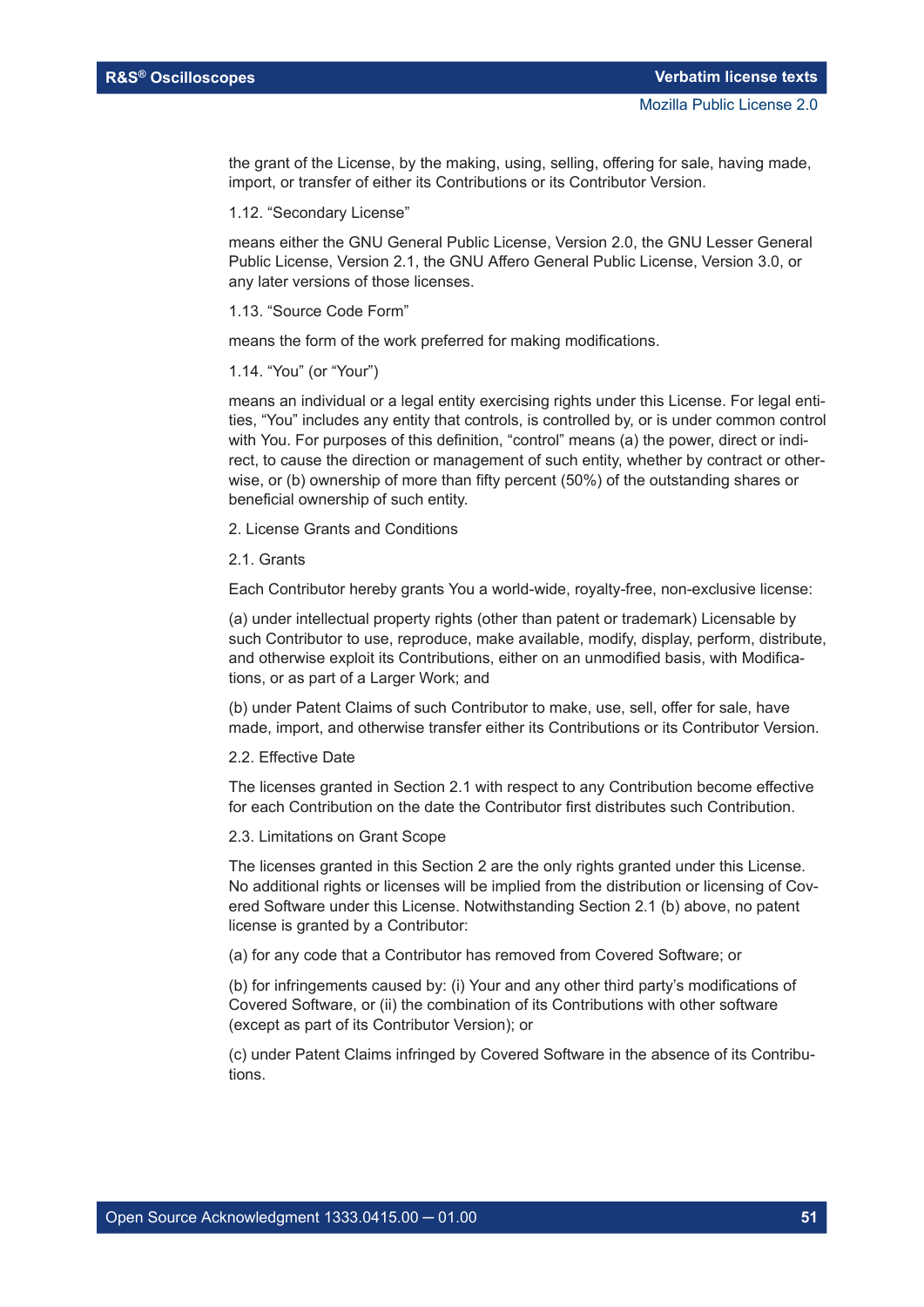the grant of the License, by the making, using, selling, offering for sale, having made, import, or transfer of either its Contributions or its Contributor Version.

1.12. “Secondary License”

means either the GNU General Public License, Version 2.0, the GNU Lesser General Public License, Version 2.1, the GNU Affero General Public License, Version 3.0, or any later versions of those licenses.

1.13. “Source Code Form”

means the form of the work preferred for making modifications.

1.14. “You” (or “Your”)

means an individual or a legal entity exercising rights under this License. For legal entities, “You” includes any entity that controls, is controlled by, or is under common control with You. For purposes of this definition, “control” means (a) the power, direct or indirect, to cause the direction or management of such entity, whether by contract or otherwise, or (b) ownership of more than fifty percent (50%) of the outstanding shares or beneficial ownership of such entity.

2. License Grants and Conditions

2.1. Grants

Each Contributor hereby grants You a world-wide, royalty-free, non-exclusive license:

(a) under intellectual property rights (other than patent or trademark) Licensable by such Contributor to use, reproduce, make available, modify, display, perform, distribute, and otherwise exploit its Contributions, either on an unmodified basis, with Modifications, or as part of a Larger Work; and

(b) under Patent Claims of such Contributor to make, use, sell, offer for sale, have made, import, and otherwise transfer either its Contributions or its Contributor Version.

2.2. Effective Date

The licenses granted in Section 2.1 with respect to any Contribution become effective for each Contribution on the date the Contributor first distributes such Contribution.

2.3. Limitations on Grant Scope

The licenses granted in this Section 2 are the only rights granted under this License. No additional rights or licenses will be implied from the distribution or licensing of Covered Software under this License. Notwithstanding Section 2.1 (b) above, no patent license is granted by a Contributor:

(a) for any code that a Contributor has removed from Covered Software; or

(b) for infringements caused by: (i) Your and any other third party’s modifications of Covered Software, or (ii) the combination of its Contributions with other software (except as part of its Contributor Version); or

(c) under Patent Claims infringed by Covered Software in the absence of its Contributions.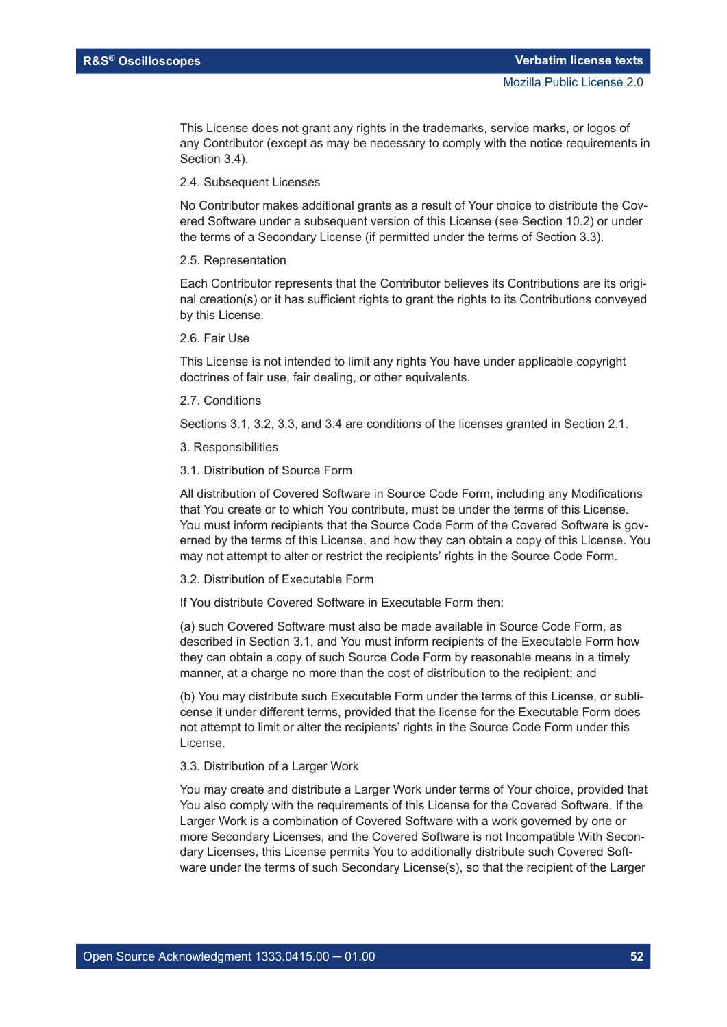This License does not grant any rights in the trademarks, service marks, or logos of any Contributor (except as may be necessary to comply with the notice requirements in Section 3.4).

2.4. Subsequent Licenses

No Contributor makes additional grants as a result of Your choice to distribute the Covered Software under a subsequent version of this License (see Section 10.2) or under the terms of a Secondary License (if permitted under the terms of Section 3.3).

2.5. Representation

Each Contributor represents that the Contributor believes its Contributions are its original creation(s) or it has sufficient rights to grant the rights to its Contributions conveyed by this License.

2.6. Fair Use

This License is not intended to limit any rights You have under applicable copyright doctrines of fair use, fair dealing, or other equivalents.

2.7. Conditions

Sections 3.1, 3.2, 3.3, and 3.4 are conditions of the licenses granted in Section 2.1.

3. Responsibilities

3.1. Distribution of Source Form

All distribution of Covered Software in Source Code Form, including any Modifications that You create or to which You contribute, must be under the terms of this License. You must inform recipients that the Source Code Form of the Covered Software is governed by the terms of this License, and how they can obtain a copy of this License. You may not attempt to alter or restrict the recipients' rights in the Source Code Form.

3.2. Distribution of Executable Form

If You distribute Covered Software in Executable Form then:

(a) such Covered Software must also be made available in Source Code Form, as described in Section 3.1, and You must inform recipients of the Executable Form how they can obtain a copy of such Source Code Form by reasonable means in a timely manner, at a charge no more than the cost of distribution to the recipient; and

(b) You may distribute such Executable Form under the terms of this License, or sublicense it under different terms, provided that the license for the Executable Form does not attempt to limit or alter the recipients' rights in the Source Code Form under this License.

3.3. Distribution of a Larger Work

You may create and distribute a Larger Work under terms of Your choice, provided that You also comply with the requirements of this License for the Covered Software. If the Larger Work is a combination of Covered Software with a work governed by one or more Secondary Licenses, and the Covered Software is not Incompatible With Secondary Licenses, this License permits You to additionally distribute such Covered Software under the terms of such Secondary License(s), so that the recipient of the Larger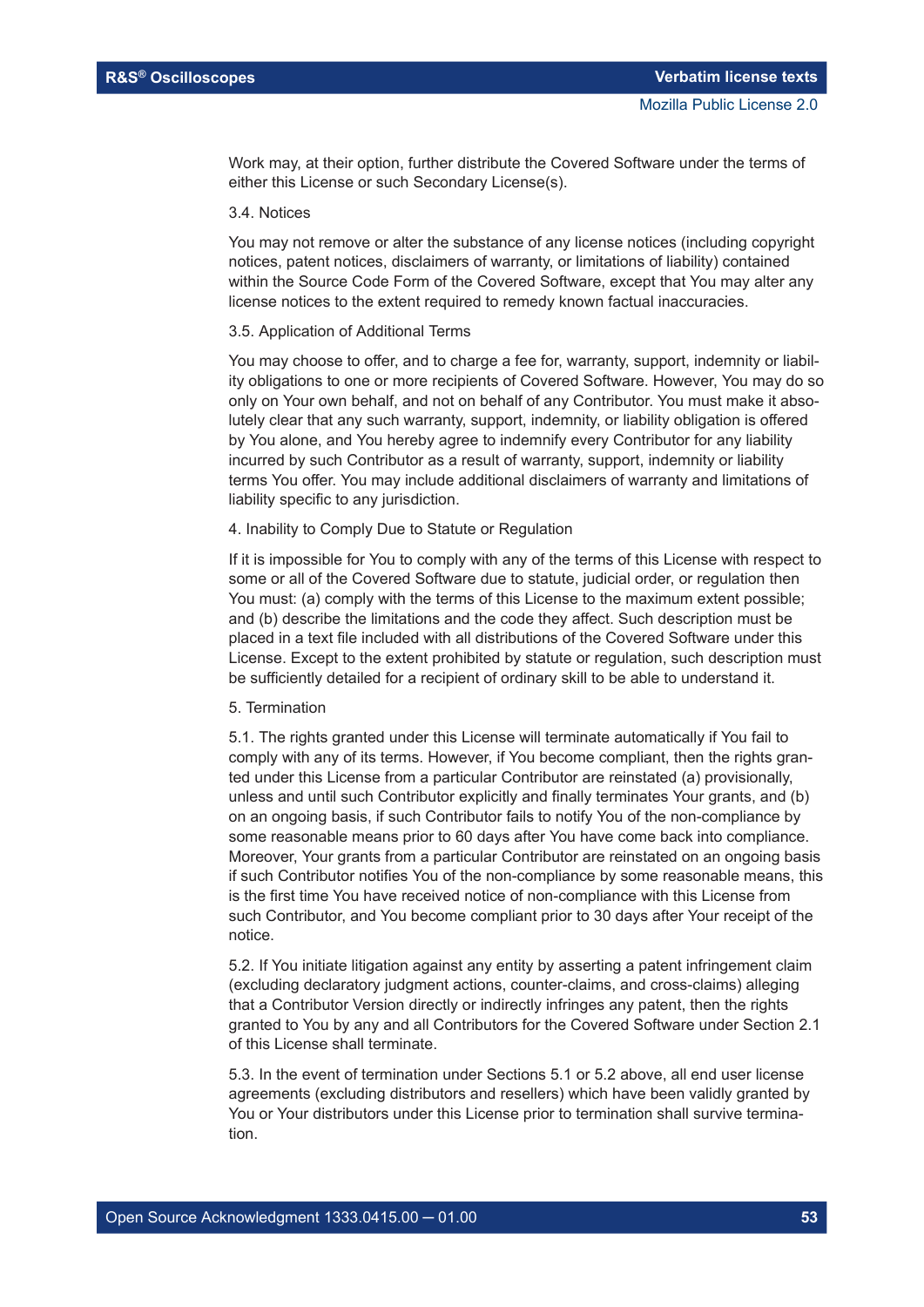Work may, at their option, further distribute the Covered Software under the terms of either this License or such Secondary License(s).

3.4. Notices

You may not remove or alter the substance of any license notices (including copyright notices, patent notices, disclaimers of warranty, or limitations of liability) contained within the Source Code Form of the Covered Software, except that You may alter any license notices to the extent required to remedy known factual inaccuracies.

3.5. Application of Additional Terms

You may choose to offer, and to charge a fee for, warranty, support, indemnity or liability obligations to one or more recipients of Covered Software. However, You may do so only on Your own behalf, and not on behalf of any Contributor. You must make it absolutely clear that any such warranty, support, indemnity, or liability obligation is offered by You alone, and You hereby agree to indemnify every Contributor for any liability incurred by such Contributor as a result of warranty, support, indemnity or liability terms You offer. You may include additional disclaimers of warranty and limitations of liability specific to any jurisdiction.

4. Inability to Comply Due to Statute or Regulation

If it is impossible for You to comply with any of the terms of this License with respect to some or all of the Covered Software due to statute, judicial order, or regulation then You must: (a) comply with the terms of this License to the maximum extent possible; and (b) describe the limitations and the code they affect. Such description must be placed in a text file included with all distributions of the Covered Software under this License. Except to the extent prohibited by statute or regulation, such description must be sufficiently detailed for a recipient of ordinary skill to be able to understand it.

5. Termination

5.1. The rights granted under this License will terminate automatically if You fail to comply with any of its terms. However, if You become compliant, then the rights granted under this License from a particular Contributor are reinstated (a) provisionally, unless and until such Contributor explicitly and finally terminates Your grants, and (b) on an ongoing basis, if such Contributor fails to notify You of the non-compliance by some reasonable means prior to 60 days after You have come back into compliance. Moreover, Your grants from a particular Contributor are reinstated on an ongoing basis if such Contributor notifies You of the non-compliance by some reasonable means, this is the first time You have received notice of non-compliance with this License from such Contributor, and You become compliant prior to 30 days after Your receipt of the notice.

5.2. If You initiate litigation against any entity by asserting a patent infringement claim (excluding declaratory judgment actions, counter-claims, and cross-claims) alleging that a Contributor Version directly or indirectly infringes any patent, then the rights granted to You by any and all Contributors for the Covered Software under Section 2.1 of this License shall terminate.

5.3. In the event of termination under Sections 5.1 or 5.2 above, all end user license agreements (excluding distributors and resellers) which have been validly granted by You or Your distributors under this License prior to termination shall survive termination.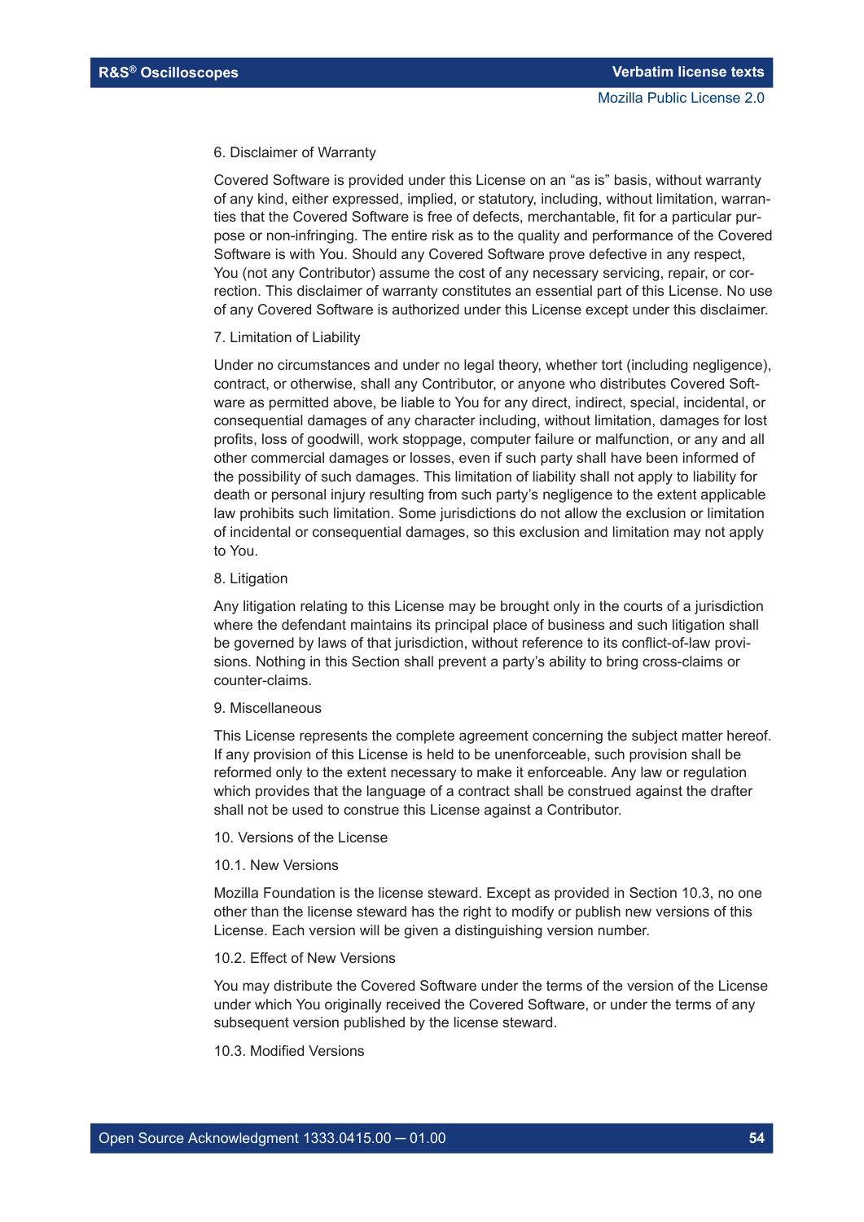6. Disclaimer of Warranty

Covered Software is provided under this License on an “as is” basis, without warranty of any kind, either expressed, implied, or statutory, including, without limitation, warranties that the Covered Software is free of defects, merchantable, fit for a particular purpose or non-infringing. The entire risk as to the quality and performance of the Covered Software is with You. Should any Covered Software prove defective in any respect, You (not any Contributor) assume the cost of any necessary servicing, repair, or correction. This disclaimer of warranty constitutes an essential part of this License. No use of any Covered Software is authorized under this License except under this disclaimer.

7. Limitation of Liability

Under no circumstances and under no legal theory, whether tort (including negligence), contract, or otherwise, shall any Contributor, or anyone who distributes Covered Software as permitted above, be liable to You for any direct, indirect, special, incidental, or consequential damages of any character including, without limitation, damages for lost profits, loss of goodwill, work stoppage, computer failure or malfunction, or any and all other commercial damages or losses, even if such party shall have been informed of the possibility of such damages. This limitation of liability shall not apply to liability for death or personal injury resulting from such party’s negligence to the extent applicable law prohibits such limitation. Some jurisdictions do not allow the exclusion or limitation of incidental or consequential damages, so this exclusion and limitation may not apply to You.

8. Litigation

Any litigation relating to this License may be brought only in the courts of a jurisdiction where the defendant maintains its principal place of business and such litigation shall be governed by laws of that jurisdiction, without reference to its conflict-of-law provisions. Nothing in this Section shall prevent a party’s ability to bring cross-claims or counter-claims.

9. Miscellaneous

This License represents the complete agreement concerning the subject matter hereof. If any provision of this License is held to be unenforceable, such provision shall be reformed only to the extent necessary to make it enforceable. Any law or regulation which provides that the language of a contract shall be construed against the drafter shall not be used to construe this License against a Contributor.

10. Versions of the License

10.1. New Versions

Mozilla Foundation is the license steward. Except as provided in Section 10.3, no one other than the license steward has the right to modify or publish new versions of this License. Each version will be given a distinguishing version number.

10.2. Effect of New Versions

You may distribute the Covered Software under the terms of the version of the License under which You originally received the Covered Software, or under the terms of any subsequent version published by the license steward.

10.3. Modified Versions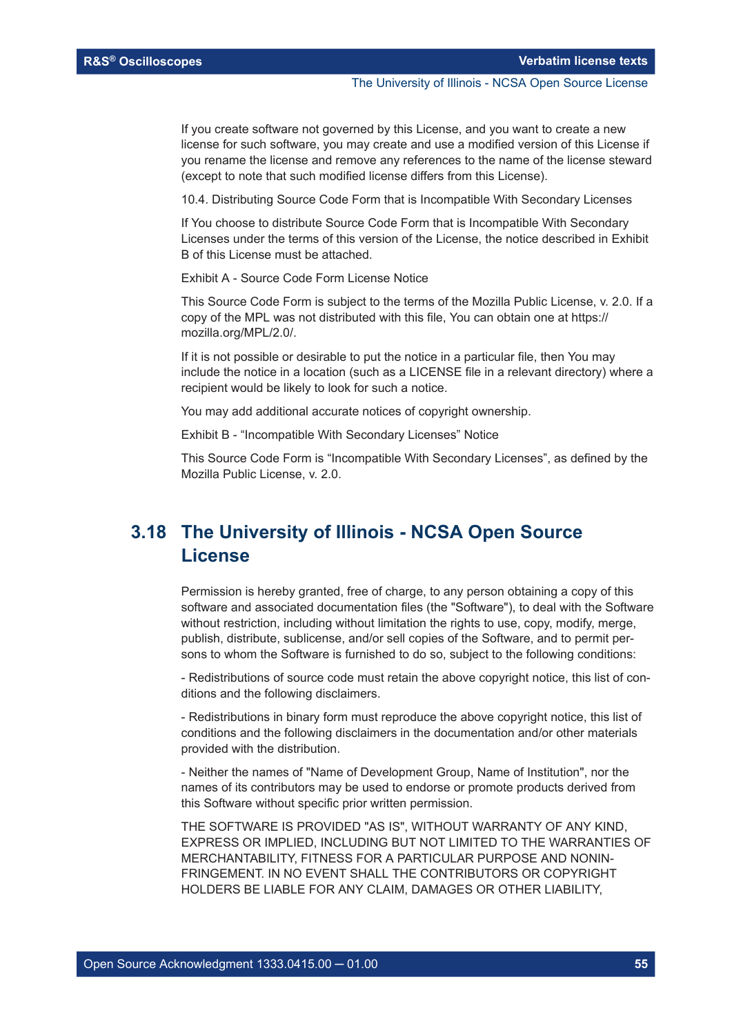If you create software not governed by this License, and you want to create a new license for such software, you may create and use a modified version of this License if you rename the license and remove any references to the name of the license steward (except to note that such modified license differs from this License).

10.4. Distributing Source Code Form that is Incompatible With Secondary Licenses

If You choose to distribute Source Code Form that is Incompatible With Secondary Licenses under the terms of this version of the License, the notice described in Exhibit B of this License must be attached.

Exhibit A - Source Code Form License Notice

This Source Code Form is subject to the terms of the Mozilla Public License, v. 2.0. If a copy of the MPL was not distributed with this file, You can obtain one at https://mozilla.org/MPL/2.0/.

If it is not possible or desirable to put the notice in a particular file, then You may include the notice in a location (such as a LICENSE file in a relevant directory) where a recipient would be likely to look for such a notice.

You may add additional accurate notices of copyright ownership.

Exhibit B - “Incompatible With Secondary Licenses” Notice

This Source Code Form is “Incompatible With Secondary Licenses”, as defined by the Mozilla Public License, v. 2.0.

## 3.18 The University of Illinois - NCSA Open Source License

Permission is hereby granted, free of charge, to any person obtaining a copy of this software and associated documentation files (the "Software"), to deal with the Software without restriction, including without limitation the rights to use, copy, modify, merge, publish, distribute, sublicense, and/or sell copies of the Software, and to permit persons to whom the Software is furnished to do so, subject to the following conditions:

- Redistributions of source code must retain the above copyright notice, this list of conditions and the following disclaimers.

- Redistributions in binary form must reproduce the above copyright notice, this list of conditions and the following disclaimers in the documentation and/or other materials provided with the distribution.

- Neither the names of "Name of Development Group, Name of Institution", nor the names of its contributors may be used to endorse or promote products derived from this Software without specific prior written permission.

THE SOFTWARE IS PROVIDED "AS IS", WITHOUT WARRANTY OF ANY KIND, EXPRESS OR IMPLIED, INCLUDING BUT NOT LIMITED TO THE WARRANTIES OF MERCHANTABILITY, FITNESS FOR A PARTICULAR PURPOSE AND NONINFRINGEMENT. IN NO EVENT SHALL THE CONTRIBUTORS OR COPYRIGHT HOLDERS BE LIABLE FOR ANY CLAIM, DAMAGES OR OTHER LIABILITY,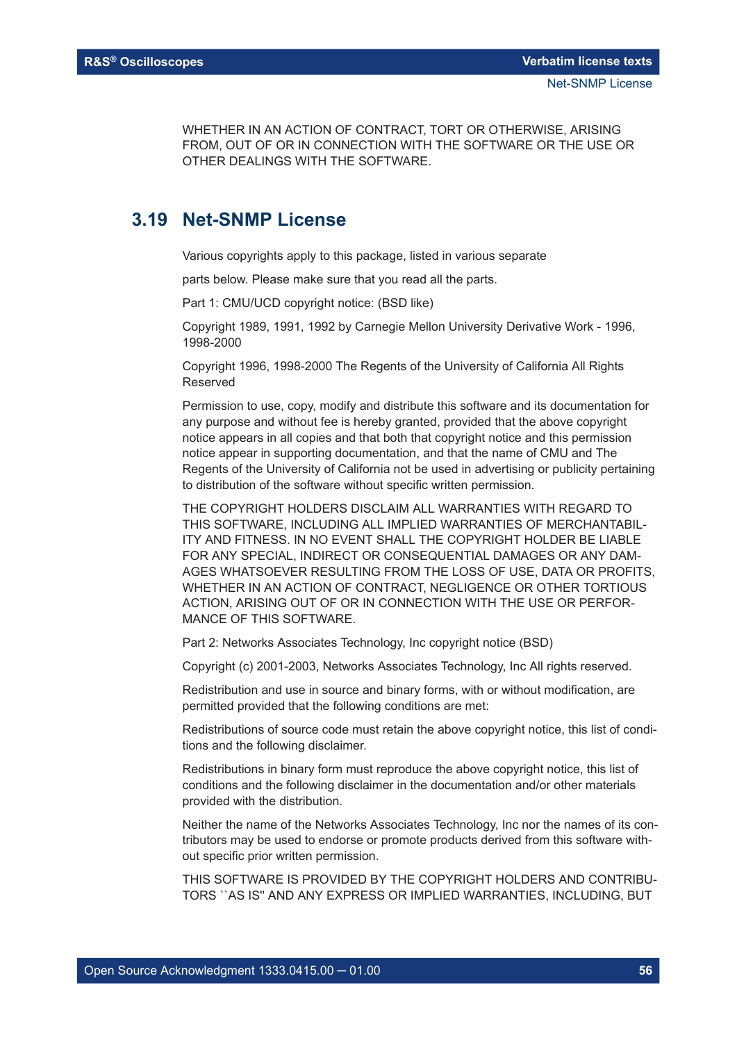WHETHER IN AN ACTION OF CONTRACT, TORT OR OTHERWISE, ARISING FROM, OUT OF OR IN CONNECTION WITH THE SOFTWARE OR THE USE OR OTHER DEALINGS WITH THE SOFTWARE.

## 3.19 Net-SNMP License

Various copyrights apply to this package, listed in various separate

parts below. Please make sure that you read all the parts.

Part 1: CMU/UCD copyright notice: (BSD like)

Copyright 1989, 1991, 1992 by Carnegie Mellon University Derivative Work - 1996, 1998-2000

Copyright 1996, 1998-2000 The Regents of the University of California All Rights Reserved

Permission to use, copy, modify and distribute this software and its documentation for any purpose and without fee is hereby granted, provided that the above copyright notice appears in all copies and that both that copyright notice and this permission notice appear in supporting documentation, and that the name of CMU and The Regents of the University of California not be used in advertising or publicity pertaining to distribution of the software without specific written permission.

THE COPYRIGHT HOLDERS DISCLAIM ALL WARRANTIES WITH REGARD TO THIS SOFTWARE, INCLUDING ALL IMPLIED WARRANTIES OF MERCHANTABILITY AND FITNESS. IN NO EVENT SHALL THE COPYRIGHT HOLDER BE LIABLE FOR ANY SPECIAL, INDIRECT OR CONSEQUENTIAL DAMAGES OR ANY DAMAGES WHATSOEVER RESULTING FROM THE LOSS OF USE, DATA OR PROFITS, WHETHER IN AN ACTION OF CONTRACT, NEGLIGENCE OR OTHER TORTIOUS ACTION, ARISING OUT OF OR IN CONNECTION WITH THE USE OR PERFORMANCE OF THIS SOFTWARE.

Part 2: Networks Associates Technology, Inc copyright notice (BSD)

Copyright (c) 2001-2003, Networks Associates Technology, Inc All rights reserved.

Redistribution and use in source and binary forms, with or without modification, are permitted provided that the following conditions are met:

Redistributions of source code must retain the above copyright notice, this list of conditions and the following disclaimer.

Redistributions in binary form must reproduce the above copyright notice, this list of conditions and the following disclaimer in the documentation and/or other materials provided with the distribution.

Neither the name of the Networks Associates Technology, Inc nor the names of its contributors may be used to endorse or promote products derived from this software without specific prior written permission.

THIS SOFTWARE IS PROVIDED BY THE COPYRIGHT HOLDERS AND CONTRIBUTORS ``AS IS'' AND ANY EXPRESS OR IMPLIED WARRANTIES, INCLUDING, BUT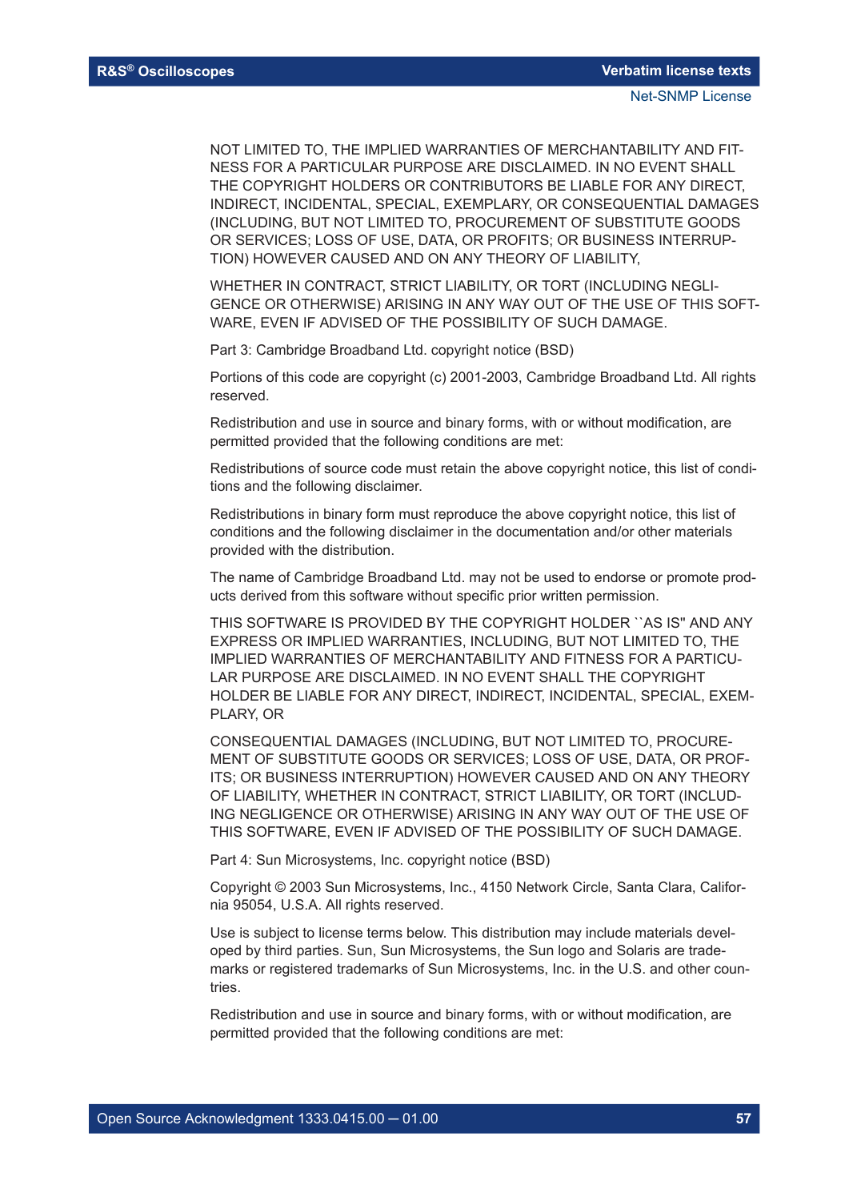NOT LIMITED TO, THE IMPLIED WARRANTIES OF MERCHANTABILITY AND FITNESS FOR A PARTICULAR PURPOSE ARE DISCLAIMED. IN NO EVENT SHALL THE COPYRIGHT HOLDERS OR CONTRIBUTORS BE LIABLE FOR ANY DIRECT, INDIRECT, INCIDENTAL, SPECIAL, EXEMPLARY, OR CONSEQUENTIAL DAMAGES (INCLUDING, BUT NOT LIMITED TO, PROCUREMENT OF SUBSTITUTE GOODS OR SERVICES; LOSS OF USE, DATA, OR PROFITS; OR BUSINESS INTERRUPTION) HOWEVER CAUSED AND ON ANY THEORY OF LIABILITY,

WHETHER IN CONTRACT, STRICT LIABILITY, OR TORT (INCLUDING NEGLIGENCE OR OTHERWISE) ARISING IN ANY WAY OUT OF THE USE OF THIS SOFTWARE, EVEN IF ADVISED OF THE POSSIBILITY OF SUCH DAMAGE.

Part 3: Cambridge Broadband Ltd. copyright notice (BSD)

Portions of this code are copyright (c) 2001-2003, Cambridge Broadband Ltd. All rights reserved.

Redistribution and use in source and binary forms, with or without modification, are permitted provided that the following conditions are met:

Redistributions of source code must retain the above copyright notice, this list of conditions and the following disclaimer.

Redistributions in binary form must reproduce the above copyright notice, this list of conditions and the following disclaimer in the documentation and/or other materials provided with the distribution.

The name of Cambridge Broadband Ltd. may not be used to endorse or promote products derived from this software without specific prior written permission.

THIS SOFTWARE IS PROVIDED BY THE COPYRIGHT HOLDER ``AS IS'' AND ANY EXPRESS OR IMPLIED WARRANTIES, INCLUDING, BUT NOT LIMITED TO, THE IMPLIED WARRANTIES OF MERCHANTABILITY AND FITNESS FOR A PARTICULAR PURPOSE ARE DISCLAIMED. IN NO EVENT SHALL THE COPYRIGHT HOLDER BE LIABLE FOR ANY DIRECT, INDIRECT, INCIDENTAL, SPECIAL, EXEMPLARY, OR

CONSEQUENTIAL DAMAGES (INCLUDING, BUT NOT LIMITED TO, PROCUREMENT OF SUBSTITUTE GOODS OR SERVICES; LOSS OF USE, DATA, OR PROFITS; OR BUSINESS INTERRUPTION) HOWEVER CAUSED AND ON ANY THEORY OF LIABILITY, WHETHER IN CONTRACT, STRICT LIABILITY, OR TORT (INCLUDING NEGLIGENCE OR OTHERWISE) ARISING IN ANY WAY OUT OF THE USE OF THIS SOFTWARE, EVEN IF ADVISED OF THE POSSIBILITY OF SUCH DAMAGE.

Part 4: Sun Microsystems, Inc. copyright notice (BSD)

Copyright © 2003 Sun Microsystems, Inc., 4150 Network Circle, Santa Clara, California 95054, U.S.A. All rights reserved.

Use is subject to license terms below. This distribution may include materials developed by third parties. Sun, Sun Microsystems, the Sun logo and Solaris are trademarks or registered trademarks of Sun Microsystems, Inc. in the U.S. and other countries.

Redistribution and use in source and binary forms, with or without modification, are permitted provided that the following conditions are met: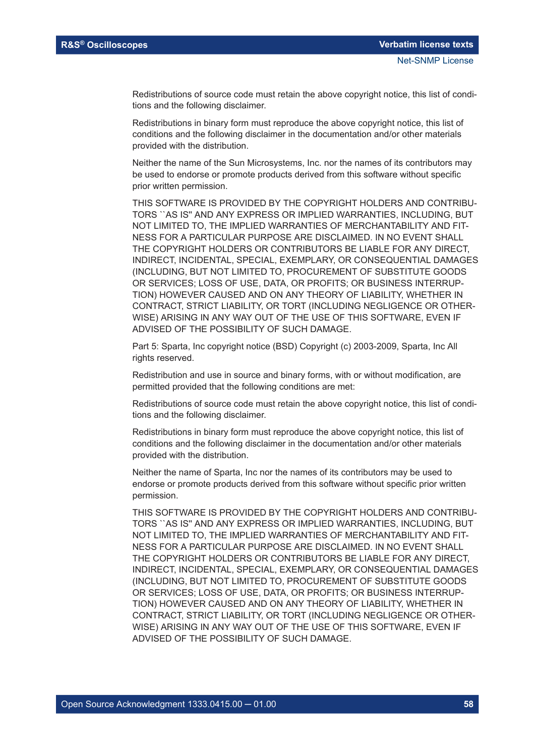Redistributions of source code must retain the above copyright notice, this list of conditions and the following disclaimer.

Redistributions in binary form must reproduce the above copyright notice, this list of conditions and the following disclaimer in the documentation and/or other materials provided with the distribution.

Neither the name of the Sun Microsystems, Inc. nor the names of its contributors may be used to endorse or promote products derived from this software without specific prior written permission.

THIS SOFTWARE IS PROVIDED BY THE COPYRIGHT HOLDERS AND CONTRIBUTORS ``AS IS'' AND ANY EXPRESS OR IMPLIED WARRANTIES, INCLUDING, BUT NOT LIMITED TO, THE IMPLIED WARRANTIES OF MERCHANTABILITY AND FITNESS FOR A PARTICULAR PURPOSE ARE DISCLAIMED. IN NO EVENT SHALL THE COPYRIGHT HOLDERS OR CONTRIBUTORS BE LIABLE FOR ANY DIRECT, INDIRECT, INCIDENTAL, SPECIAL, EXEMPLARY, OR CONSEQUENTIAL DAMAGES (INCLUDING, BUT NOT LIMITED TO, PROCUREMENT OF SUBSTITUTE GOODS OR SERVICES; LOSS OF USE, DATA, OR PROFITS; OR BUSINESS INTERRUPTION) HOWEVER CAUSED AND ON ANY THEORY OF LIABILITY, WHETHER IN CONTRACT, STRICT LIABILITY, OR TORT (INCLUDING NEGLIGENCE OR OTHERWISE) ARISING IN ANY WAY OUT OF THE USE OF THIS SOFTWARE, EVEN IF ADVISED OF THE POSSIBILITY OF SUCH DAMAGE.

Part 5: Sparta, Inc copyright notice (BSD) Copyright (c) 2003-2009, Sparta, Inc All rights reserved.

Redistribution and use in source and binary forms, with or without modification, are permitted provided that the following conditions are met:

Redistributions of source code must retain the above copyright notice, this list of conditions and the following disclaimer.

Redistributions in binary form must reproduce the above copyright notice, this list of conditions and the following disclaimer in the documentation and/or other materials provided with the distribution.

Neither the name of Sparta, Inc nor the names of its contributors may be used to endorse or promote products derived from this software without specific prior written permission.

THIS SOFTWARE IS PROVIDED BY THE COPYRIGHT HOLDERS AND CONTRIBUTORS ``AS IS'' AND ANY EXPRESS OR IMPLIED WARRANTIES, INCLUDING, BUT NOT LIMITED TO, THE IMPLIED WARRANTIES OF MERCHANTABILITY AND FITNESS FOR A PARTICULAR PURPOSE ARE DISCLAIMED. IN NO EVENT SHALL THE COPYRIGHT HOLDERS OR CONTRIBUTORS BE LIABLE FOR ANY DIRECT, INDIRECT, INCIDENTAL, SPECIAL, EXEMPLARY, OR CONSEQUENTIAL DAMAGES (INCLUDING, BUT NOT LIMITED TO, PROCUREMENT OF SUBSTITUTE GOODS OR SERVICES; LOSS OF USE, DATA, OR PROFITS; OR BUSINESS INTERRUPTION) HOWEVER CAUSED AND ON ANY THEORY OF LIABILITY, WHETHER IN CONTRACT, STRICT LIABILITY, OR TORT (INCLUDING NEGLIGENCE OR OTHERWISE) ARISING IN ANY WAY OUT OF THE USE OF THIS SOFTWARE, EVEN IF ADVISED OF THE POSSIBILITY OF SUCH DAMAGE.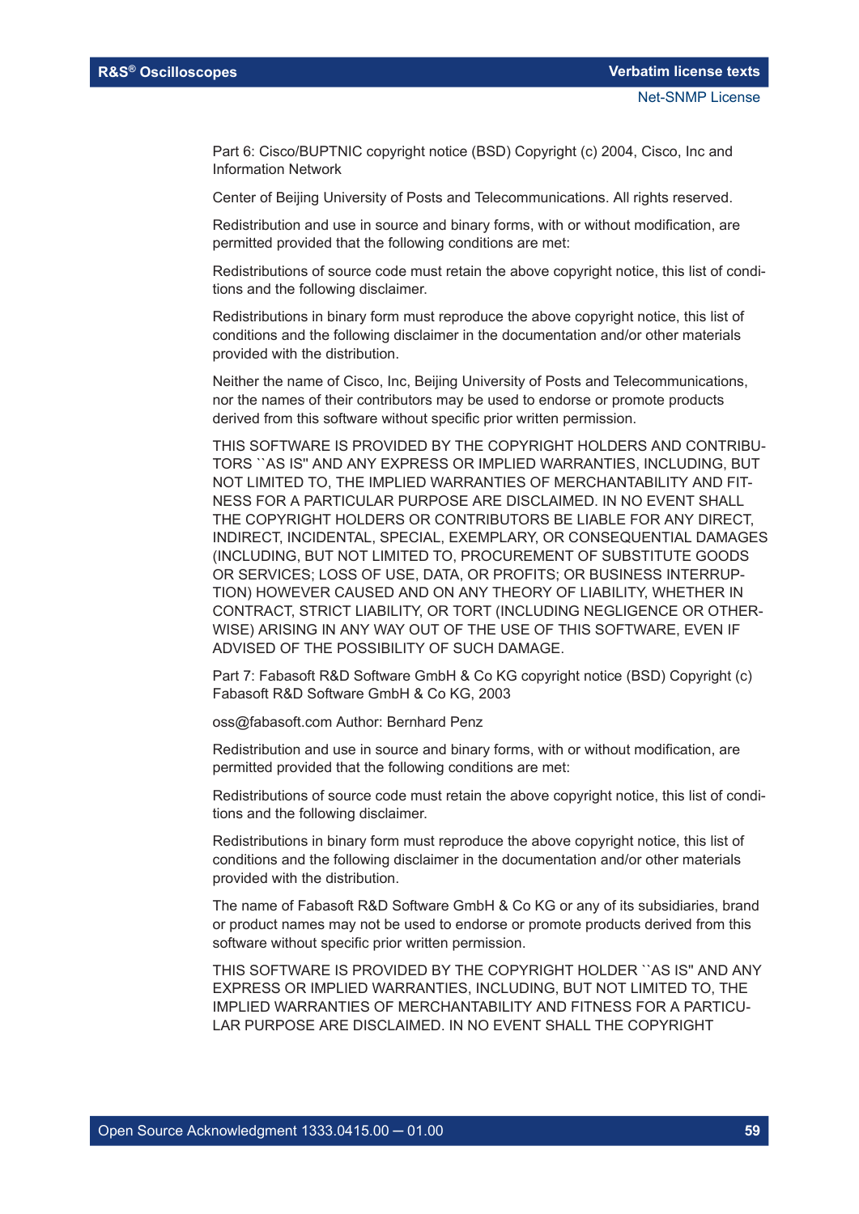Part 6: Cisco/BUPTNIC copyright notice (BSD) Copyright (c) 2004, Cisco, Inc and Information Network

Center of Beijing University of Posts and Telecommunications. All rights reserved.

Redistribution and use in source and binary forms, with or without modification, are permitted provided that the following conditions are met:

Redistributions of source code must retain the above copyright notice, this list of conditions and the following disclaimer.

Redistributions in binary form must reproduce the above copyright notice, this list of conditions and the following disclaimer in the documentation and/or other materials provided with the distribution.

Neither the name of Cisco, Inc, Beijing University of Posts and Telecommunications, nor the names of their contributors may be used to endorse or promote products derived from this software without specific prior written permission.

THIS SOFTWARE IS PROVIDED BY THE COPYRIGHT HOLDERS AND CONTRIBUTORS ``AS IS'' AND ANY EXPRESS OR IMPLIED WARRANTIES, INCLUDING, BUT NOT LIMITED TO, THE IMPLIED WARRANTIES OF MERCHANTABILITY AND FITNESS FOR A PARTICULAR PURPOSE ARE DISCLAIMED. IN NO EVENT SHALL THE COPYRIGHT HOLDERS OR CONTRIBUTORS BE LIABLE FOR ANY DIRECT, INDIRECT, INCIDENTAL, SPECIAL, EXEMPLARY, OR CONSEQUENTIAL DAMAGES (INCLUDING, BUT NOT LIMITED TO, PROCUREMENT OF SUBSTITUTE GOODS OR SERVICES; LOSS OF USE, DATA, OR PROFITS; OR BUSINESS INTERRUPTION) HOWEVER CAUSED AND ON ANY THEORY OF LIABILITY, WHETHER IN CONTRACT, STRICT LIABILITY, OR TORT (INCLUDING NEGLIGENCE OR OTHERWISE) ARISING IN ANY WAY OUT OF THE USE OF THIS SOFTWARE, EVEN IF ADVISED OF THE POSSIBILITY OF SUCH DAMAGE.

Part 7: Fabasoft R&D Software GmbH & Co KG copyright notice (BSD) Copyright (c) Fabasoft R&D Software GmbH & Co KG, 2003

oss@fabasoft.com Author: Bernhard Penz

Redistribution and use in source and binary forms, with or without modification, are permitted provided that the following conditions are met:

Redistributions of source code must retain the above copyright notice, this list of conditions and the following disclaimer.

Redistributions in binary form must reproduce the above copyright notice, this list of conditions and the following disclaimer in the documentation and/or other materials provided with the distribution.

The name of Fabasoft R&D Software GmbH & Co KG or any of its subsidiaries, brand or product names may not be used to endorse or promote products derived from this software without specific prior written permission.

THIS SOFTWARE IS PROVIDED BY THE COPYRIGHT HOLDER ``AS IS'' AND ANY EXPRESS OR IMPLIED WARRANTIES, INCLUDING, BUT NOT LIMITED TO, THE IMPLIED WARRANTIES OF MERCHANTABILITY AND FITNESS FOR A PARTICULAR PURPOSE ARE DISCLAIMED. IN NO EVENT SHALL THE COPYRIGHT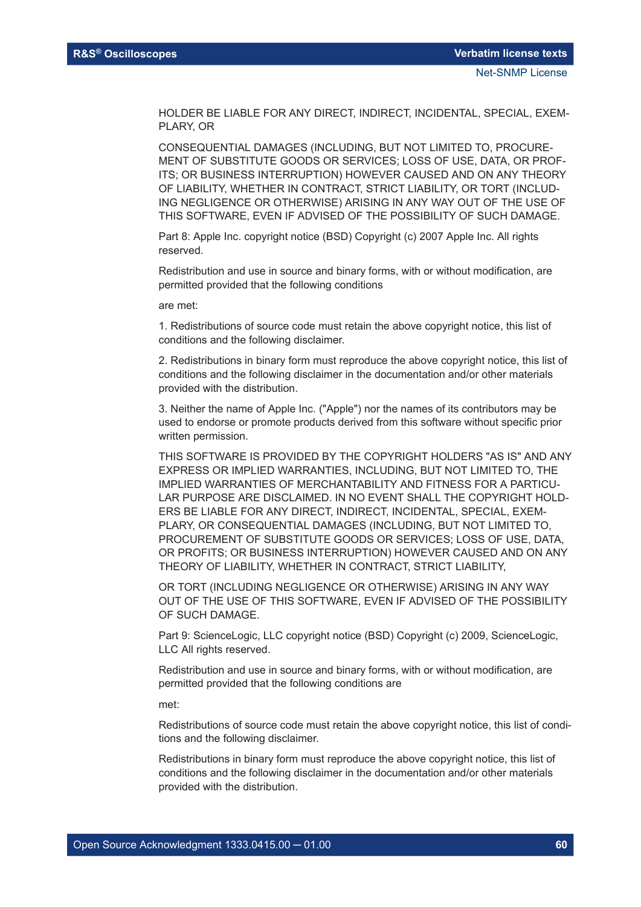HOLDER BE LIABLE FOR ANY DIRECT, INDIRECT, INCIDENTAL, SPECIAL, EXEMPLARY, OR

CONSEQUENTIAL DAMAGES (INCLUDING, BUT NOT LIMITED TO, PROCUREMENT OF SUBSTITUTE GOODS OR SERVICES; LOSS OF USE, DATA, OR PROFITS; OR BUSINESS INTERRUPTION) HOWEVER CAUSED AND ON ANY THEORY OF LIABILITY, WHETHER IN CONTRACT, STRICT LIABILITY, OR TORT (INCLUDING NEGLIGENCE OR OTHERWISE) ARISING IN ANY WAY OUT OF THE USE OF THIS SOFTWARE, EVEN IF ADVISED OF THE POSSIBILITY OF SUCH DAMAGE.

Part 8: Apple Inc. copyright notice (BSD) Copyright (c) 2007 Apple Inc. All rights reserved.

Redistribution and use in source and binary forms, with or without modification, are permitted provided that the following conditions

are met:

1. Redistributions of source code must retain the above copyright notice, this list of conditions and the following disclaimer.

2. Redistributions in binary form must reproduce the above copyright notice, this list of conditions and the following disclaimer in the documentation and/or other materials provided with the distribution.

3. Neither the name of Apple Inc. ("Apple") nor the names of its contributors may be used to endorse or promote products derived from this software without specific prior written permission.

THIS SOFTWARE IS PROVIDED BY THE COPYRIGHT HOLDERS "AS IS" AND ANY EXPRESS OR IMPLIED WARRANTIES, INCLUDING, BUT NOT LIMITED TO, THE IMPLIED WARRANTIES OF MERCHANTABILITY AND FITNESS FOR A PARTICULAR PURPOSE ARE DISCLAIMED. IN NO EVENT SHALL THE COPYRIGHT HOLDERS BE LIABLE FOR ANY DIRECT, INDIRECT, INCIDENTAL, SPECIAL, EXEMPLARY, OR CONSEQUENTIAL DAMAGES (INCLUDING, BUT NOT LIMITED TO, PROCUREMENT OF SUBSTITUTE GOODS OR SERVICES; LOSS OF USE, DATA, OR PROFITS; OR BUSINESS INTERRUPTION) HOWEVER CAUSED AND ON ANY THEORY OF LIABILITY, WHETHER IN CONTRACT, STRICT LIABILITY,

OR TORT (INCLUDING NEGLIGENCE OR OTHERWISE) ARISING IN ANY WAY OUT OF THE USE OF THIS SOFTWARE, EVEN IF ADVISED OF THE POSSIBILITY OF SUCH DAMAGE.

Part 9: ScienceLogic, LLC copyright notice (BSD) Copyright (c) 2009, ScienceLogic, LLC All rights reserved.

Redistribution and use in source and binary forms, with or without modification, are permitted provided that the following conditions are

met:

Redistributions of source code must retain the above copyright notice, this list of conditions and the following disclaimer.

Redistributions in binary form must reproduce the above copyright notice, this list of conditions and the following disclaimer in the documentation and/or other materials provided with the distribution.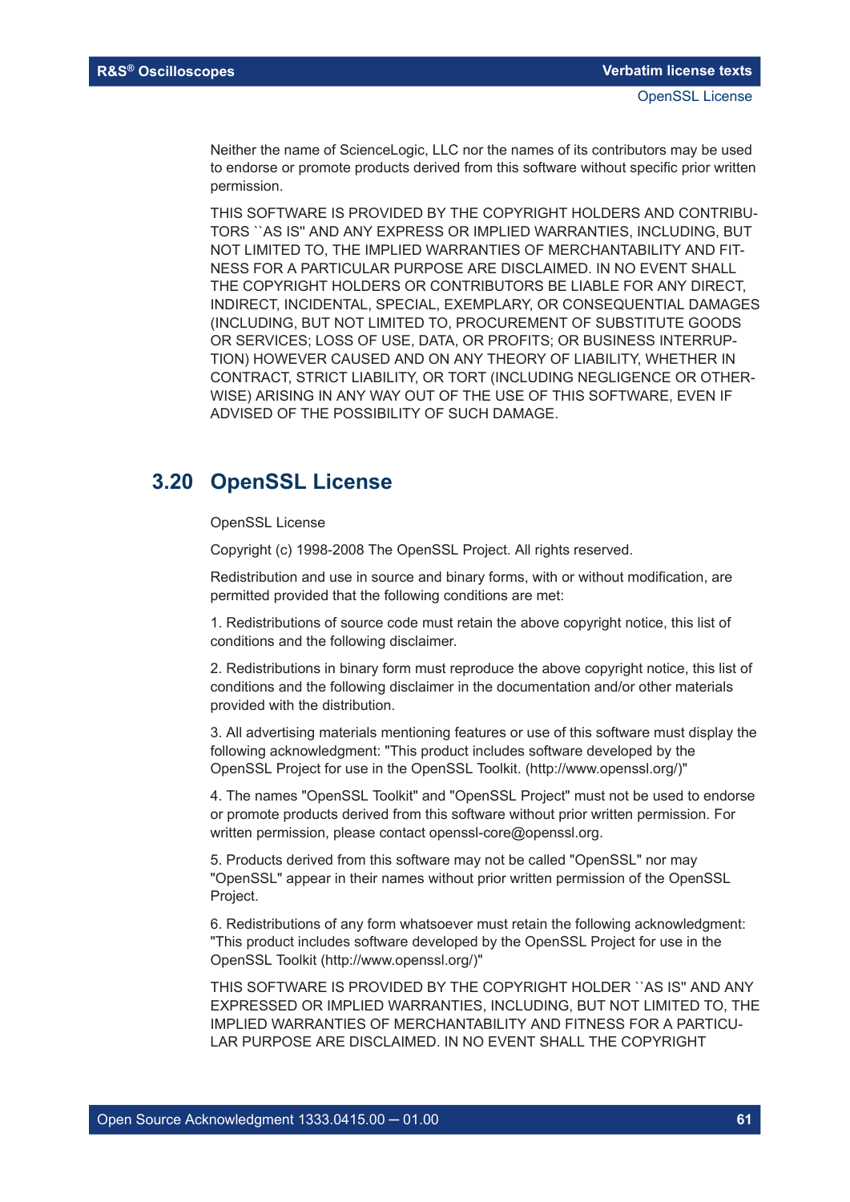Neither the name of ScienceLogic, LLC nor the names of its contributors may be used to endorse or promote products derived from this software without specific prior written permission.

THIS SOFTWARE IS PROVIDED BY THE COPYRIGHT HOLDERS AND CONTRIBUTORS ``AS IS'' AND ANY EXPRESS OR IMPLIED WARRANTIES, INCLUDING, BUT NOT LIMITED TO, THE IMPLIED WARRANTIES OF MERCHANTABILITY AND FITNESS FOR A PARTICULAR PURPOSE ARE DISCLAIMED. IN NO EVENT SHALL THE COPYRIGHT HOLDERS OR CONTRIBUTORS BE LIABLE FOR ANY DIRECT, INDIRECT, INCIDENTAL, SPECIAL, EXEMPLARY, OR CONSEQUENTIAL DAMAGES (INCLUDING, BUT NOT LIMITED TO, PROCUREMENT OF SUBSTITUTE GOODS OR SERVICES; LOSS OF USE, DATA, OR PROFITS; OR BUSINESS INTERRUPTION) HOWEVER CAUSED AND ON ANY THEORY OF LIABILITY, WHETHER IN CONTRACT, STRICT LIABILITY, OR TORT (INCLUDING NEGLIGENCE OR OTHERWISE) ARISING IN ANY WAY OUT OF THE USE OF THIS SOFTWARE, EVEN IF ADVISED OF THE POSSIBILITY OF SUCH DAMAGE.

## 3.20 OpenSSL License

OpenSSL License

Copyright (c) 1998-2008 The OpenSSL Project. All rights reserved.

Redistribution and use in source and binary forms, with or without modification, are permitted provided that the following conditions are met:

1. Redistributions of source code must retain the above copyright notice, this list of conditions and the following disclaimer.

2. Redistributions in binary form must reproduce the above copyright notice, this list of conditions and the following disclaimer in the documentation and/or other materials provided with the distribution.

3. All advertising materials mentioning features or use of this software must display the following acknowledgment: "This product includes software developed by the OpenSSL Project for use in the OpenSSL Toolkit. (http://www.openssl.org/)"

4. The names "OpenSSL Toolkit" and "OpenSSL Project" must not be used to endorse or promote products derived from this software without prior written permission. For written permission, please contact openssl-core@openssl.org.

5. Products derived from this software may not be called "OpenSSL" nor may "OpenSSL" appear in their names without prior written permission of the OpenSSL Project.

6. Redistributions of any form whatsoever must retain the following acknowledgment: "This product includes software developed by the OpenSSL Project for use in the OpenSSL Toolkit (http://www.openssl.org/)"

THIS SOFTWARE IS PROVIDED BY THE COPYRIGHT HOLDER ``AS IS'' AND ANY EXPRESSED OR IMPLIED WARRANTIES, INCLUDING, BUT NOT LIMITED TO, THE IMPLIED WARRANTIES OF MERCHANTABILITY AND FITNESS FOR A PARTICULAR PURPOSE ARE DISCLAIMED. IN NO EVENT SHALL THE COPYRIGHT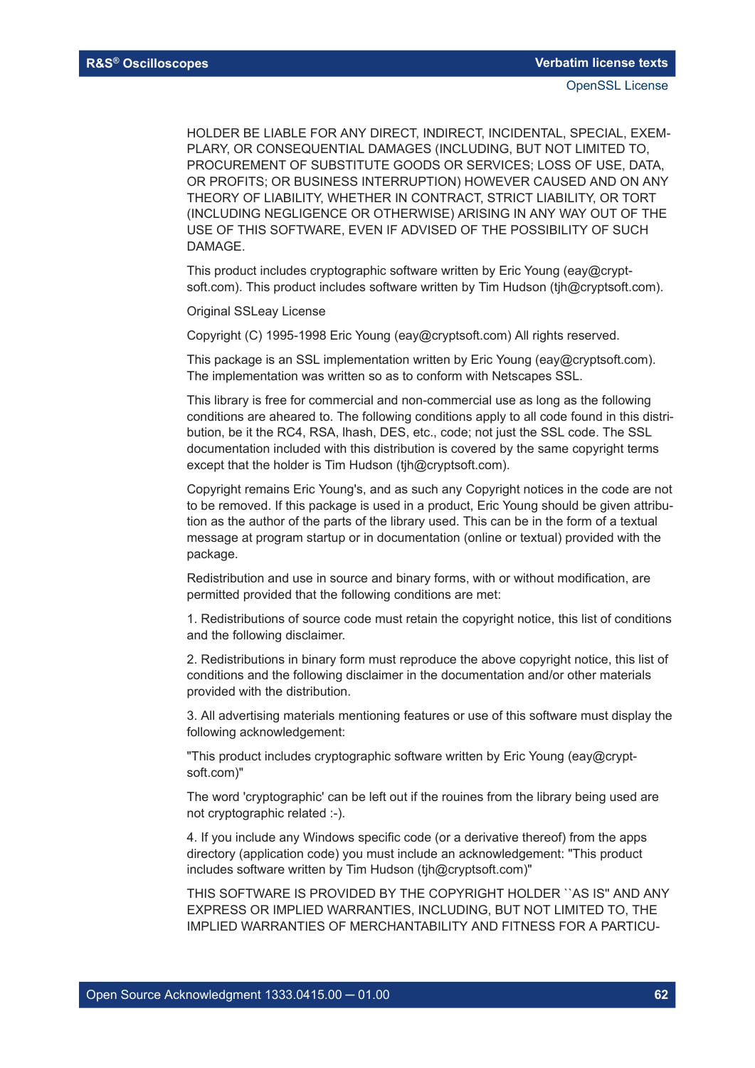HOLDER BE LIABLE FOR ANY DIRECT, INDIRECT, INCIDENTAL, SPECIAL, EXEMPLARY, OR CONSEQUENTIAL DAMAGES (INCLUDING, BUT NOT LIMITED TO, PROCUREMENT OF SUBSTITUTE GOODS OR SERVICES; LOSS OF USE, DATA, OR PROFITS; OR BUSINESS INTERRUPTION) HOWEVER CAUSED AND ON ANY THEORY OF LIABILITY, WHETHER IN CONTRACT, STRICT LIABILITY, OR TORT (INCLUDING NEGLIGENCE OR OTHERWISE) ARISING IN ANY WAY OUT OF THE USE OF THIS SOFTWARE, EVEN IF ADVISED OF THE POSSIBILITY OF SUCH DAMAGE.

This product includes cryptographic software written by Eric Young (eay@cryptsoft.com). This product includes software written by Tim Hudson (tjh@cryptsoft.com).

Original SSLeay License

Copyright (C) 1995-1998 Eric Young (eay@cryptsoft.com) All rights reserved.

This package is an SSL implementation written by Eric Young (eay@cryptsoft.com). The implementation was written so as to conform with Netscapes SSL.

This library is free for commercial and non-commercial use as long as the following conditions are aheared to. The following conditions apply to all code found in this distribution, be it the RC4, RSA, lhash, DES, etc., code; not just the SSL code. The SSL documentation included with this distribution is covered by the same copyright terms except that the holder is Tim Hudson (tjh@cryptsoft.com).

Copyright remains Eric Young's, and as such any Copyright notices in the code are not to be removed. If this package is used in a product, Eric Young should be given attribution as the author of the parts of the library used. This can be in the form of a textual message at program startup or in documentation (online or textual) provided with the package.

Redistribution and use in source and binary forms, with or without modification, are permitted provided that the following conditions are met:

1. Redistributions of source code must retain the copyright notice, this list of conditions and the following disclaimer.

2. Redistributions in binary form must reproduce the above copyright notice, this list of conditions and the following disclaimer in the documentation and/or other materials provided with the distribution.

3. All advertising materials mentioning features or use of this software must display the following acknowledgement:

"This product includes cryptographic software written by Eric Young (eay@cryptsoft.com)"

The word 'cryptographic' can be left out if the rouines from the library being used are not cryptographic related :-).

4. If you include any Windows specific code (or a derivative thereof) from the apps directory (application code) you must include an acknowledgement: "This product includes software written by Tim Hudson (tjh@cryptsoft.com)"

THIS SOFTWARE IS PROVIDED BY THE COPYRIGHT HOLDER ``AS IS'' AND ANY EXPRESS OR IMPLIED WARRANTIES, INCLUDING, BUT NOT LIMITED TO, THE IMPLIED WARRANTIES OF MERCHANTABILITY AND FITNESS FOR A PARTICU-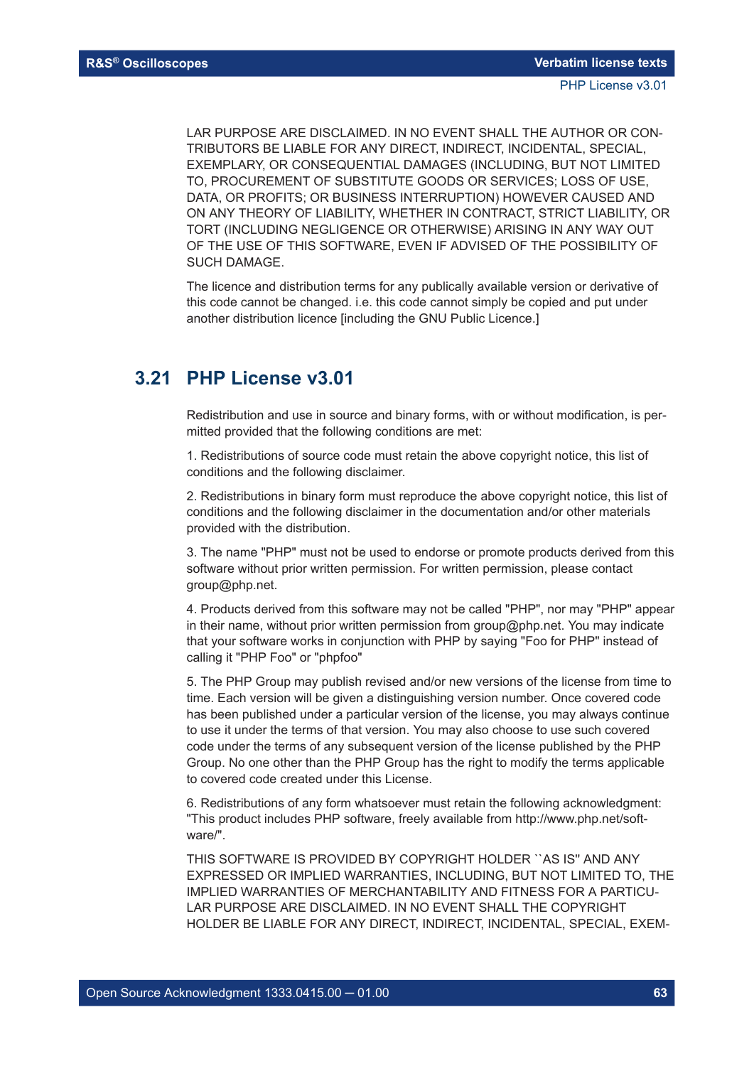LAR PURPOSE ARE DISCLAIMED. IN NO EVENT SHALL THE AUTHOR OR CONTRIBUTORS BE LIABLE FOR ANY DIRECT, INDIRECT, INCIDENTAL, SPECIAL, EXEMPLARY, OR CONSEQUENTIAL DAMAGES (INCLUDING, BUT NOT LIMITED TO, PROCUREMENT OF SUBSTITUTE GOODS OR SERVICES; LOSS OF USE, DATA, OR PROFITS; OR BUSINESS INTERRUPTION) HOWEVER CAUSED AND ON ANY THEORY OF LIABILITY, WHETHER IN CONTRACT, STRICT LIABILITY, OR TORT (INCLUDING NEGLIGENCE OR OTHERWISE) ARISING IN ANY WAY OUT OF THE USE OF THIS SOFTWARE, EVEN IF ADVISED OF THE POSSIBILITY OF SUCH DAMAGE.

The licence and distribution terms for any publically available version or derivative of this code cannot be changed. i.e. this code cannot simply be copied and put under another distribution licence [including the GNU Public Licence.]

## 3.21 PHP License v3.01

Redistribution and use in source and binary forms, with or without modification, is permitted provided that the following conditions are met:

1. Redistributions of source code must retain the above copyright notice, this list of conditions and the following disclaimer.

2. Redistributions in binary form must reproduce the above copyright notice, this list of conditions and the following disclaimer in the documentation and/or other materials provided with the distribution.

3. The name "PHP" must not be used to endorse or promote products derived from this software without prior written permission. For written permission, please contact group@php.net.

4. Products derived from this software may not be called "PHP", nor may "PHP" appear in their name, without prior written permission from group@php.net. You may indicate that your software works in conjunction with PHP by saying "Foo for PHP" instead of calling it "PHP Foo" or "phpfoo"

5. The PHP Group may publish revised and/or new versions of the license from time to time. Each version will be given a distinguishing version number. Once covered code has been published under a particular version of the license, you may always continue to use it under the terms of that version. You may also choose to use such covered code under the terms of any subsequent version of the license published by the PHP Group. No one other than the PHP Group has the right to modify the terms applicable to covered code created under this License.

6. Redistributions of any form whatsoever must retain the following acknowledgment: "This product includes PHP software, freely available from http://www.php.net/software/".

THIS SOFTWARE IS PROVIDED BY COPYRIGHT HOLDER ``AS IS'' AND ANY EXPRESSED OR IMPLIED WARRANTIES, INCLUDING, BUT NOT LIMITED TO, THE IMPLIED WARRANTIES OF MERCHANTABILITY AND FITNESS FOR A PARTICULAR PURPOSE ARE DISCLAIMED. IN NO EVENT SHALL THE COPYRIGHT HOLDER BE LIABLE FOR ANY DIRECT, INDIRECT, INCIDENTAL, SPECIAL, EXEM-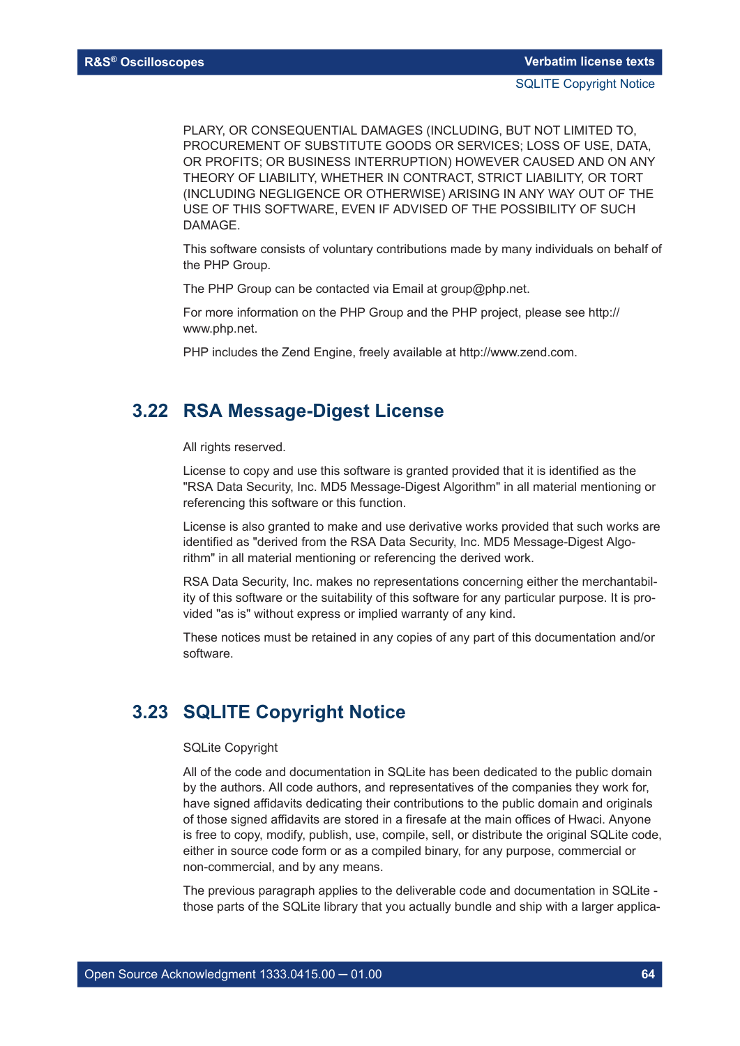PLARY, OR CONSEQUENTIAL DAMAGES (INCLUDING, BUT NOT LIMITED TO, PROCUREMENT OF SUBSTITUTE GOODS OR SERVICES; LOSS OF USE, DATA, OR PROFITS; OR BUSINESS INTERRUPTION) HOWEVER CAUSED AND ON ANY THEORY OF LIABILITY, WHETHER IN CONTRACT, STRICT LIABILITY, OR TORT (INCLUDING NEGLIGENCE OR OTHERWISE) ARISING IN ANY WAY OUT OF THE USE OF THIS SOFTWARE, EVEN IF ADVISED OF THE POSSIBILITY OF SUCH DAMAGE.

This software consists of voluntary contributions made by many individuals on behalf of the PHP Group.

The PHP Group can be contacted via Email at group@php.net.

For more information on the PHP Group and the PHP project, please see http://www.php.net.

PHP includes the Zend Engine, freely available at http://www.zend.com.

## 3.22 RSA Message-Digest License

All rights reserved.

License to copy and use this software is granted provided that it is identified as the "RSA Data Security, Inc. MD5 Message-Digest Algorithm" in all material mentioning or referencing this software or this function.

License is also granted to make and use derivative works provided that such works are identified as "derived from the RSA Data Security, Inc. MD5 Message-Digest Algorithm" in all material mentioning or referencing the derived work.

RSA Data Security, Inc. makes no representations concerning either the merchantability of this software or the suitability of this software for any particular purpose. It is provided "as is" without express or implied warranty of any kind.

These notices must be retained in any copies of any part of this documentation and/or software.

## 3.23 SQLITE Copyright Notice

SQLite Copyright

All of the code and documentation in SQLite has been dedicated to the public domain by the authors. All code authors, and representatives of the companies they work for, have signed affidavits dedicating their contributions to the public domain and originals of those signed affidavits are stored in a firesafe at the main offices of Hwaci. Anyone is free to copy, modify, publish, use, compile, sell, or distribute the original SQLite code, either in source code form or as a compiled binary, for any purpose, commercial or non-commercial, and by any means.

The previous paragraph applies to the deliverable code and documentation in SQLite - those parts of the SQLite library that you actually bundle and ship with a larger applica-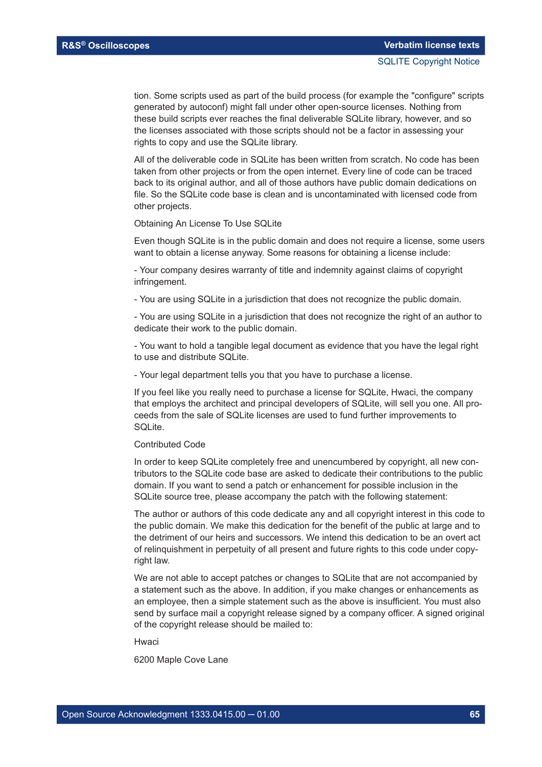tion. Some scripts used as part of the build process (for example the "configure" scripts generated by autoconf) might fall under other open-source licenses. Nothing from these build scripts ever reaches the final deliverable SQLite library, however, and so the licenses associated with those scripts should not be a factor in assessing your rights to copy and use the SQLite library.

All of the deliverable code in SQLite has been written from scratch. No code has been taken from other projects or from the open internet. Every line of code can be traced back to its original author, and all of those authors have public domain dedications on file. So the SQLite code base is clean and is uncontaminated with licensed code from other projects.

Obtaining An License To Use SQLite

Even though SQLite is in the public domain and does not require a license, some users want to obtain a license anyway. Some reasons for obtaining a license include:

- Your company desires warranty of title and indemnity against claims of copyright infringement.

- You are using SQLite in a jurisdiction that does not recognize the public domain.

- You are using SQLite in a jurisdiction that does not recognize the right of an author to dedicate their work to the public domain.

- You want to hold a tangible legal document as evidence that you have the legal right to use and distribute SQLite.

- Your legal department tells you that you have to purchase a license.

If you feel like you really need to purchase a license for SQLite, Hwaci, the company that employs the architect and principal developers of SQLite, will sell you one. All proceeds from the sale of SQLite licenses are used to fund further improvements to SQLite.

Contributed Code

In order to keep SQLite completely free and unencumbered by copyright, all new contributors to the SQLite code base are asked to dedicate their contributions to the public domain. If you want to send a patch or enhancement for possible inclusion in the SQLite source tree, please accompany the patch with the following statement:

The author or authors of this code dedicate any and all copyright interest in this code to the public domain. We make this dedication for the benefit of the public at large and to the detriment of our heirs and successors. We intend this dedication to be an overt act of relinquishment in perpetuity of all present and future rights to this code under copyright law.

We are not able to accept patches or changes to SQLite that are not accompanied by a statement such as the above. In addition, if you make changes or enhancements as an employee, then a simple statement such as the above is insufficient. You must also send by surface mail a copyright release signed by a company officer. A signed original of the copyright release should be mailed to:

Hwaci

6200 Maple Cove Lane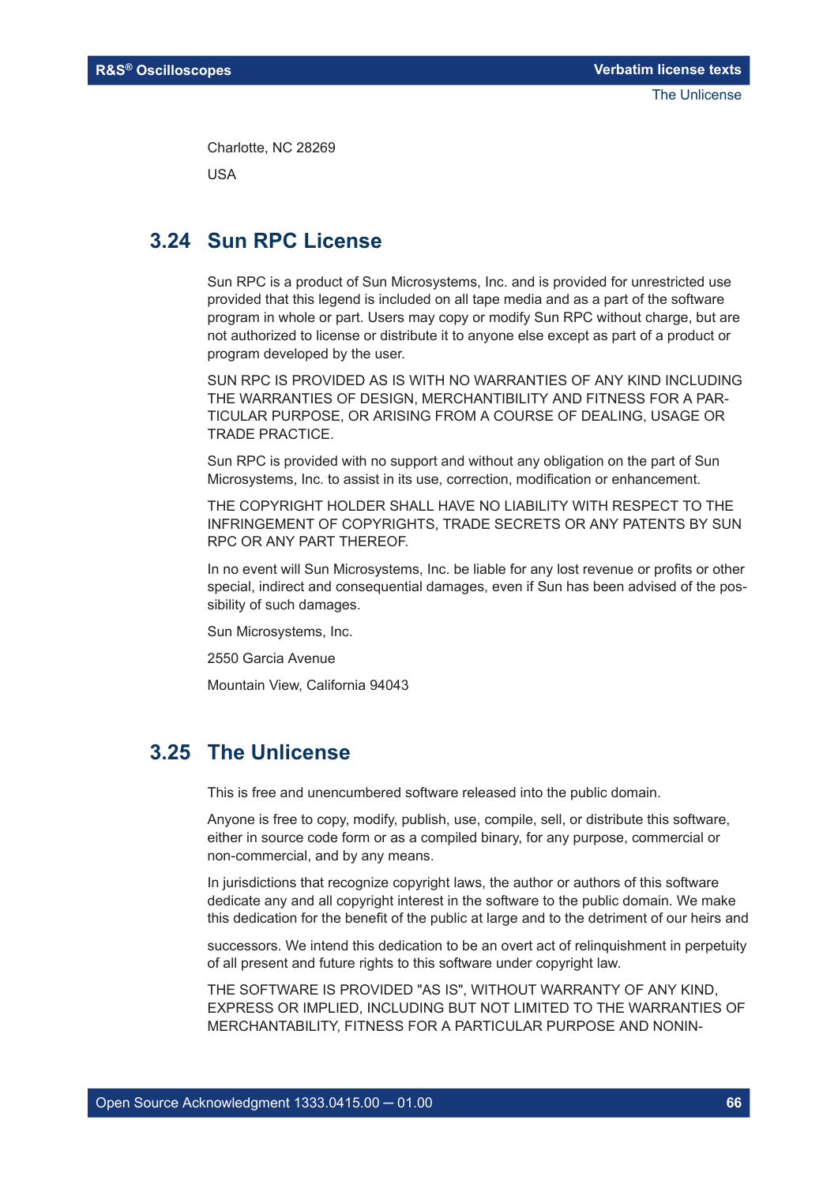Charlotte, NC 28269

USA

## 3.24 Sun RPC License

Sun RPC is a product of Sun Microsystems, Inc. and is provided for unrestricted use provided that this legend is included on all tape media and as a part of the software program in whole or part. Users may copy or modify Sun RPC without charge, but are not authorized to license or distribute it to anyone else except as part of a product or program developed by the user.

SUN RPC IS PROVIDED AS IS WITH NO WARRANTIES OF ANY KIND INCLUDING THE WARRANTIES OF DESIGN, MERCHANTIBILITY AND FITNESS FOR A PARTICULAR PURPOSE, OR ARISING FROM A COURSE OF DEALING, USAGE OR TRADE PRACTICE.

Sun RPC is provided with no support and without any obligation on the part of Sun Microsystems, Inc. to assist in its use, correction, modification or enhancement.

THE COPYRIGHT HOLDER SHALL HAVE NO LIABILITY WITH RESPECT TO THE INFRINGEMENT OF COPYRIGHTS, TRADE SECRETS OR ANY PATENTS BY SUN RPC OR ANY PART THEREOF.

In no event will Sun Microsystems, Inc. be liable for any lost revenue or profits or other special, indirect and consequential damages, even if Sun has been advised of the possibility of such damages.

Sun Microsystems, Inc.

2550 Garcia Avenue

Mountain View, California 94043

## 3.25 The Unlicense

This is free and unencumbered software released into the public domain.

Anyone is free to copy, modify, publish, use, compile, sell, or distribute this software, either in source code form or as a compiled binary, for any purpose, commercial or non-commercial, and by any means.

In jurisdictions that recognize copyright laws, the author or authors of this software dedicate any and all copyright interest in the software to the public domain. We make this dedication for the benefit of the public at large and to the detriment of our heirs and

successors. We intend this dedication to be an overt act of relinquishment in perpetuity of all present and future rights to this software under copyright law.

THE SOFTWARE IS PROVIDED "AS IS", WITHOUT WARRANTY OF ANY KIND, EXPRESS OR IMPLIED, INCLUDING BUT NOT LIMITED TO THE WARRANTIES OF MERCHANTABILITY, FITNESS FOR A PARTICULAR PURPOSE AND NONIN-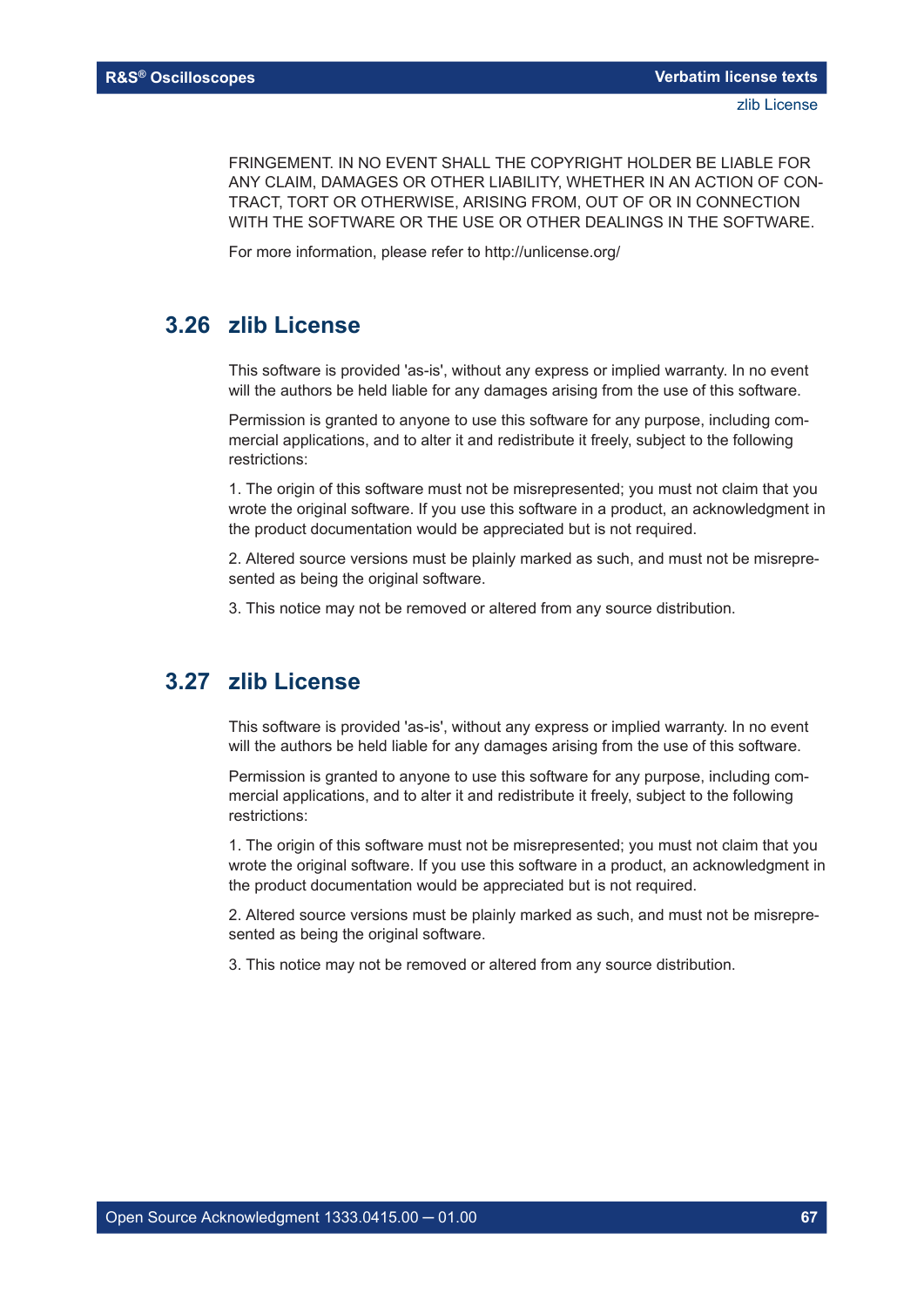FRINGEMENT. IN NO EVENT SHALL THE COPYRIGHT HOLDER BE LIABLE FOR ANY CLAIM, DAMAGES OR OTHER LIABILITY, WHETHER IN AN ACTION OF CONTRACT, TORT OR OTHERWISE, ARISING FROM, OUT OF OR IN CONNECTION WITH THE SOFTWARE OR THE USE OR OTHER DEALINGS IN THE SOFTWARE.

For more information, please refer to http://unlicense.org/

## 3.26 zlib License

This software is provided 'as-is', without any express or implied warranty. In no event will the authors be held liable for any damages arising from the use of this software.

Permission is granted to anyone to use this software for any purpose, including commercial applications, and to alter it and redistribute it freely, subject to the following restrictions:

1. The origin of this software must not be misrepresented; you must not claim that you wrote the original software. If you use this software in a product, an acknowledgment in the product documentation would be appreciated but is not required.

2. Altered source versions must be plainly marked as such, and must not be misrepresented as being the original software.

3. This notice may not be removed or altered from any source distribution.

## 3.27 zlib License

This software is provided 'as-is', without any express or implied warranty. In no event will the authors be held liable for any damages arising from the use of this software.

Permission is granted to anyone to use this software for any purpose, including commercial applications, and to alter it and redistribute it freely, subject to the following restrictions:

1. The origin of this software must not be misrepresented; you must not claim that you wrote the original software. If you use this software in a product, an acknowledgment in the product documentation would be appreciated but is not required.

2. Altered source versions must be plainly marked as such, and must not be misrepresented as being the original software.

3. This notice may not be removed or altered from any source distribution.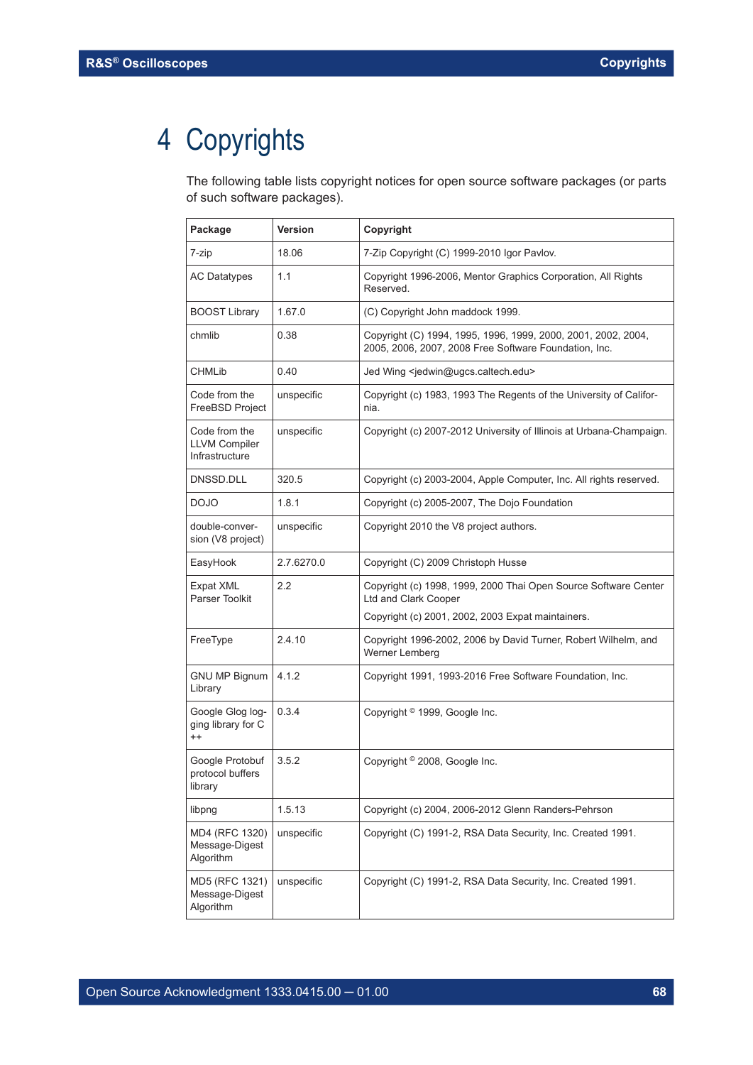# 4 Copyrights

The following table lists copyright notices for open source software packages (or parts of such software packages).

| Package | Version | Copyright |
|---|---|---|
| 7-zip | 18.06 | 7-Zip Copyright (C) 1999-2010 Igor Pavlov. |
| AC Datatypes | 1.1 | Copyright 1996-2006, Mentor Graphics Corporation, All Rights Reserved. |
| BOOST Library | 1.67.0 | (C) Copyright John maddock 1999. |
| chmlib | 0.38 | Copyright (C) 1994, 1995, 1996, 1999, 2000, 2001, 2002, 2004, 2005, 2006, 2007, 2008 Free Software Foundation, Inc. |
| CHMLib | 0.40 | Jed Wing <jedwin@ugcs.caltech.edu> |
| Code from the FreeBSD Project | unspecific | Copyright (c) 1983, 1993 The Regents of the University of California. |
| Code from the LLVM Compiler Infrastructure | unspecific | Copyright (c) 2007-2012 University of Illinois at Urbana-Champaign. |
| DNSSD.DLL | 320.5 | Copyright (c) 2003-2004, Apple Computer, Inc. All rights reserved. |
| DOJO | 1.8.1 | Copyright (c) 2005-2007, The Dojo Foundation |
| double-conversion (V8 project) | unspecific | Copyright 2010 the V8 project authors. |
| EasyHook | 2.7.6270.0 | Copyright (C) 2009 Christoph Husse |
| Expat XML Parser Toolkit | 2.2 | Copyright (c) 1998, 1999, 2000 Thai Open Source Software Center Ltd and Clark Cooper<br>Copyright (c) 2001, 2002, 2003 Expat maintainers. |
| FreeType | 2.4.10 | Copyright 1996-2002, 2006 by David Turner, Robert Wilhelm, and Werner Lemberg |
| GNU MP Bignum Library | 4.1.2 | Copyright 1991, 1993-2016 Free Software Foundation, Inc. |
| Google Glog logging library for C++ | 0.3.4 | Copyright © 1999, Google Inc. |
| Google Protobuf protocol buffers library | 3.5.2 | Copyright © 2008, Google Inc. |
| libpng | 1.5.13 | Copyright (c) 2004, 2006-2012 Glenn Randers-Pehrson |
| MD4 (RFC 1320) Message-Digest Algorithm | unspecific | Copyright (C) 1991-2, RSA Data Security, Inc. Created 1991. |
| MD5 (RFC 1321) Message-Digest Algorithm | unspecific | Copyright (C) 1991-2, RSA Data Security, Inc. Created 1991. |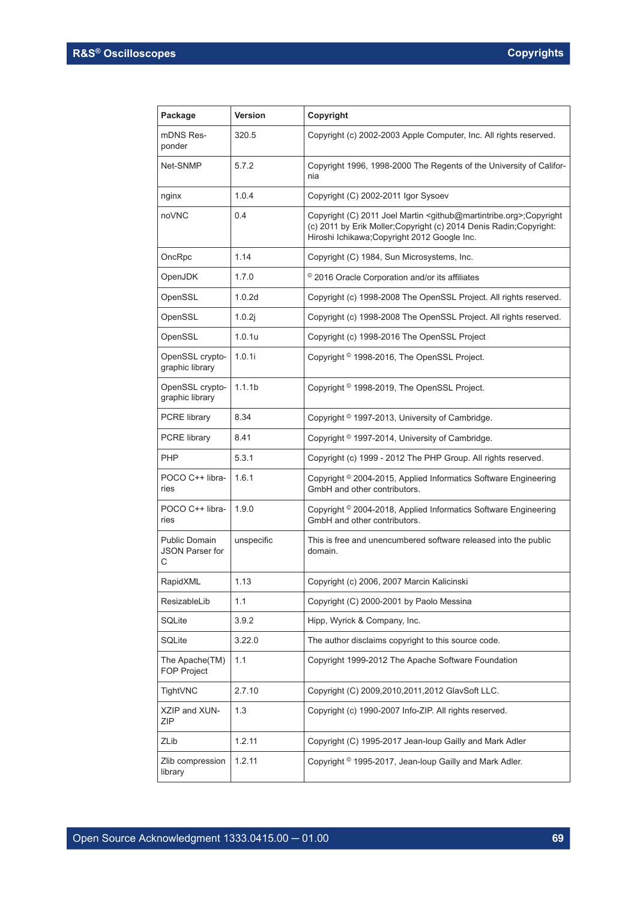| Package | Version | Copyright |
|---|---|---|
| mDNS Responder | 320.5 | Copyright (c) 2002-2003 Apple Computer, Inc. All rights reserved. |
| Net-SNMP | 5.7.2 | Copyright 1996, 1998-2000 The Regents of the University of California |
| nginx | 1.0.4 | Copyright (C) 2002-2011 Igor Sysoev |
| noVNC | 0.4 | Copyright (C) 2011 Joel Martin <github@martintribe.org>;Copyright (c) 2011 by Erik Moller;Copyright (c) 2014 Denis Radin;Copyright: Hiroshi Ichikawa;Copyright 2012 Google Inc. |
| OncRpc | 1.14 | Copyright (C) 1984, Sun Microsystems, Inc. |
| OpenJDK | 1.7.0 | © 2016 Oracle Corporation and/or its affiliates |
| OpenSSL | 1.0.2d | Copyright (c) 1998-2008 The OpenSSL Project. All rights reserved. |
| OpenSSL | 1.0.2j | Copyright (c) 1998-2008 The OpenSSL Project. All rights reserved. |
| OpenSSL | 1.0.1u | Copyright (c) 1998-2016 The OpenSSL Project |
| OpenSSL cryptographic library | 1.0.1i | Copyright © 1998-2016, The OpenSSL Project. |
| OpenSSL cryptographic library | 1.1.1b | Copyright © 1998-2019, The OpenSSL Project. |
| PCRE library | 8.34 | Copyright © 1997-2013, University of Cambridge. |
| PCRE library | 8.41 | Copyright © 1997-2014, University of Cambridge. |
| PHP | 5.3.1 | Copyright (c) 1999 - 2012 The PHP Group. All rights reserved. |
| POCO C++ libraries | 1.6.1 | Copyright © 2004-2015, Applied Informatics Software Engineering GmbH and other contributors. |
| POCO C++ libraries | 1.9.0 | Copyright © 2004-2018, Applied Informatics Software Engineering GmbH and other contributors. |
| Public Domain JSON Parser for C | unspecific | This is free and unencumbered software released into the public domain. |
| RapidXML | 1.13 | Copyright (c) 2006, 2007 Marcin Kalicinski |
| ResizableLib | 1.1 | Copyright (C) 2000-2001 by Paolo Messina |
| SQLite | 3.9.2 | Hipp, Wyrick & Company, Inc. |
| SQLite | 3.22.0 | The author disclaims copyright to this source code. |
| The Apache(TM) FOP Project | 1.1 | Copyright 1999-2012 The Apache Software Foundation |
| TightVNC | 2.7.10 | Copyright (C) 2009,2010,2011,2012 GlavSoft LLC. |
| XZIP and XUNZIP | 1.3 | Copyright (c) 1990-2007 Info-ZIP. All rights reserved. |
| ZLib | 1.2.11 | Copyright (C) 1995-2017 Jean-loup Gailly and Mark Adler |
| Zlib compression library | 1.2.11 | Copyright © 1995-2017, Jean-loup Gailly and Mark Adler. |